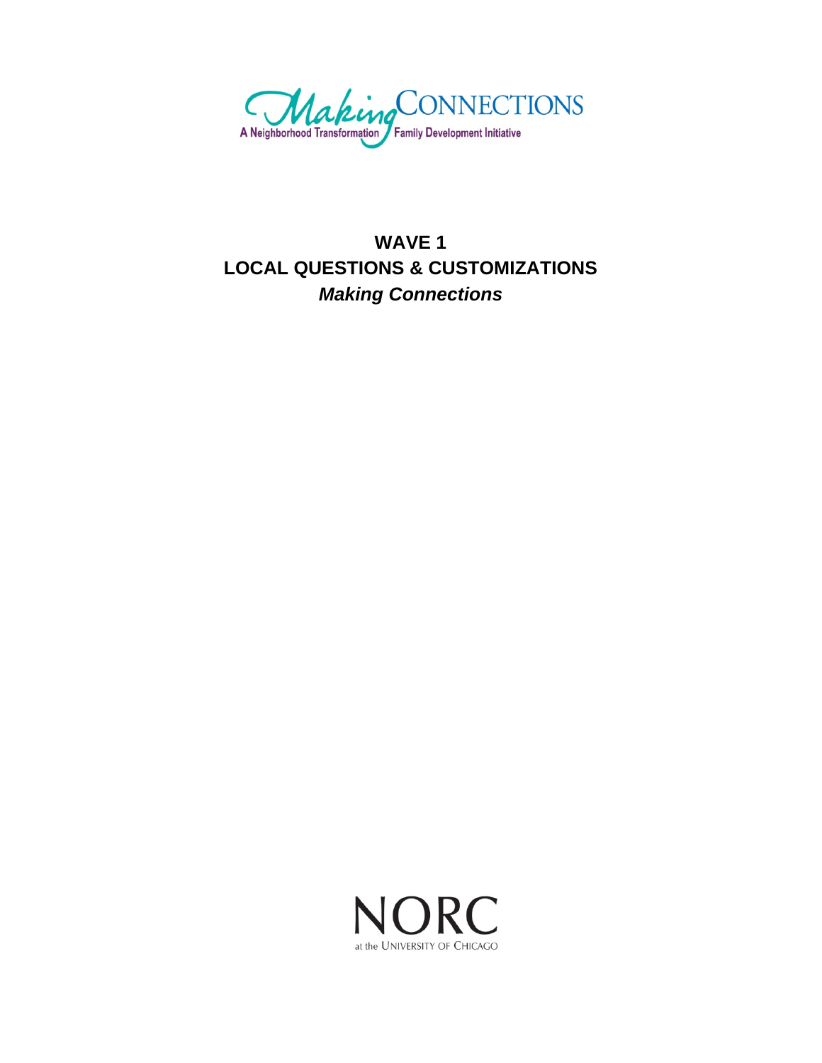Making CONNECTIONS

A Neighborhood Transformation / Family Development Initiative

# WAVE 1
# LOCAL QUESTIONS & CUSTOMIZATIONS
# *Making Connections*

NORC

at the UNIVERSITY OF CHICAGO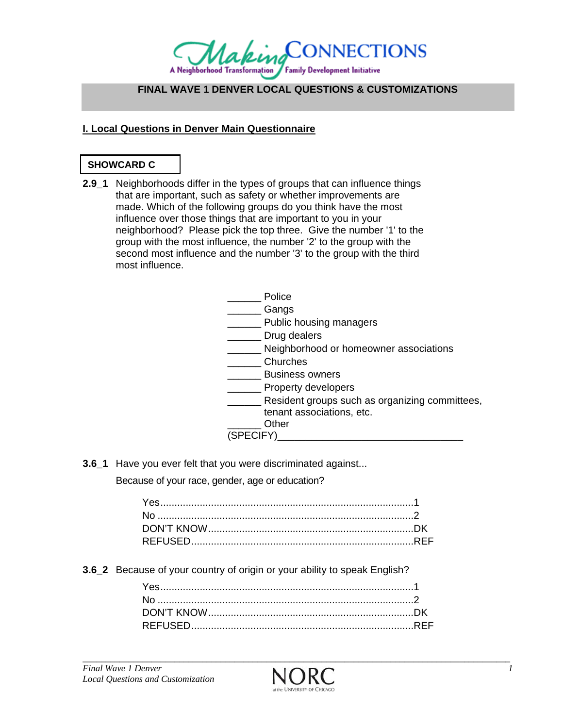# FINAL WAVE 1 DENVER LOCAL QUESTIONS & CUSTOMIZATIONS

## I. Local Questions in Denver Main Questionnaire

**SHOWCARD C**

**2.9_1** Neighborhoods differ in the types of groups that can influence things that are important, such as safety or whether improvements are made. Which of the following groups do you think have the most influence over those things that are important to you in your neighborhood? Please pick the top three. Give the number '1' to the group with the most influence, the number '2' to the group with the second most influence and the number '3' to the group with the third most influence.

______ Police
______ Gangs
______ Public housing managers
______ Drug dealers
______ Neighborhood or homeowner associations
______ Churches
______ Business owners
______ Property developers
______ Resident groups such as organizing committees, tenant associations, etc.
______ Other
(SPECIFY)________________________________

**3.6_1** Have you ever felt that you were discriminated against...

Because of your race, gender, age or education?

Yes.........................................................................................1
No ..........................................................................................2
DON'T KNOW........................................................................DK
REFUSED..............................................................................REF

**3.6_2** Because of your country of origin or your ability to speak English?

Yes.........................................................................................1
No ..........................................................................................2
DON'T KNOW........................................................................DK
REFUSED..............................................................................REF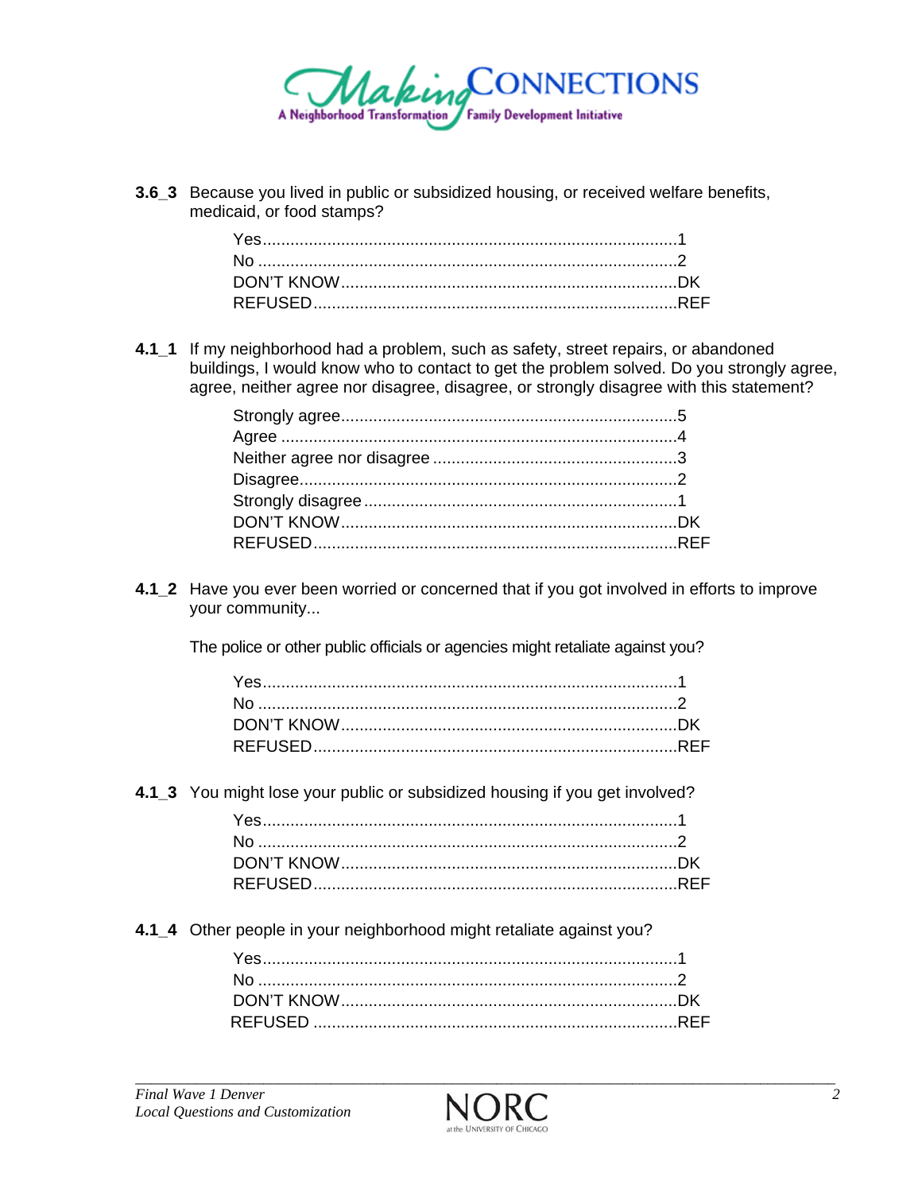**3.6_3** Because you lived in public or subsidized housing, or received welfare benefits, medicaid, or food stamps?

Yes.....1
No.....2
DON'T KNOW.....DK
REFUSED.....REF

**4.1_1** If my neighborhood had a problem, such as safety, street repairs, or abandoned buildings, I would know who to contact to get the problem solved. Do you strongly agree, agree, neither agree nor disagree, disagree, or strongly disagree with this statement?

Strongly agree.....5
Agree.....4
Neither agree nor disagree.....3
Disagree.....2
Strongly disagree.....1
DON'T KNOW.....DK
REFUSED.....REF

**4.1_2** Have you ever been worried or concerned that if you got involved in efforts to improve your community...

The police or other public officials or agencies might retaliate against you?

Yes.....1
No.....2
DON'T KNOW.....DK
REFUSED.....REF

**4.1_3** You might lose your public or subsidized housing if you get involved?

Yes.....1
No.....2
DON'T KNOW.....DK
REFUSED.....REF

**4.1_4** Other people in your neighborhood might retaliate against you?

Yes.....1
No.....2
DON'T KNOW.....DK
REFUSED.....REF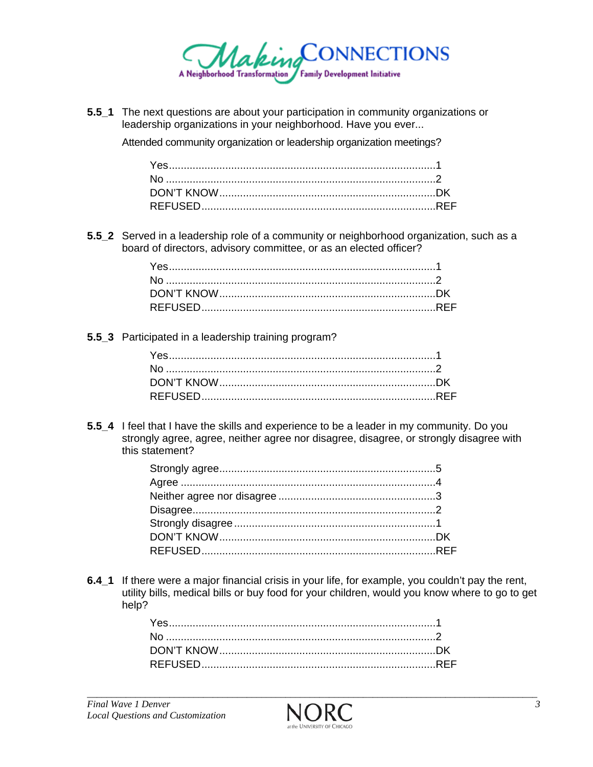**5.5_1** The next questions are about your participation in community organizations or leadership organizations in your neighborhood. Have you ever...

Attended community organization or leadership organization meetings?

- Yes.......................................................................................1
- No .......................................................................................2
- DON'T KNOW........................................................................DK
- REFUSED..............................................................................REF

**5.5_2** Served in a leadership role of a community or neighborhood organization, such as a board of directors, advisory committee, or as an elected officer?

- Yes.......................................................................................1
- No .......................................................................................2
- DON'T KNOW........................................................................DK
- REFUSED..............................................................................REF

**5.5_3** Participated in a leadership training program?

- Yes.......................................................................................1
- No .......................................................................................2
- DON'T KNOW........................................................................DK
- REFUSED..............................................................................REF

**5.5_4** I feel that I have the skills and experience to be a leader in my community. Do you strongly agree, agree, neither agree nor disagree, disagree, or strongly disagree with this statement?

- Strongly agree........................................................................5
- Agree .....................................................................................4
- Neither agree nor disagree ....................................................3
- Disagree.................................................................................2
- Strongly disagree ...................................................................1
- DON'T KNOW........................................................................DK
- REFUSED..............................................................................REF

**6.4_1** If there were a major financial crisis in your life, for example, you couldn't pay the rent, utility bills, medical bills or buy food for your children, would you know where to go to get help?

- Yes.......................................................................................1
- No .......................................................................................2
- DON'T KNOW........................................................................DK
- REFUSED..............................................................................REF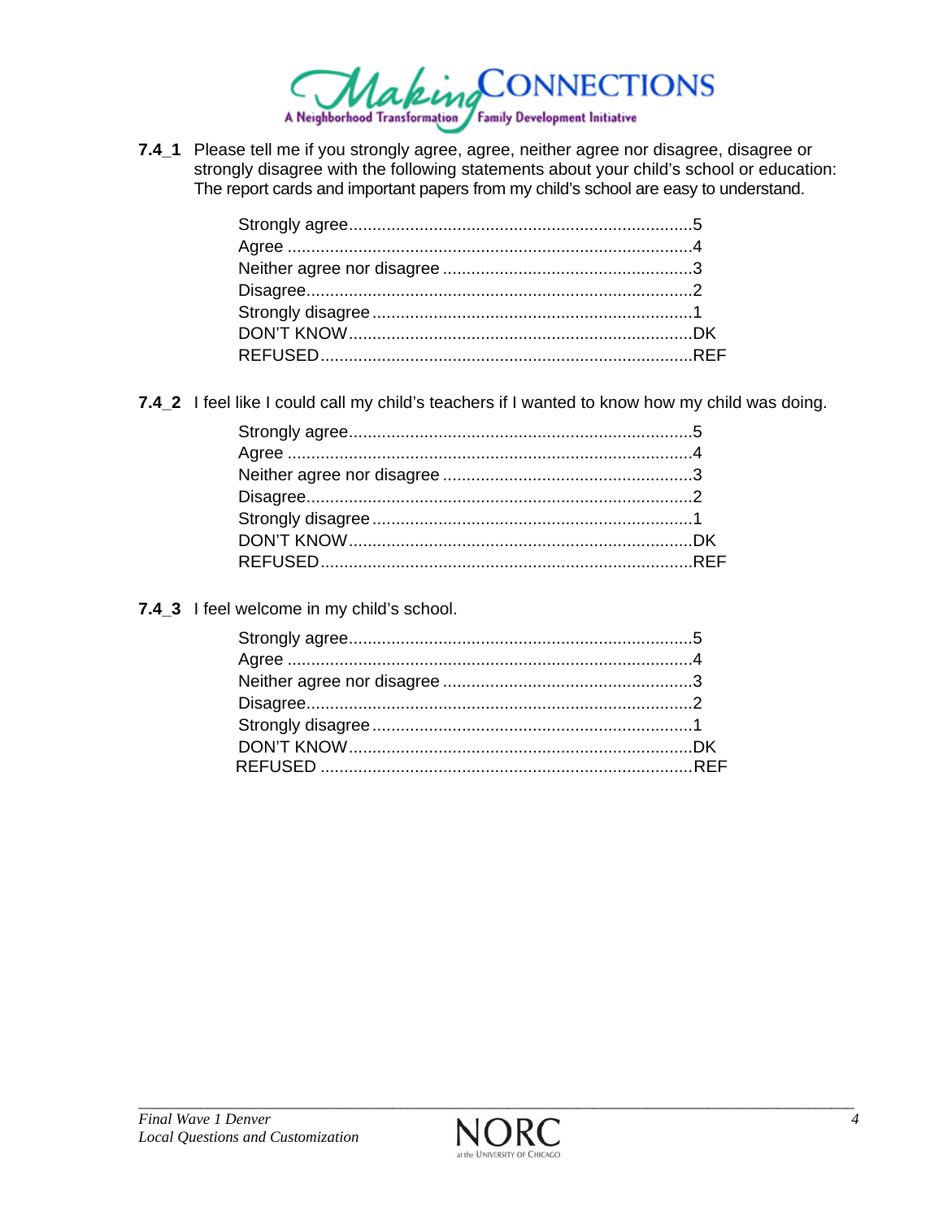**7.4_1** Please tell me if you strongly agree, agree, neither agree nor disagree, disagree or strongly disagree with the following statements about your child's school or education: The report cards and important papers from my child's school are easy to understand.

- Strongly agree........................................................................5
- Agree .....................................................................................4
- Neither agree nor disagree .....................................................3
- Disagree..................................................................................2
- Strongly disagree ....................................................................1
- DON'T KNOW........................................................................DK
- REFUSED..............................................................................REF

**7.4_2** I feel like I could call my child's teachers if I wanted to know how my child was doing.

- Strongly agree........................................................................5
- Agree .....................................................................................4
- Neither agree nor disagree .....................................................3
- Disagree..................................................................................2
- Strongly disagree ....................................................................1
- DON'T KNOW........................................................................DK
- REFUSED..............................................................................REF

**7.4_3** I feel welcome in my child's school.

- Strongly agree........................................................................5
- Agree .....................................................................................4
- Neither agree nor disagree .....................................................3
- Disagree..................................................................................2
- Strongly disagree ....................................................................1
- DON'T KNOW........................................................................DK
- REFUSED ..............................................................................REF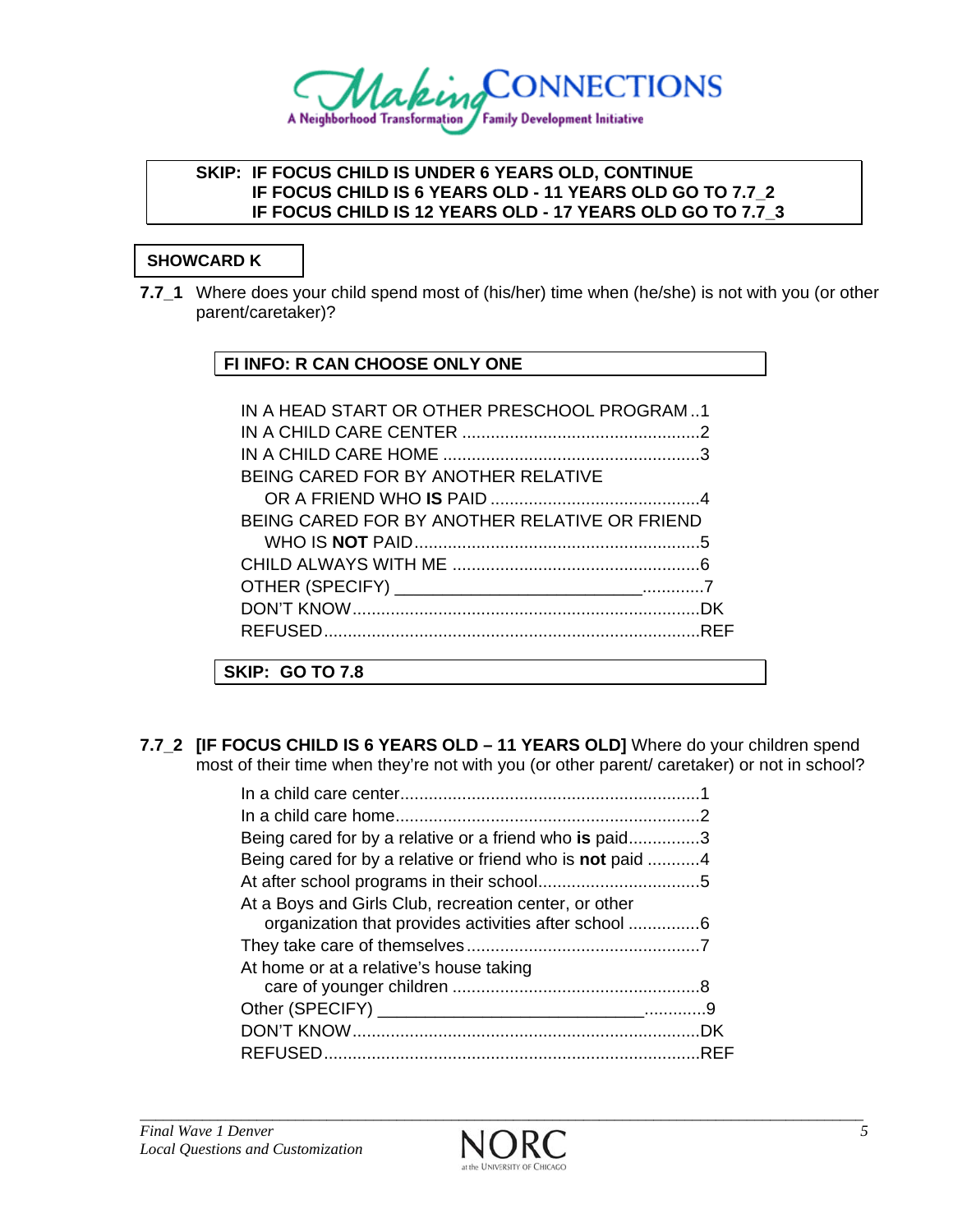**SKIP: IF FOCUS CHILD IS UNDER 6 YEARS OLD, CONTINUE**
**IF FOCUS CHILD IS 6 YEARS OLD - 11 YEARS OLD GO TO 7.7_2**
**IF FOCUS CHILD IS 12 YEARS OLD - 17 YEARS OLD GO TO 7.7_3**

**SHOWCARD K**

**7.7_1** Where does your child spend most of (his/her) time when (he/she) is not with you (or other parent/caretaker)?

**FI INFO: R CAN CHOOSE ONLY ONE**

IN A HEAD START OR OTHER PRESCHOOL PROGRAM ..1
IN A CHILD CARE CENTER ..................................................2
IN A CHILD CARE HOME ....................................................3
BEING CARED FOR BY ANOTHER RELATIVE
 OR A FRIEND WHO **IS** PAID ..........................................4
BEING CARED FOR BY ANOTHER RELATIVE OR FRIEND
 WHO IS **NOT** PAID.........................................................5
CHILD ALWAYS WITH ME ..................................................6
OTHER (SPECIFY) ________________________.............7
DON'T KNOW.......................................................................DK
REFUSED.............................................................................REF

**SKIP: GO TO 7.8**

**7.7_2** **[IF FOCUS CHILD IS 6 YEARS OLD – 11 YEARS OLD]** Where do your children spend most of their time when they're not with you (or other parent/ caretaker) or not in school?

In a child care center..............................................................1
In a child care home................................................................2
Being cared for by a relative or a friend who **is** paid..............3
Being cared for by a relative or friend who is **not** paid ...........4
At after school programs in their school..................................5
At a Boys and Girls Club, recreation center, or other
 organization that provides activities after school ...............6
They take care of themselves.................................................7
At home or at a relative's house taking
 care of younger children ...................................................8
Other (SPECIFY) ___________________________.............9
DON'T KNOW.......................................................................DK
REFUSED.............................................................................REF

*Final Wave 1 Denver*
*Local Questions and Customization*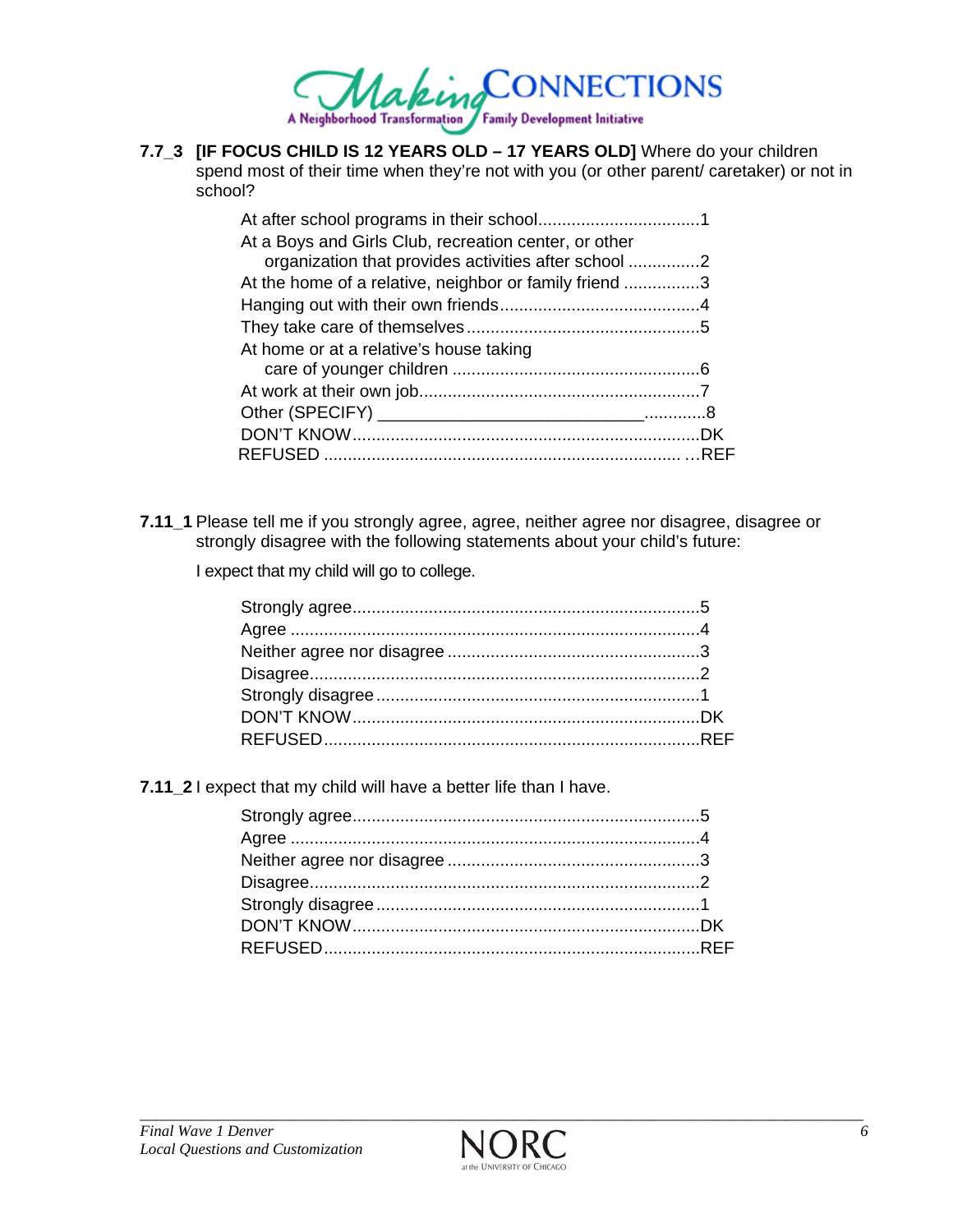**7.7_3 [IF FOCUS CHILD IS 12 YEARS OLD – 17 YEARS OLD]** Where do your children spend most of their time when they're not with you (or other parent/ caretaker) or not in school?

- At after school programs in their school.................................1
- At a Boys and Girls Club, recreation center, or other organization that provides activities after school ..............2
- At the home of a relative, neighbor or family friend ................3
- Hanging out with their own friends..........................................4
- They take care of themselves.................................................5
- At home or at a relative's house taking care of younger children ...................................................6
- At work at their own job..........................................................7
- Other (SPECIFY) _____________________________.............8
- DON'T KNOW........................................................................DK
- REFUSED ........................................................................... ...REF

**7.11_1** Please tell me if you strongly agree, agree, neither agree nor disagree, disagree or strongly disagree with the following statements about your child's future:

I expect that my child will go to college.

- Strongly agree........................................................................5
- Agree .....................................................................................4
- Neither agree nor disagree ....................................................3
- Disagree.................................................................................2
- Strongly disagree ...................................................................1
- DON'T KNOW........................................................................DK
- REFUSED..............................................................................REF

**7.11_2** I expect that my child will have a better life than I have.

- Strongly agree........................................................................5
- Agree .....................................................................................4
- Neither agree nor disagree ....................................................3
- Disagree.................................................................................2
- Strongly disagree ...................................................................1
- DON'T KNOW........................................................................DK
- REFUSED..............................................................................REF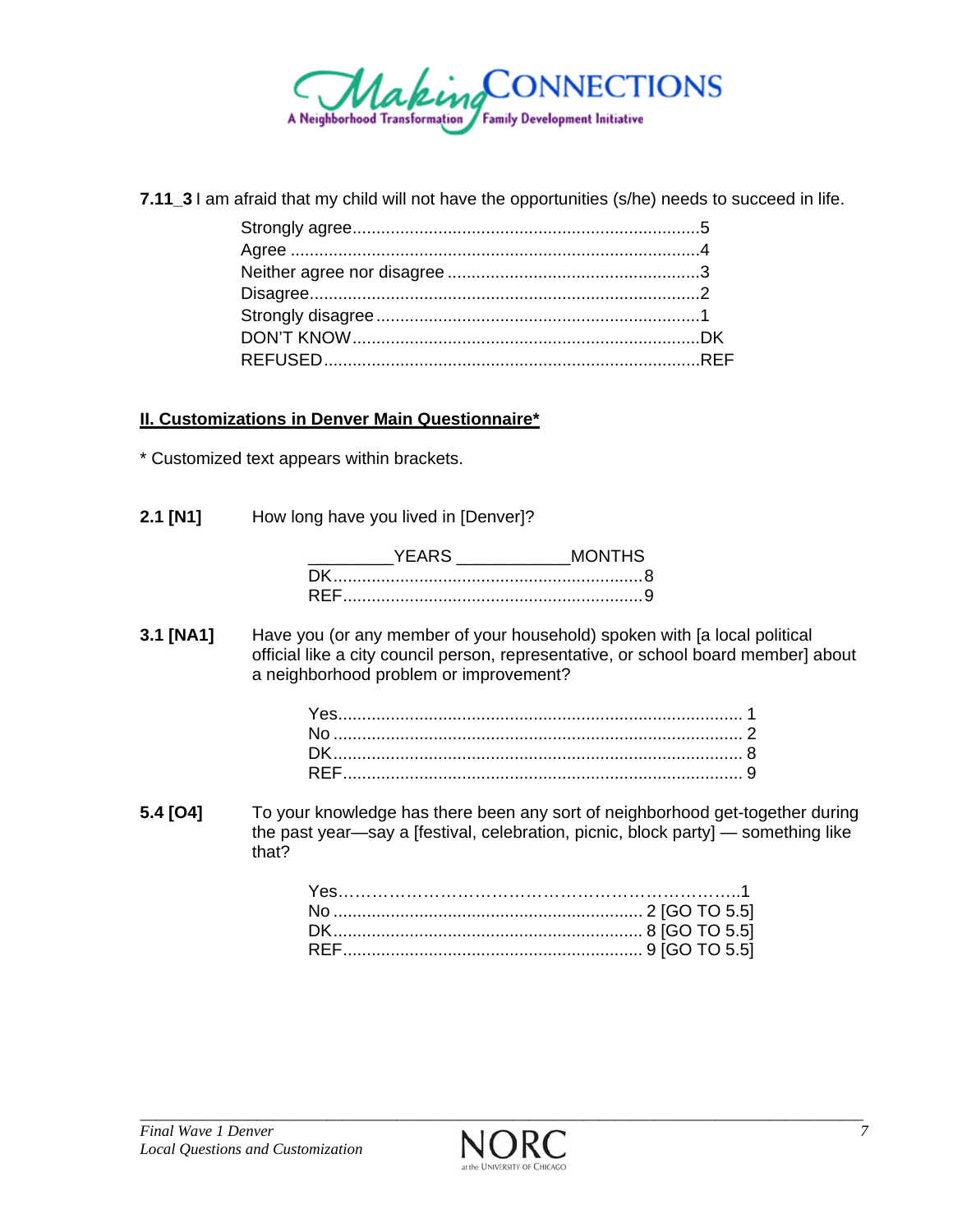**7.11_3** I am afraid that my child will not have the opportunities (s/he) needs to succeed in life.

Strongly agree........................................................................5
Agree .....................................................................................4
Neither agree nor disagree ....................................................3
Disagree.................................................................................2
Strongly disagree ...................................................................1
DON'T KNOW........................................................................DK
REFUSED..............................................................................REF

**II. Customizations in Denver Main Questionnaire***

\* Customized text appears within brackets.

**2.1 [N1]** How long have you lived in [Denver]?

_________YEARS ___________MONTHS
DK.................................................................8
REF...............................................................9

**3.1 [NA1]** Have you (or any member of your household) spoken with [a local political official like a city council person, representative, or school board member] about a neighborhood problem or improvement?

Yes.................................................................................... 1
No ..................................................................................... 2
DK..................................................................................... 8
REF................................................................................... 9

**5.4 [O4]** To your knowledge has there been any sort of neighborhood get-together during the past year—say a [festival, celebration, picnic, block party] — something like that?

Yes……………………………………………………………..1
No ................................................................. 2 [GO TO 5.5]
DK................................................................. 8 [GO TO 5.5]
REF............................................................... 9 [GO TO 5.5]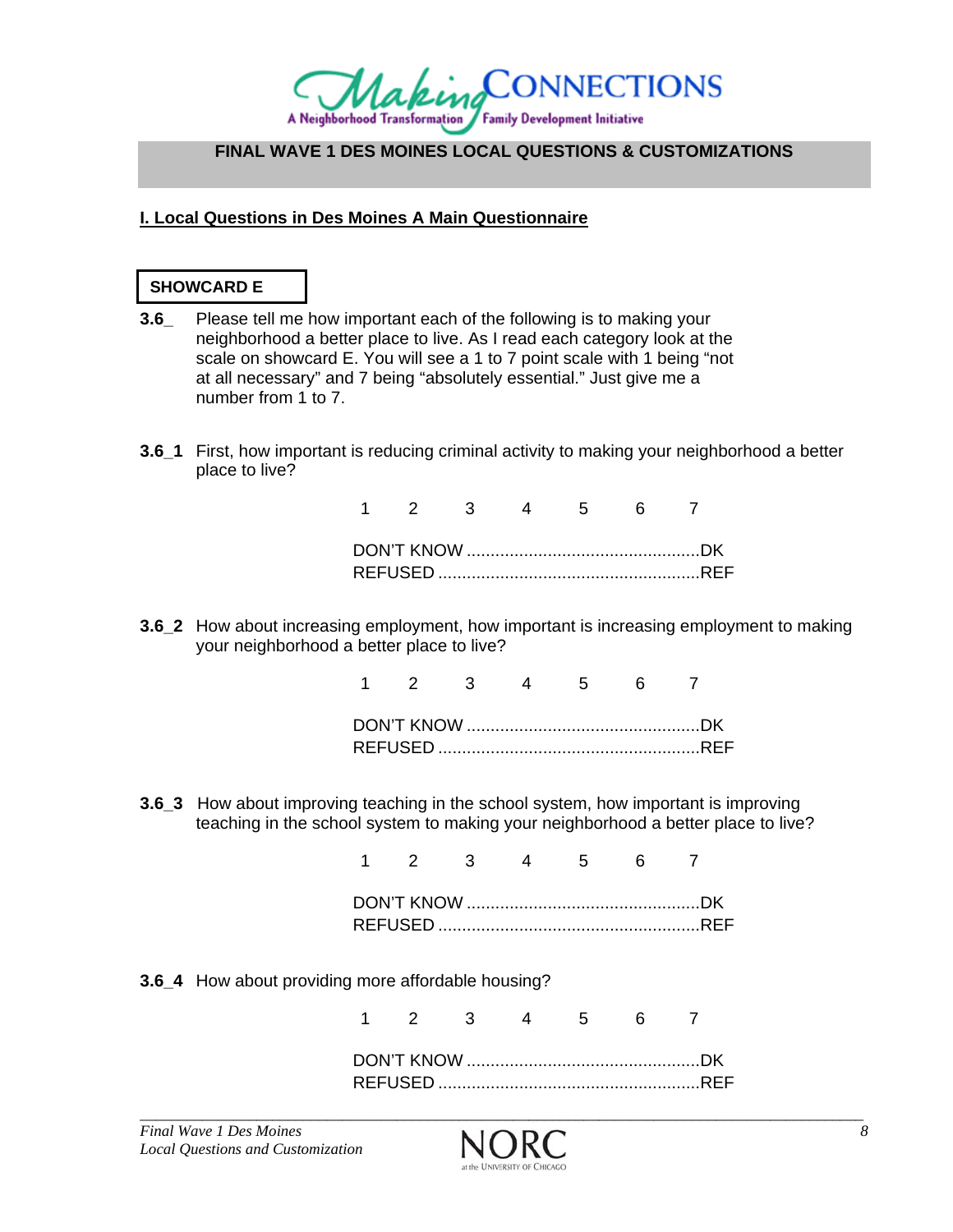# FINAL WAVE 1 DES MOINES LOCAL QUESTIONS & CUSTOMIZATIONS

## I. Local Questions in Des Moines A Main Questionnaire

**SHOWCARD E**

**3.6_** Please tell me how important each of the following is to making your neighborhood a better place to live. As I read each category look at the scale on showcard E. You will see a 1 to 7 point scale with 1 being "not at all necessary" and 7 being "absolutely essential." Just give me a number from 1 to 7.

**3.6_1** First, how important is reducing criminal activity to making your neighborhood a better place to live?

1 2 3 4 5 6 7

DON'T KNOW ................................................DK
REFUSED ......................................................REF

**3.6_2** How about increasing employment, how important is increasing employment to making your neighborhood a better place to live?

1 2 3 4 5 6 7

DON'T KNOW ................................................DK
REFUSED ......................................................REF

**3.6_3** How about improving teaching in the school system, how important is improving teaching in the school system to making your neighborhood a better place to live?

1 2 3 4 5 6 7

DON'T KNOW ................................................DK
REFUSED ......................................................REF

**3.6_4** How about providing more affordable housing?

1 2 3 4 5 6 7

DON'T KNOW ................................................DK
REFUSED ......................................................REF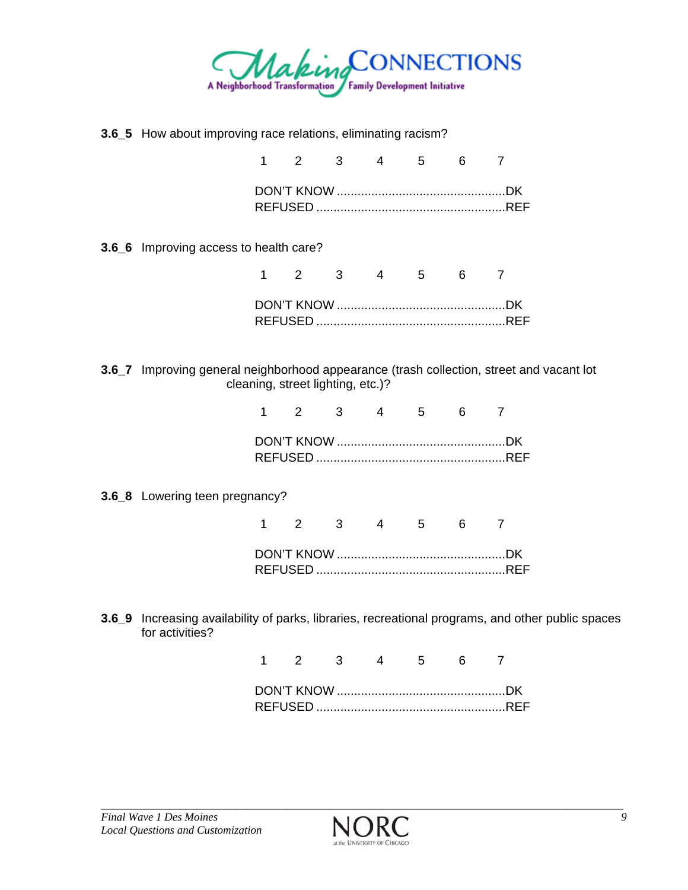**3.6_5** How about improving race relations, eliminating racism?

1 2 3 4 5 6 7

DON'T KNOW ................................................DK
REFUSED ......................................................REF

**3.6_6** Improving access to health care?

1 2 3 4 5 6 7

DON'T KNOW ................................................DK
REFUSED ......................................................REF

**3.6_7** Improving general neighborhood appearance (trash collection, street and vacant lot cleaning, street lighting, etc.)?

1 2 3 4 5 6 7

DON'T KNOW ................................................DK
REFUSED ......................................................REF

**3.6_8** Lowering teen pregnancy?

1 2 3 4 5 6 7

DON'T KNOW ................................................DK
REFUSED ......................................................REF

**3.6_9** Increasing availability of parks, libraries, recreational programs, and other public spaces for activities?

1 2 3 4 5 6 7

DON'T KNOW ................................................DK
REFUSED ......................................................REF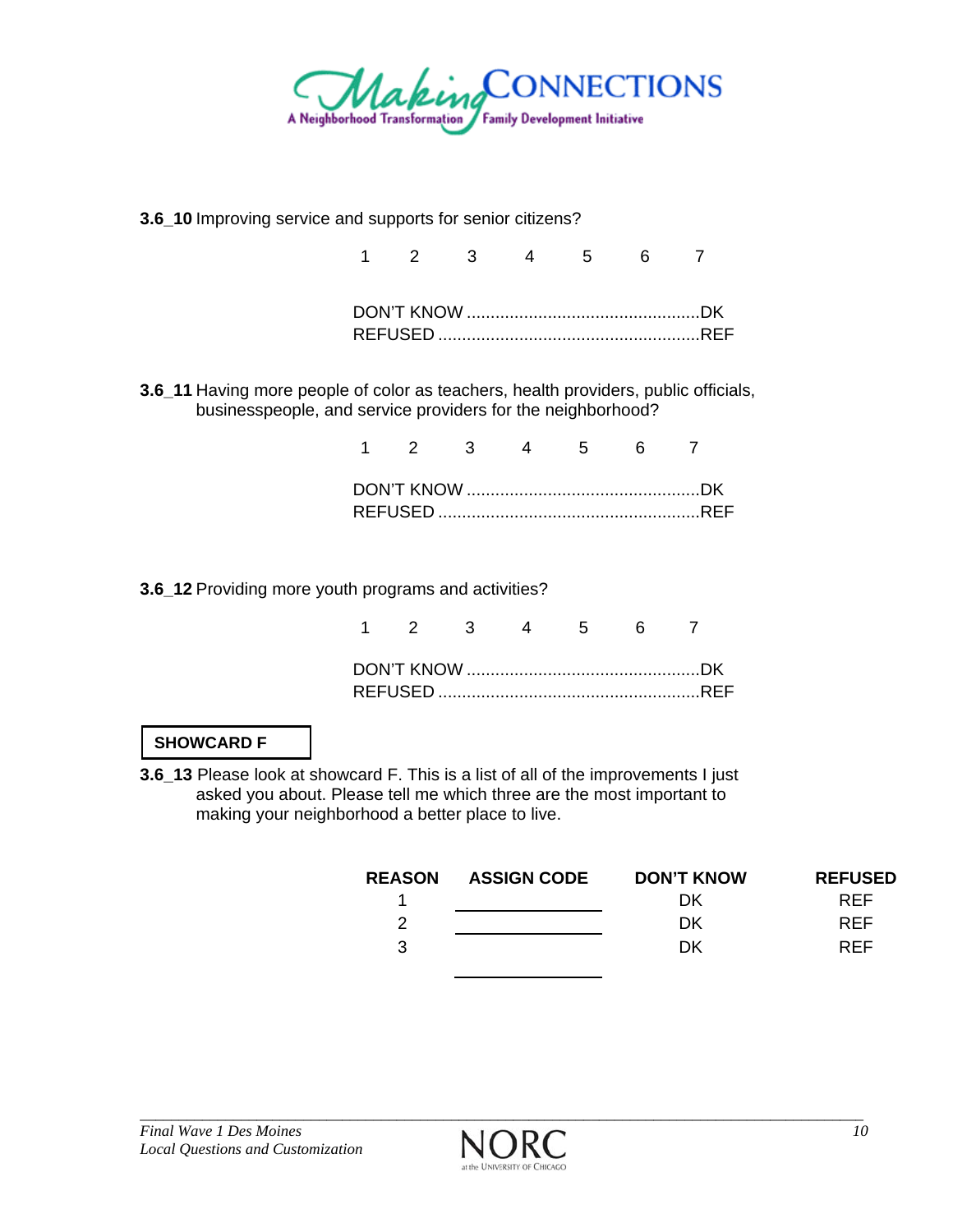**3.6_10** Improving service and supports for senior citizens?

1 2 3 4 5 6 7

DON'T KNOW ................................................DK
REFUSED ......................................................REF

**3.6_11** Having more people of color as teachers, health providers, public officials, businesspeople, and service providers for the neighborhood?

1 2 3 4 5 6 7

DON'T KNOW ................................................DK
REFUSED ......................................................REF

**3.6_12** Providing more youth programs and activities?

1 2 3 4 5 6 7

DON'T KNOW ................................................DK
REFUSED ......................................................REF

**SHOWCARD F**

**3.6_13** Please look at showcard F. This is a list of all of the improvements I just asked you about. Please tell me which three are the most important to making your neighborhood a better place to live.

| REASON | ASSIGN CODE | DON'T KNOW | REFUSED |
|---|---|---|---|
| 1 | ________ | DK | REF |
| 2 | ________ | DK | REF |
| 3 | ________ | DK | REF |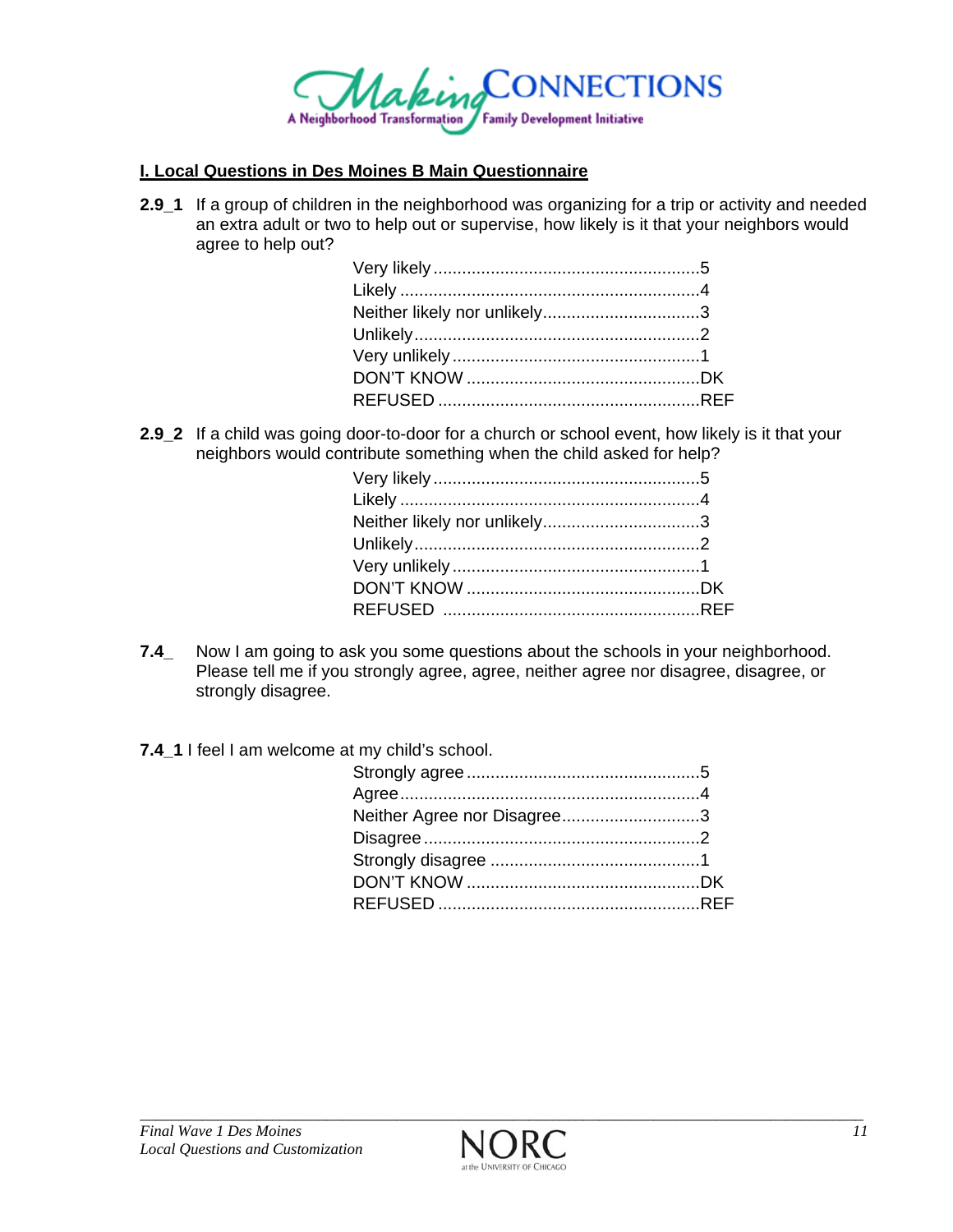## I. Local Questions in Des Moines B Main Questionnaire

**2.9_1** If a group of children in the neighborhood was organizing for a trip or activity and needed an extra adult or two to help out or supervise, how likely is it that your neighbors would agree to help out?

Very likely........................................................5
Likely ...............................................................4
Neither likely nor unlikely.................................3
Unlikely............................................................2
Very unlikely ....................................................1
DON'T KNOW .................................................DK
REFUSED .......................................................REF

**2.9_2** If a child was going door-to-door for a church or school event, how likely is it that your neighbors would contribute something when the child asked for help?

Very likely........................................................5
Likely ...............................................................4
Neither likely nor unlikely.................................3
Unlikely............................................................2
Very unlikely ....................................................1
DON'T KNOW .................................................DK
REFUSED .......................................................REF

**7.4_** Now I am going to ask you some questions about the schools in your neighborhood. Please tell me if you strongly agree, agree, neither agree nor disagree, disagree, or strongly disagree.

**7.4_1** I feel I am welcome at my child's school.

Strongly agree.................................................5
Agree...............................................................4
Neither Agree nor Disagree.............................3
Disagree..........................................................2
Strongly disagree ............................................1
DON'T KNOW .................................................DK
REFUSED .......................................................REF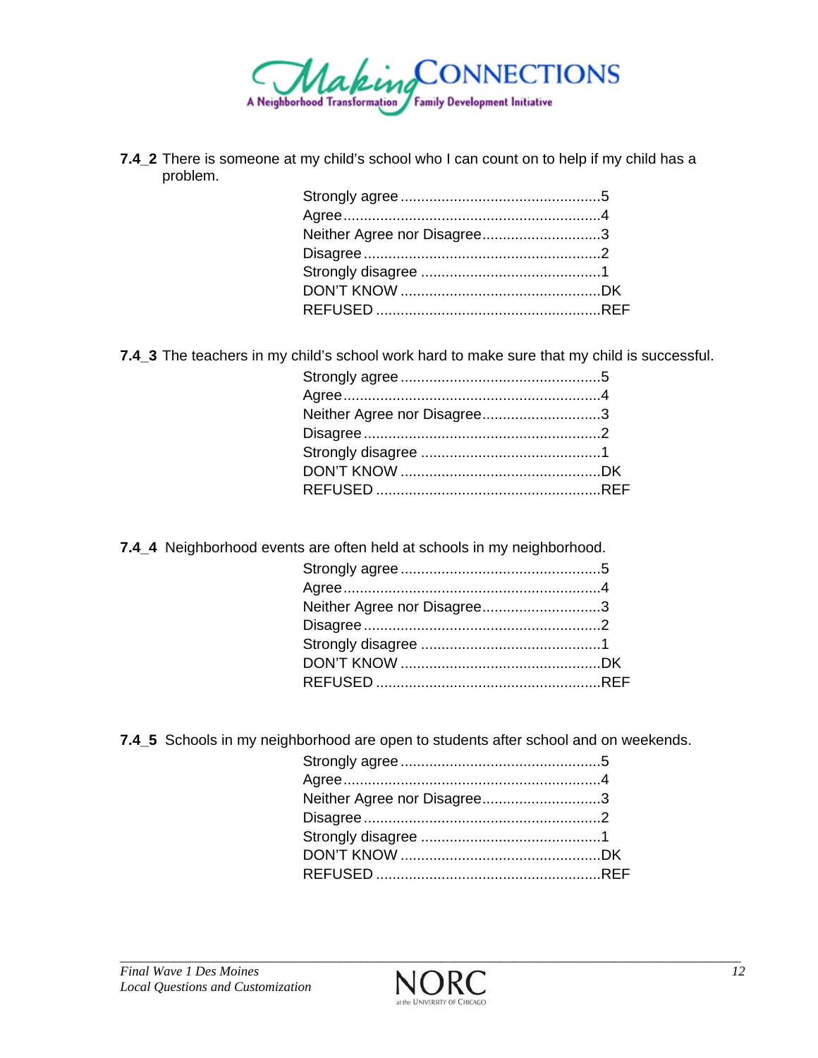**7.4_2** There is someone at my child's school who I can count on to help if my child has a problem.

Strongly agree ................................................5
Agree..............................................................4
Neither Agree nor Disagree............................3
Disagree..........................................................2
Strongly disagree ............................................1
DON'T KNOW .................................................DK
REFUSED .......................................................REF

**7.4_3** The teachers in my child's school work hard to make sure that my child is successful.

Strongly agree ................................................5
Agree..............................................................4
Neither Agree nor Disagree............................3
Disagree..........................................................2
Strongly disagree ............................................1
DON'T KNOW .................................................DK
REFUSED .......................................................REF

**7.4_4** Neighborhood events are often held at schools in my neighborhood.

Strongly agree ................................................5
Agree..............................................................4
Neither Agree nor Disagree............................3
Disagree..........................................................2
Strongly disagree ............................................1
DON'T KNOW .................................................DK
REFUSED .......................................................REF

**7.4_5** Schools in my neighborhood are open to students after school and on weekends.

Strongly agree ................................................5
Agree..............................................................4
Neither Agree nor Disagree............................3
Disagree..........................................................2
Strongly disagree ............................................1
DON'T KNOW .................................................DK
REFUSED .......................................................REF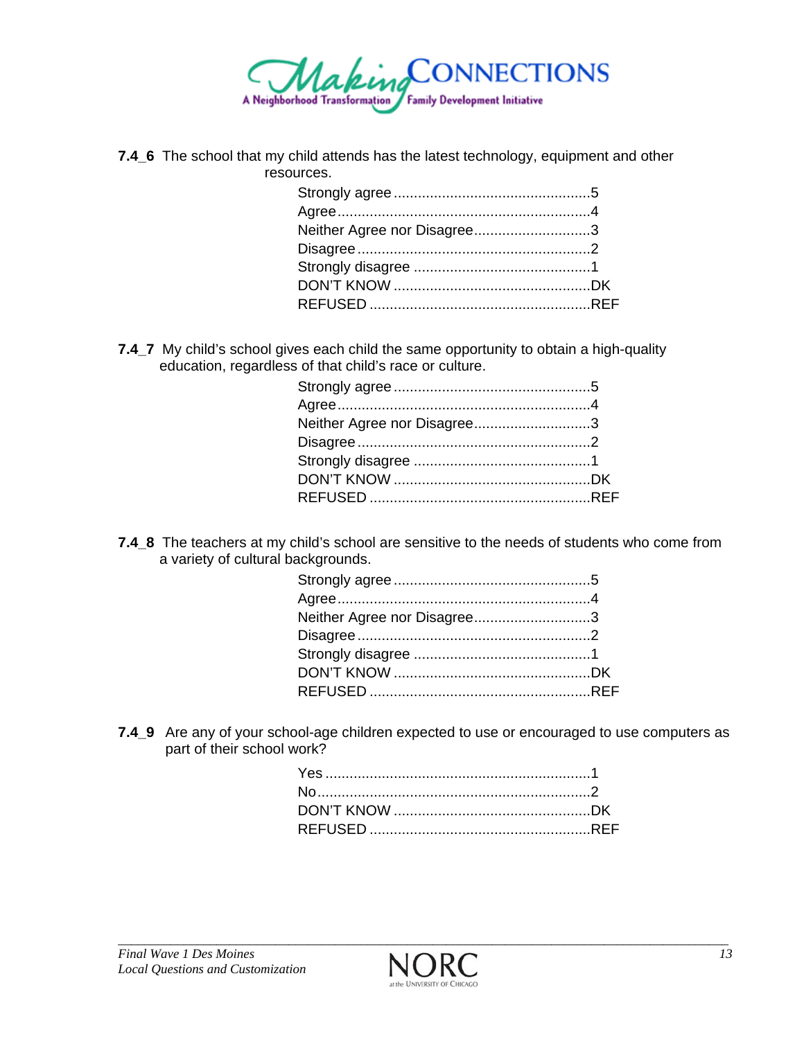**7.4_6** The school that my child attends has the latest technology, equipment and other resources.

| | |
|---|---|
| Strongly agree | 5 |
| Agree | 4 |
| Neither Agree nor Disagree | 3 |
| Disagree | 2 |
| Strongly disagree | 1 |
| DON'T KNOW | DK |
| REFUSED | REF |

**7.4_7** My child's school gives each child the same opportunity to obtain a high-quality education, regardless of that child's race or culture.

| | |
|---|---|
| Strongly agree | 5 |
| Agree | 4 |
| Neither Agree nor Disagree | 3 |
| Disagree | 2 |
| Strongly disagree | 1 |
| DON'T KNOW | DK |
| REFUSED | REF |

**7.4_8** The teachers at my child's school are sensitive to the needs of students who come from a variety of cultural backgrounds.

| | |
|---|---|
| Strongly agree | 5 |
| Agree | 4 |
| Neither Agree nor Disagree | 3 |
| Disagree | 2 |
| Strongly disagree | 1 |
| DON'T KNOW | DK |
| REFUSED | REF |

**7.4_9** Are any of your school-age children expected to use or encouraged to use computers as part of their school work?

| | |
|---|---|
| Yes | 1 |
| No | 2 |
| DON'T KNOW | DK |
| REFUSED | REF |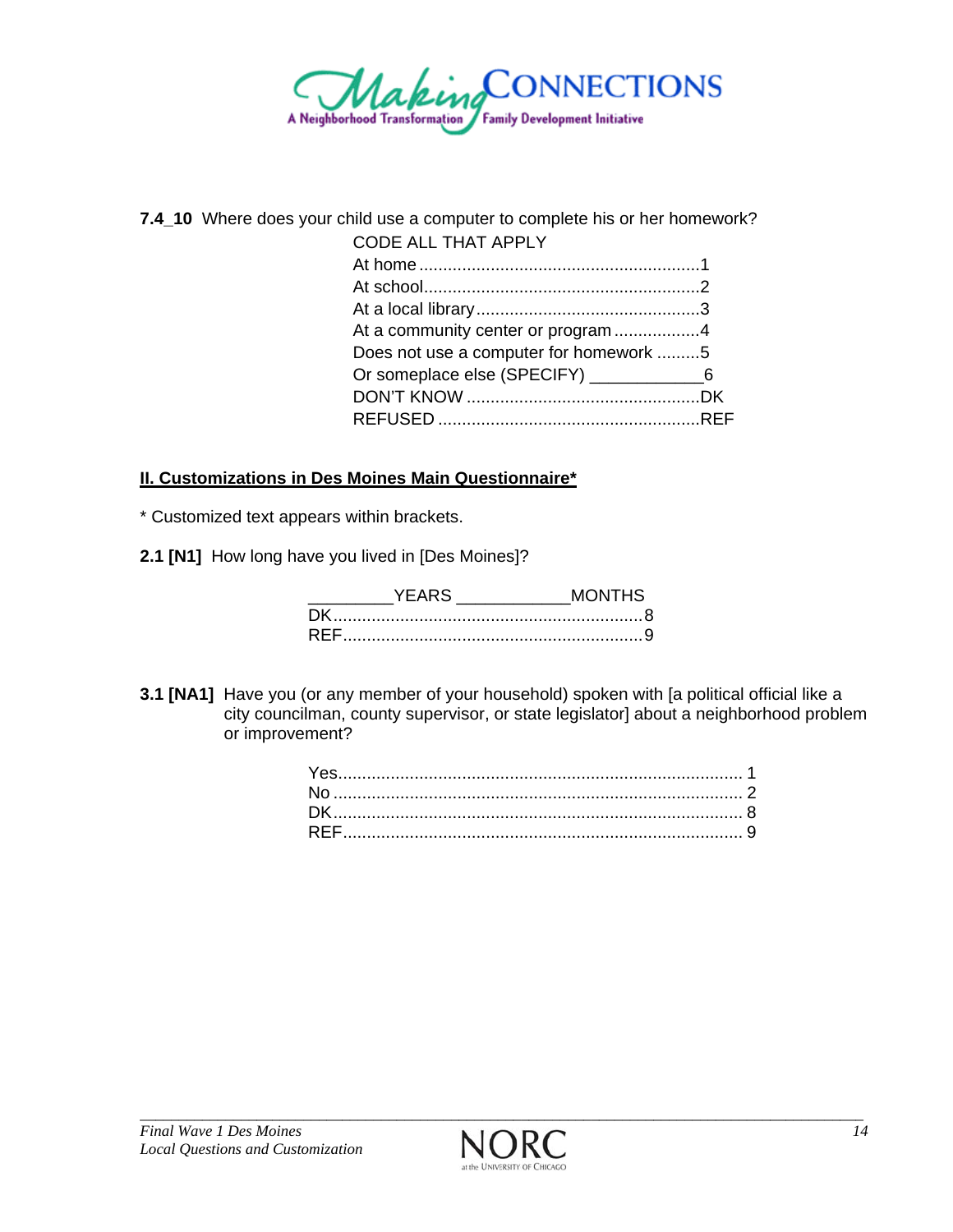**7.4_10** Where does your child use a computer to complete his or her homework?

CODE ALL THAT APPLY

At home ..........................................................1
At school.........................................................2
At a local library..............................................3
At a community center or program ..................4
Does not use a computer for homework .........5
Or someplace else (SPECIFY) ____________6
DON'T KNOW ................................................DK
REFUSED ......................................................REF

## II. Customizations in Des Moines Main Questionnaire*

* Customized text appears within brackets.

**2.1 [N1]** How long have you lived in [Des Moines]?

_________YEARS ___________MONTHS
DK.................................................................8
REF...............................................................9

**3.1 [NA1]** Have you (or any member of your household) spoken with [a political official like a city councilman, county supervisor, or state legislator] about a neighborhood problem or improvement?

Yes.................................................................................... 1
No ..................................................................................... 2
DK..................................................................................... 8
REF.................................................................................... 9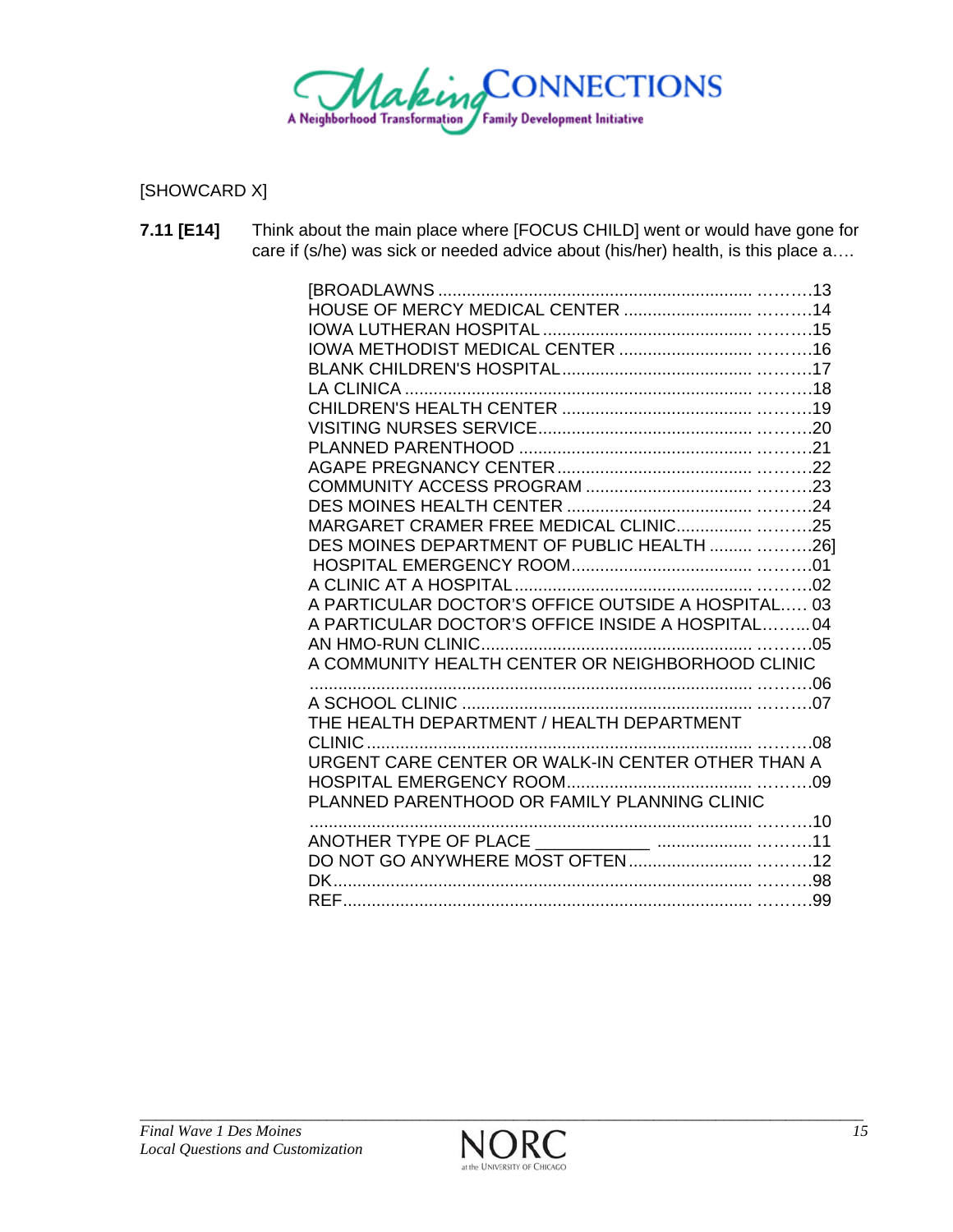[SHOWCARD X]

**7.11 [E14]** Think about the main place where [FOCUS CHILD] went or would have gone for care if (s/he) was sick or needed advice about (his/her) health, is this place a….

[BROADLAWNS ................................................................ ……….13
HOUSE OF MERCY MEDICAL CENTER ......................... ……….14
IOWA LUTHERAN HOSPITAL .......................................... ……….15
IOWA METHODIST MEDICAL CENTER ........................... ……….16
BLANK CHILDREN'S HOSPITAL...................................... ……….17
LA CLINICA ....................................................................... ……….18
CHILDREN'S HEALTH CENTER ...................................... ……….19
VISITING NURSES SERVICE........................................... ……….20
PLANNED PARENTHOOD ............................................... ……….21
AGAPE PREGNANCY CENTER....................................... ……….22
COMMUNITY ACCESS PROGRAM ................................. ……….23
DES MOINES HEALTH CENTER ..................................... ……….24
MARGARET CRAMER FREE MEDICAL CLINIC................ ……….25
DES MOINES DEPARTMENT OF PUBLIC HEALTH ......... ……….26]
HOSPITAL EMERGENCY ROOM.................................... ……….01
A CLINIC AT A HOSPITAL................................................ ……….02
A PARTICULAR DOCTOR'S OFFICE OUTSIDE A HOSPITAL..... 03
A PARTICULAR DOCTOR'S OFFICE INSIDE A HOSPITAL……...04
AN HMO-RUN CLINIC....................................................... ……….05
A COMMUNITY HEALTH CENTER OR NEIGHBORHOOD CLINIC
........................................................................................... ……….06
A SCHOOL CLINIC ........................................................... ……….07
THE HEALTH DEPARTMENT / HEALTH DEPARTMENT
CLINIC................................................................................ ……….08
URGENT CARE CENTER OR WALK-IN CENTER OTHER THAN A
HOSPITAL EMERGENCY ROOM..................................... ……….09
PLANNED PARENTHOOD OR FAMILY PLANNING CLINIC
........................................................................................... ……….10
ANOTHER TYPE OF PLACE ____________ ................... ……….11
DO NOT GO ANYWHERE MOST OFTEN........................ ……….12
DK...................................................................................... ……….98
REF.................................................................................... ……….99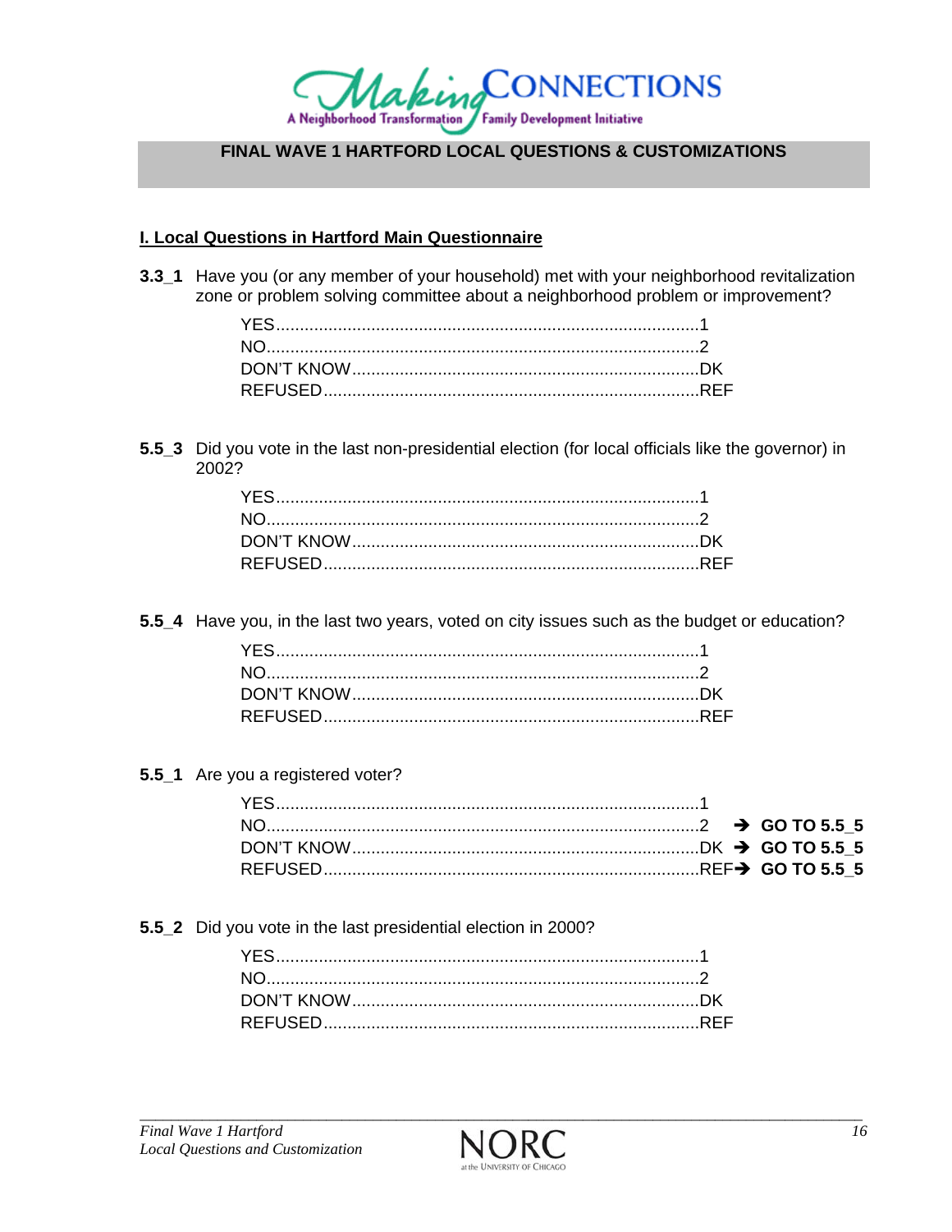**FINAL WAVE 1 HARTFORD LOCAL QUESTIONS & CUSTOMIZATIONS**

**I. Local Questions in Hartford Main Questionnaire**

**3.3_1** Have you (or any member of your household) met with your neighborhood revitalization zone or problem solving committee about a neighborhood problem or improvement?

YES.........................................................................................1
NO..........................................................................................2
DON'T KNOW........................................................................DK
REFUSED..............................................................................REF

**5.5_3** Did you vote in the last non-presidential election (for local officials like the governor) in 2002?

YES.........................................................................................1
NO..........................................................................................2
DON'T KNOW........................................................................DK
REFUSED..............................................................................REF

**5.5_4** Have you, in the last two years, voted on city issues such as the budget or education?

YES.........................................................................................1
NO..........................................................................................2
DON'T KNOW........................................................................DK
REFUSED..............................................................................REF

**5.5_1** Are you a registered voter?

YES.........................................................................................1
NO..........................................................................................2 → **GO TO 5.5_5**
DON'T KNOW........................................................................DK → **GO TO 5.5_5**
REFUSED..............................................................................REF → **GO TO 5.5_5**

**5.5_2** Did you vote in the last presidential election in 2000?

YES.........................................................................................1
NO..........................................................................................2
DON'T KNOW........................................................................DK
REFUSED..............................................................................REF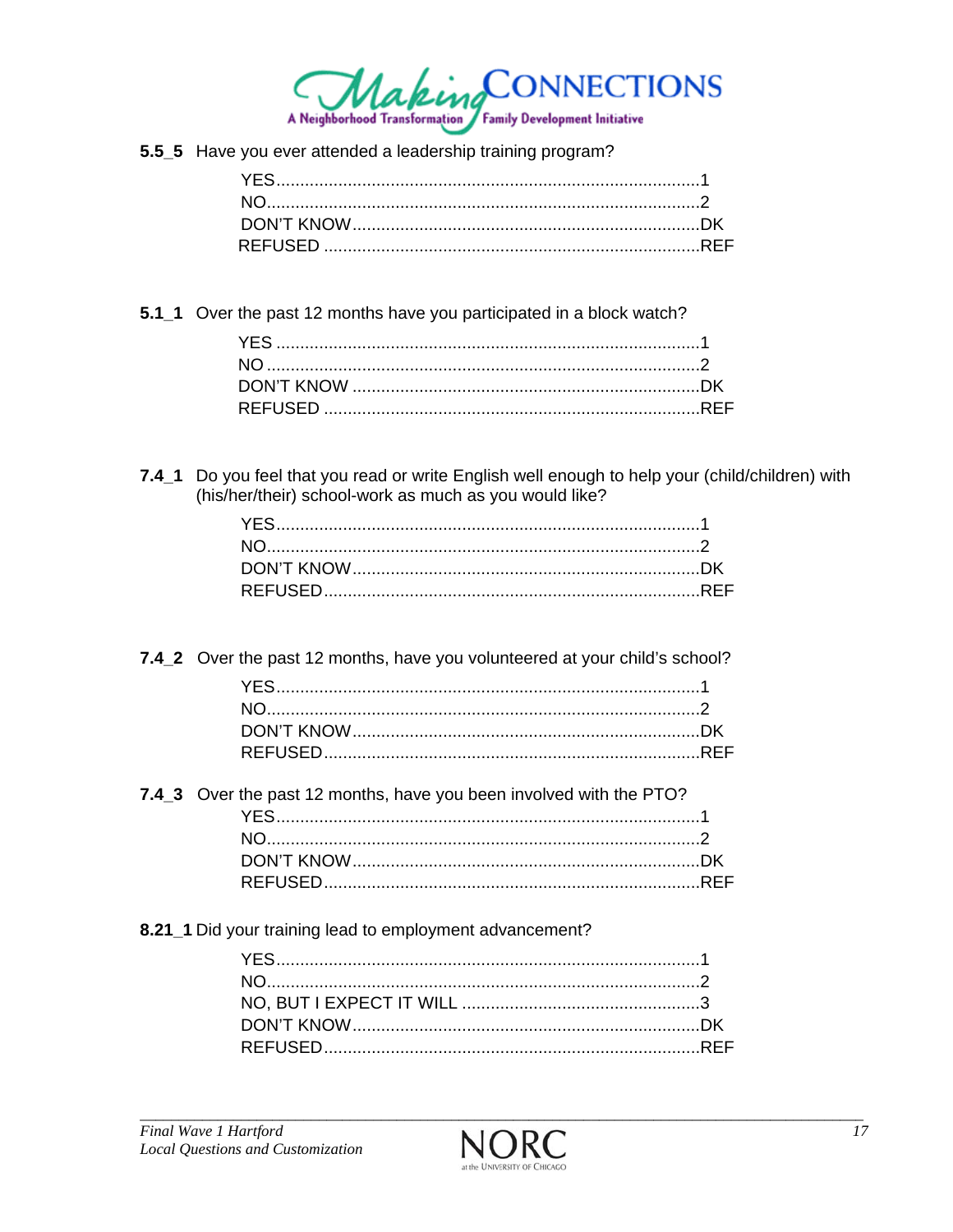**5.5_5** Have you ever attended a leadership training program?

YES........................................................................................1
NO..........................................................................................2
DON'T KNOW........................................................................DK
REFUSED ..............................................................................REF

**5.1_1** Over the past 12 months have you participated in a block watch?

YES ........................................................................................1
NO ..........................................................................................2
DON'T KNOW ........................................................................DK
REFUSED ..............................................................................REF

**7.4_1** Do you feel that you read or write English well enough to help your (child/children) with (his/her/their) school-work as much as you would like?

YES........................................................................................1
NO..........................................................................................2
DON'T KNOW........................................................................DK
REFUSED..............................................................................REF

**7.4_2** Over the past 12 months, have you volunteered at your child's school?

YES........................................................................................1
NO..........................................................................................2
DON'T KNOW........................................................................DK
REFUSED..............................................................................REF

**7.4_3** Over the past 12 months, have you been involved with the PTO?

YES........................................................................................1
NO..........................................................................................2
DON'T KNOW........................................................................DK
REFUSED..............................................................................REF

**8.21_1** Did your training lead to employment advancement?

YES........................................................................................1
NO..........................................................................................2
NO, BUT I EXPECT IT WILL ..................................................3
DON'T KNOW........................................................................DK
REFUSED..............................................................................REF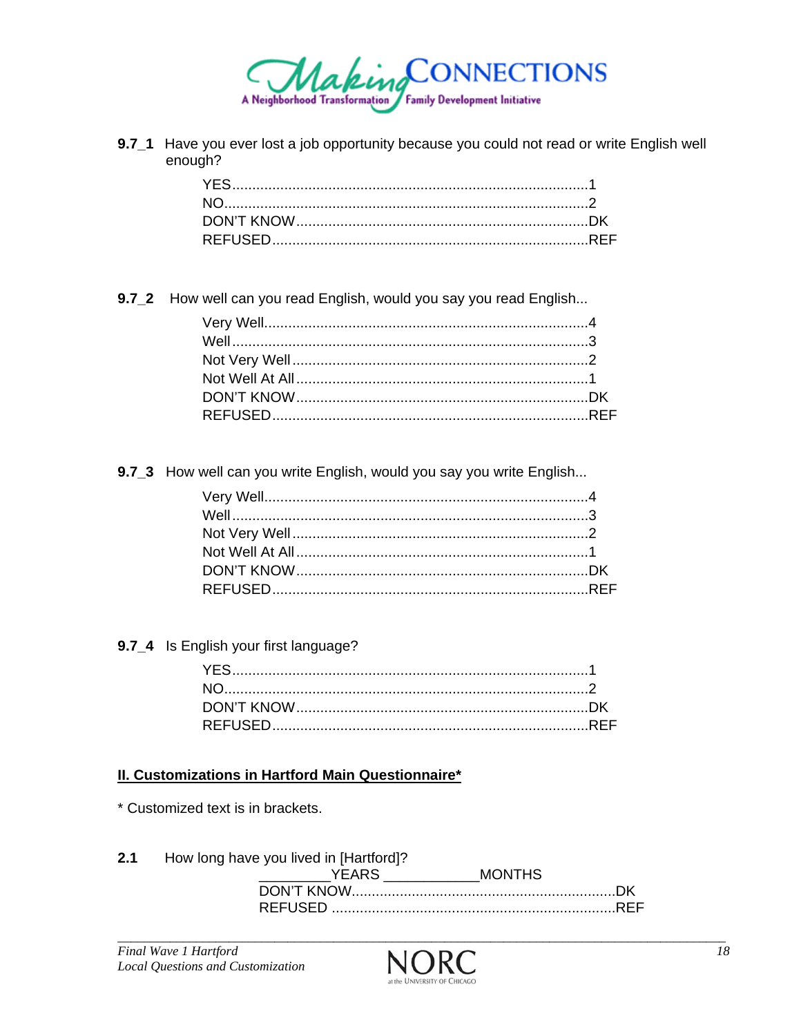**9.7_1** Have you ever lost a job opportunity because you could not read or write English well enough?

YES........................................................................................1
NO..........................................................................................2
DON'T KNOW........................................................................DK
REFUSED..............................................................................REF

**9.7_2** How well can you read English, would you say you read English...

Very Well................................................................................4
Well........................................................................................3
Not Very Well.........................................................................2
Not Well At All........................................................................1
DON'T KNOW........................................................................DK
REFUSED..............................................................................REF

**9.7_3** How well can you write English, would you say you write English...

Very Well................................................................................4
Well........................................................................................3
Not Very Well.........................................................................2
Not Well At All........................................................................1
DON'T KNOW........................................................................DK
REFUSED..............................................................................REF

**9.7_4** Is English your first language?

YES........................................................................................1
NO..........................................................................................2
DON'T KNOW........................................................................DK
REFUSED..............................................................................REF

## II. Customizations in Hartford Main Questionnaire*

* Customized text is in brackets.

**2.1** How long have you lived in [Hartford]?

_________YEARS ___________MONTHS
DON'T KNOW.................................................................DK
REFUSED ......................................................................REF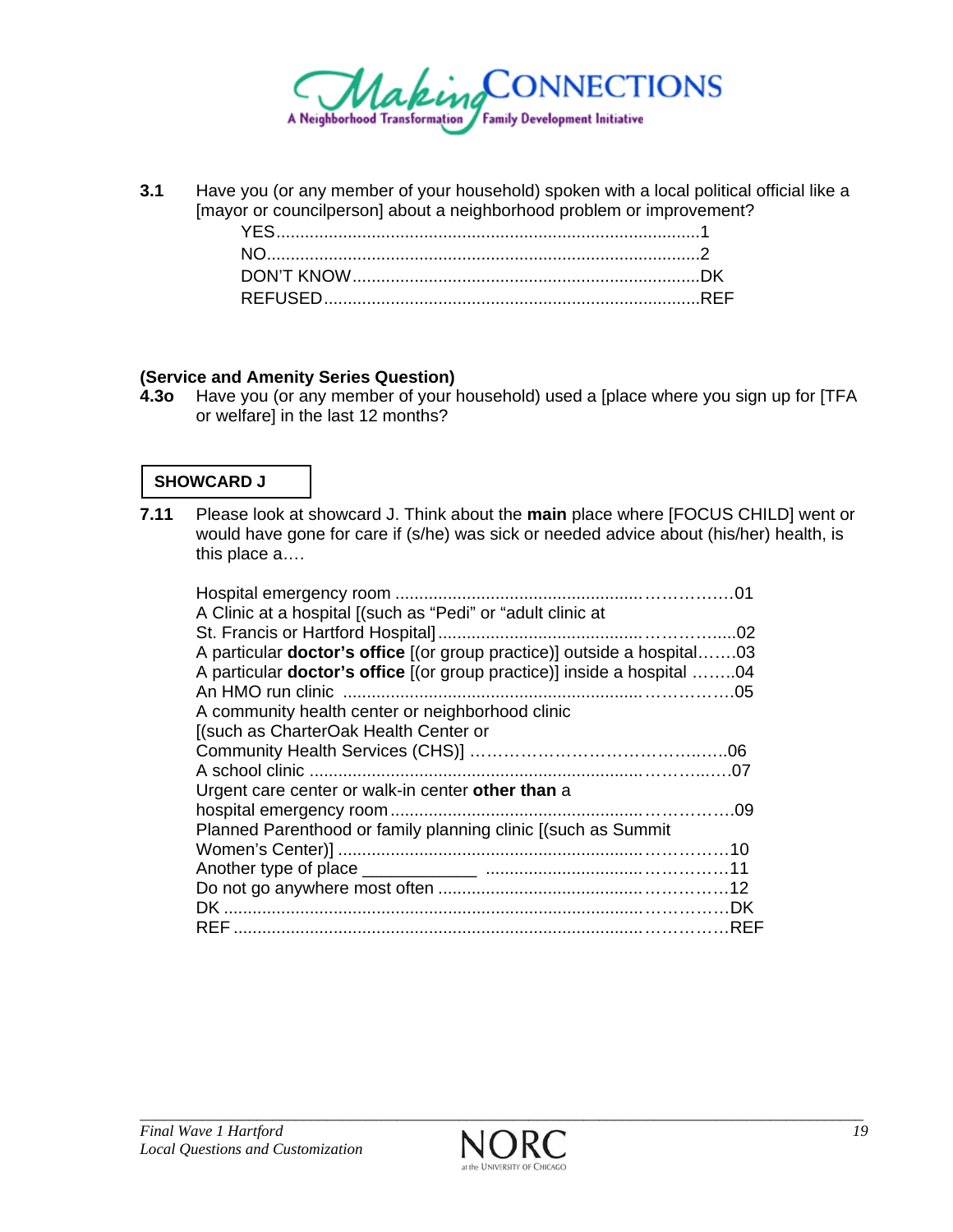**3.1** Have you (or any member of your household) spoken with a local political official like a [mayor or councilperson] about a neighborhood problem or improvement?

YES........................................................................................1
NO..........................................................................................2
DON'T KNOW........................................................................DK
REFUSED..............................................................................REF

**(Service and Amenity Series Question)**
**4.3o** Have you (or any member of your household) used a [place where you sign up for [TFA or welfare] in the last 12 months?

**SHOWCARD J**

**7.11** Please look at showcard J. Think about the **main** place where [FOCUS CHILD] went or would have gone for care if (s/he) was sick or needed advice about (his/her) health, is this place a….

Hospital emergency room ...................................................……………01
A Clinic at a hospital [(such as "Pedi" or "adult clinic at St. Francis or Hartford Hospital]............................................……………....02
A particular **doctor's office** [(or group practice)] outside a hospital…….03
A particular **doctor's office** [(or group practice)] inside a hospital ……..04
An HMO run clinic ..............................................................……………05
A community health center or neighborhood clinic [(such as CharterOak Health Center or Community Health Services (CHS)] ……………………………………..…..06
A school clinic .....................................................................…………..….07
Urgent care center or walk-in center **other than** a hospital emergency room....................................................……………09
Planned Parenthood or family planning clinic [(such as Summit Women's Center)] ...............................................................……………10
Another type of place ____________ ...............................……………11
Do not go anywhere most often ..........................................……………12
DK .......................................................................................……………DK
REF .....................................................................................……………REF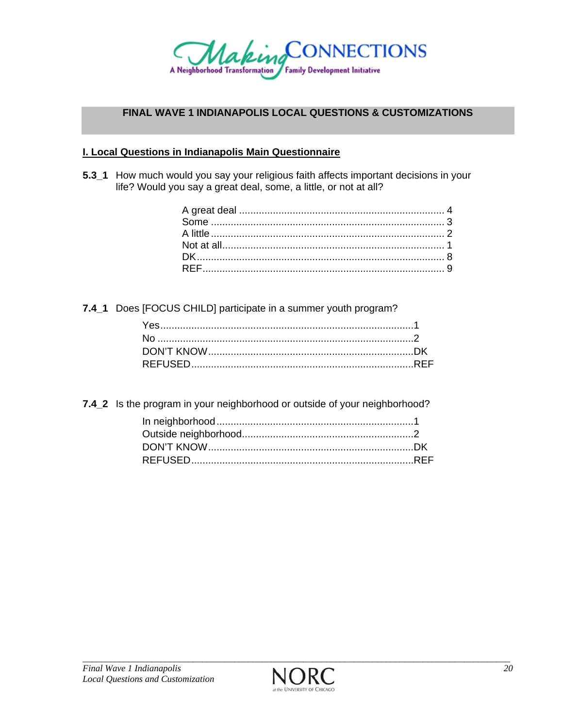## FINAL WAVE 1 INDIANAPOLIS LOCAL QUESTIONS & CUSTOMIZATIONS

### I. Local Questions in Indianapolis Main Questionnaire

**5.3_1** How much would you say your religious faith affects important decisions in your life? Would you say a great deal, some, a little, or not at all?

| | |
|---|---|
| A great deal | 4 |
| Some | 3 |
| A little | 2 |
| Not at all | 1 |
| DK | 8 |
| REF | 9 |

**7.4_1** Does [FOCUS CHILD] participate in a summer youth program?

| | |
|---|---|
| Yes | 1 |
| No | 2 |
| DON'T KNOW | DK |
| REFUSED | REF |

**7.4_2** Is the program in your neighborhood or outside of your neighborhood?

| | |
|---|---|
| In neighborhood | 1 |
| Outside neighborhood | 2 |
| DON'T KNOW | DK |
| REFUSED | REF |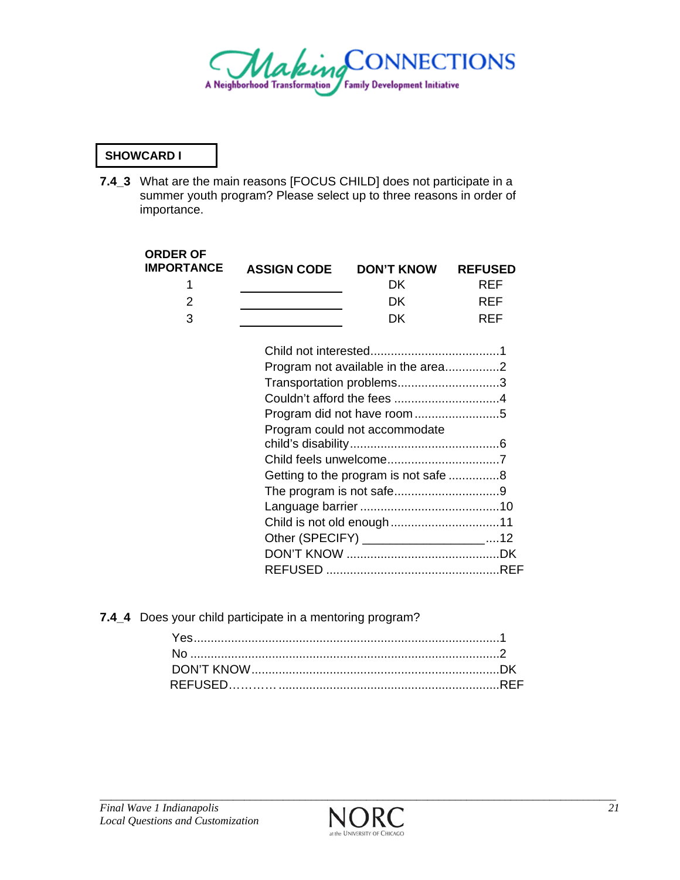**SHOWCARD I**

**7.4_3** What are the main reasons [FOCUS CHILD] does not participate in a summer youth program? Please select up to three reasons in order of importance.

| ORDER OF IMPORTANCE | ASSIGN CODE | DON'T KNOW | REFUSED |
|---|---|---|---|
| 1 | ________ | DK | REF |
| 2 | ________ | DK | REF |
| 3 | ________ | DK | REF |

Child not interested......................................1
Program not available in the area................2
Transportation problems..............................3
Couldn't afford the fees ...............................4
Program did not have room .........................5
Program could not accommodate child's disability............................................6
Child feels unwelcome.................................7
Getting to the program is not safe ...............8
The program is not safe...............................9
Language barrier .........................................10
Child is not old enough ................................11
Other (SPECIFY) __________________....12
DON'T KNOW .............................................DK
REFUSED ...................................................REF

**7.4_4** Does your child participate in a mentoring program?

Yes..........................................................................................1
No ..........................................................................................2
DON'T KNOW........................................................................DK
REFUSED………… ................................................................REF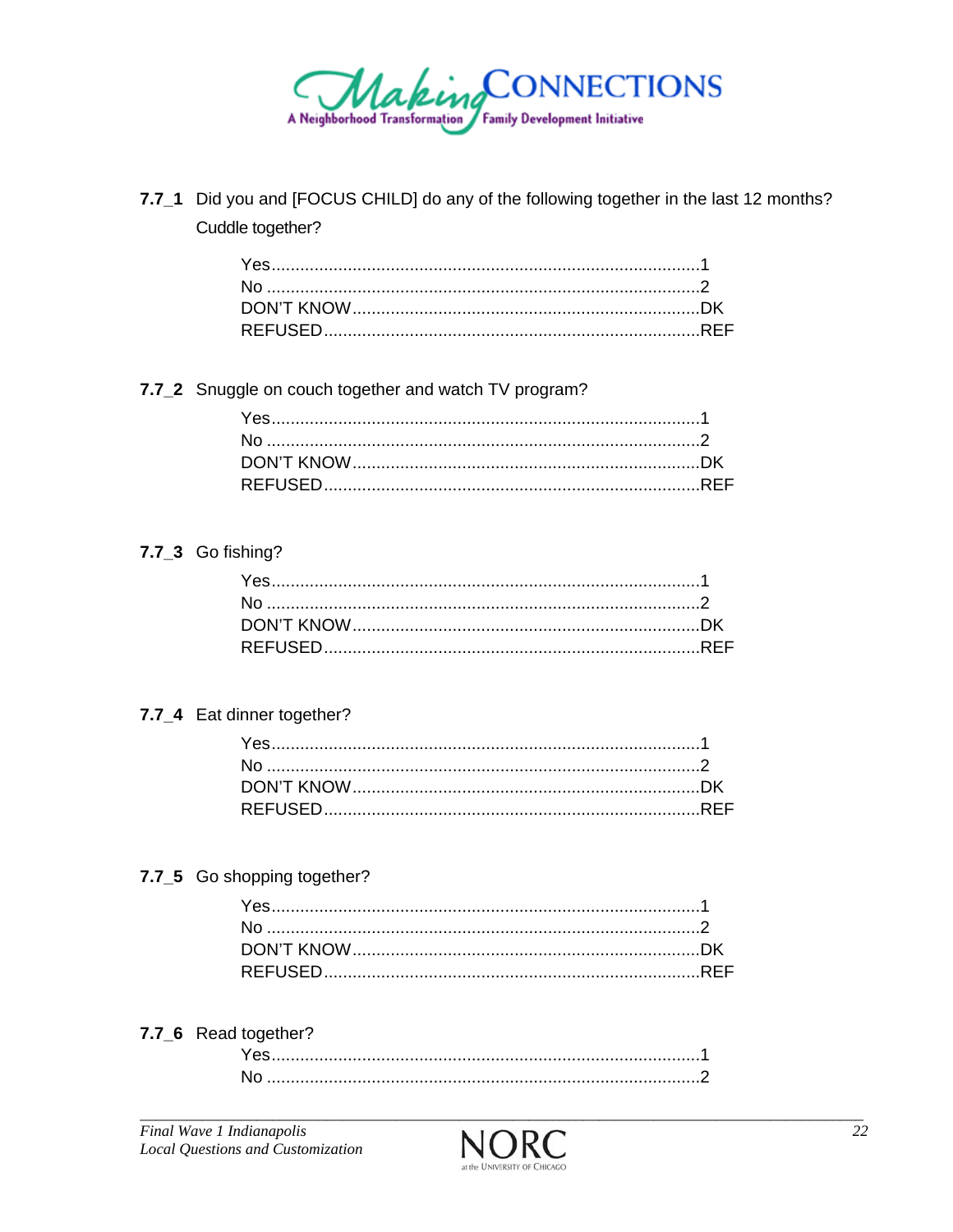**7.7_1** Did you and [FOCUS CHILD] do any of the following together in the last 12 months? Cuddle together?

Yes..........................................................................................1
No ..........................................................................................2
DON'T KNOW........................................................................DK
REFUSED..............................................................................REF

**7.7_2** Snuggle on couch together and watch TV program?

Yes..........................................................................................1
No ..........................................................................................2
DON'T KNOW........................................................................DK
REFUSED..............................................................................REF

**7.7_3** Go fishing?

Yes..........................................................................................1
No ..........................................................................................2
DON'T KNOW........................................................................DK
REFUSED..............................................................................REF

**7.7_4** Eat dinner together?

Yes..........................................................................................1
No ..........................................................................................2
DON'T KNOW........................................................................DK
REFUSED..............................................................................REF

**7.7_5** Go shopping together?

Yes..........................................................................................1
No ..........................................................................................2
DON'T KNOW........................................................................DK
REFUSED..............................................................................REF

**7.7_6** Read together?

Yes..........................................................................................1
No ..........................................................................................2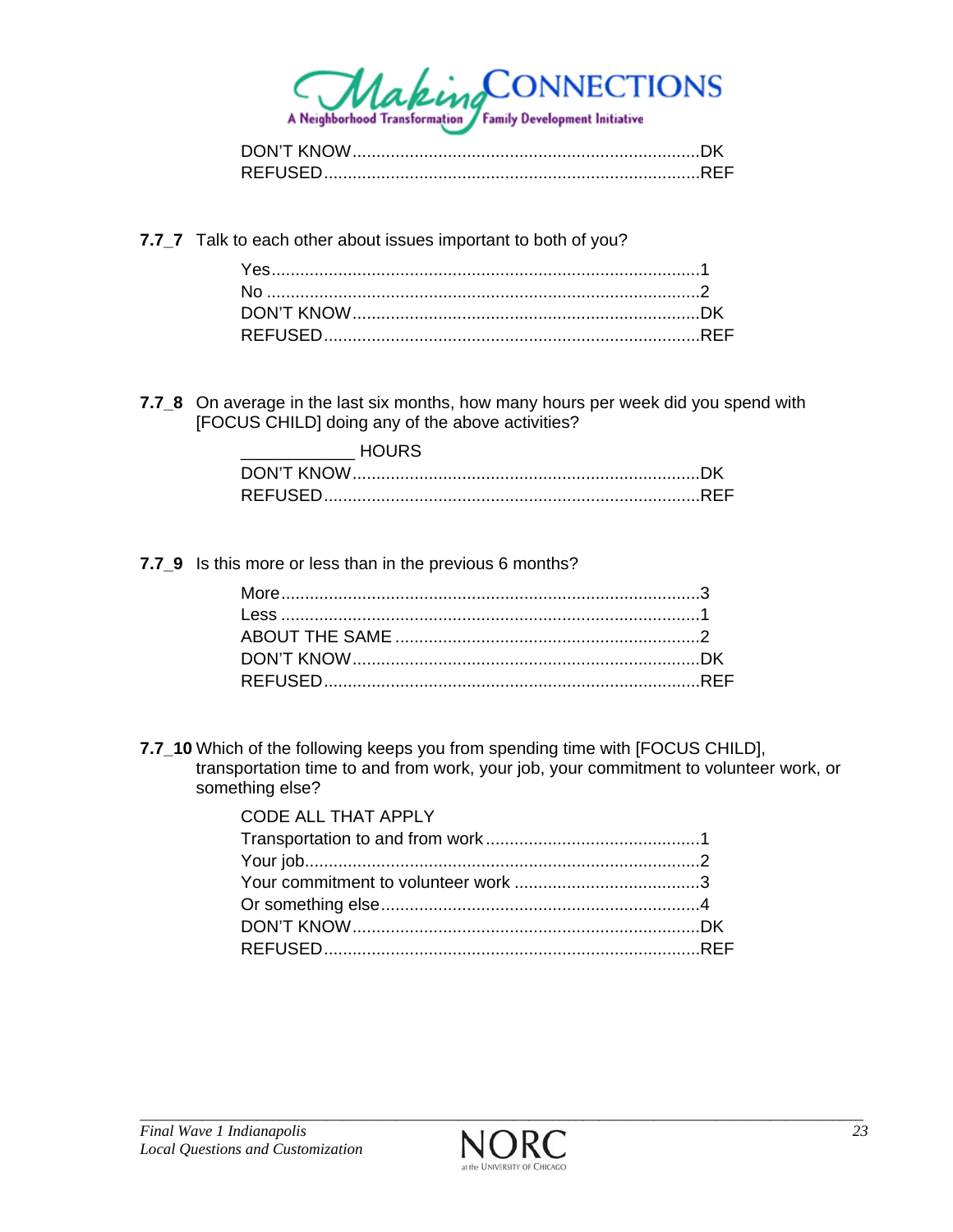DON'T KNOW........................................................................DK
REFUSED..............................................................................REF

**7.7_7** Talk to each other about issues important to both of you?

Yes.........................................................................................1
No ..........................................................................................2
DON'T KNOW........................................................................DK
REFUSED..............................................................................REF

**7.7_8** On average in the last six months, how many hours per week did you spend with [FOCUS CHILD] doing any of the above activities?

___________ HOURS
DON'T KNOW........................................................................DK
REFUSED..............................................................................REF

**7.7_9** Is this more or less than in the previous 6 months?

More........................................................................................3
Less ........................................................................................1
ABOUT THE SAME ................................................................2
DON'T KNOW........................................................................DK
REFUSED..............................................................................REF

**7.7_10** Which of the following keeps you from spending time with [FOCUS CHILD], transportation time to and from work, your job, your commitment to volunteer work, or something else?

CODE ALL THAT APPLY
Transportation to and from work .............................................1
Your job..................................................................................2
Your commitment to volunteer work .......................................3
Or something else...................................................................4
DON'T KNOW........................................................................DK
REFUSED..............................................................................REF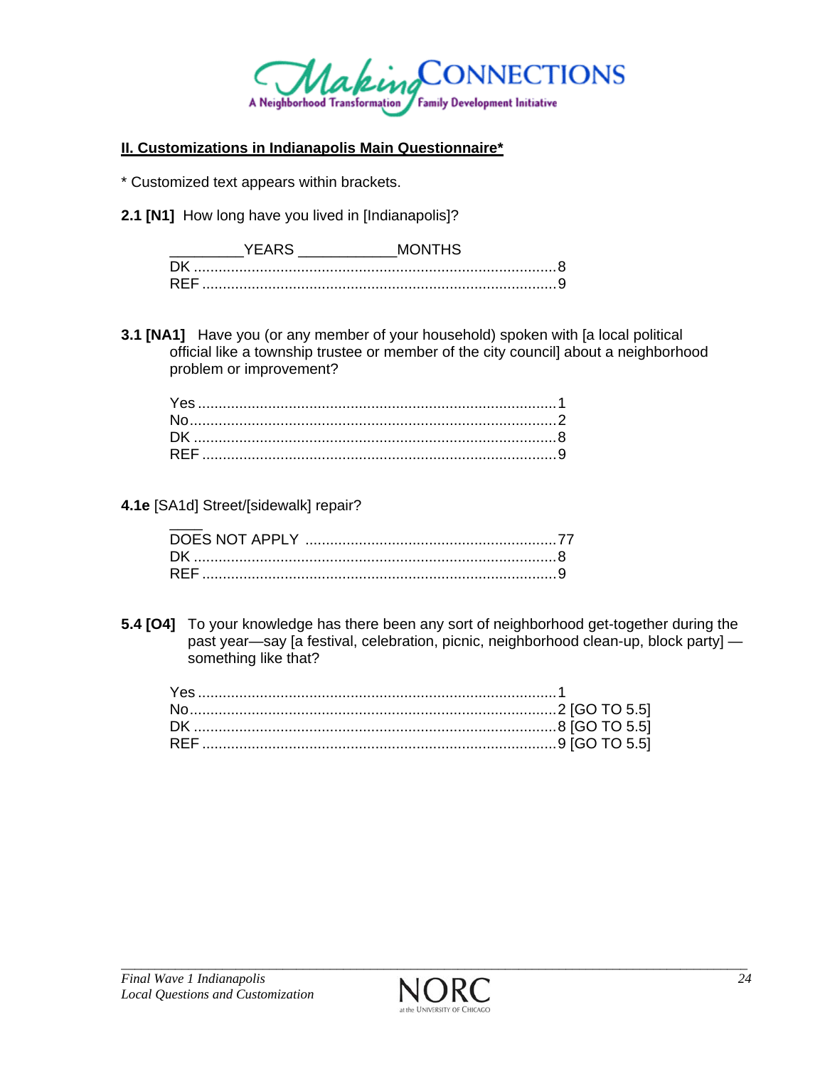## II. Customizations in Indianapolis Main Questionnaire*

* Customized text appears within brackets.

**2.1 [N1]** How long have you lived in [Indianapolis]?

_________YEARS ___________MONTHS
DK ........................................................................................8
REF ......................................................................................9

**3.1 [NA1]** Have you (or any member of your household) spoken with [a local political official like a township trustee or member of the city council] about a neighborhood problem or improvement?

Yes .......................................................................................1
No.........................................................................................2
DK ........................................................................................8
REF ......................................................................................9

**4.1e** [SA1d] Street/[sidewalk] repair?

____
DOES NOT APPLY ...............................................................77
DK ........................................................................................8
REF ......................................................................................9

**5.4 [O4]** To your knowledge has there been any sort of neighborhood get-together during the past year—say [a festival, celebration, picnic, neighborhood clean-up, block party] — something like that?

Yes .......................................................................................1
No.........................................................................................2 [GO TO 5.5]
DK ........................................................................................8 [GO TO 5.5]
REF ......................................................................................9 [GO TO 5.5]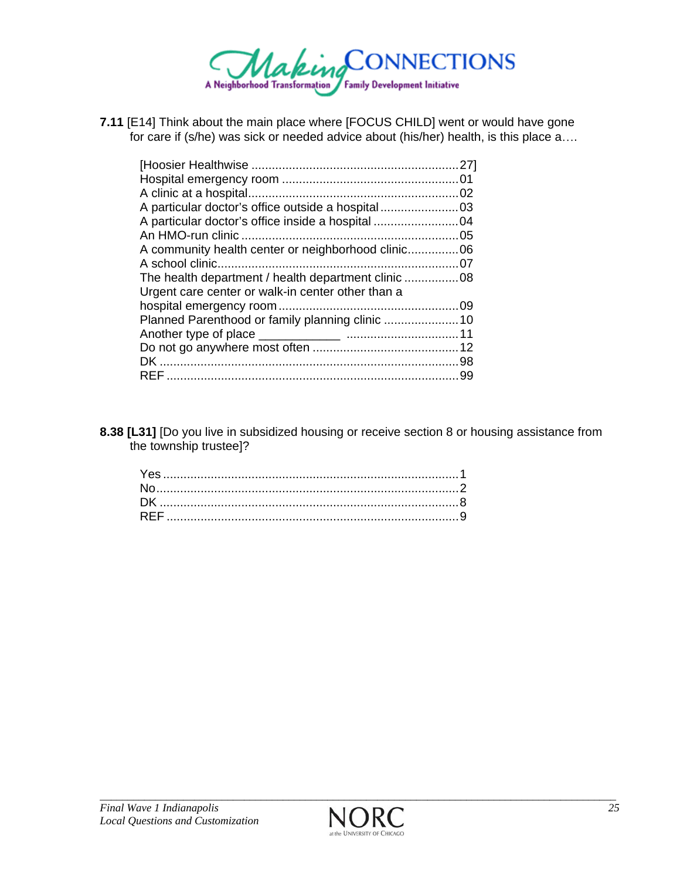**7.11** [E14] Think about the main place where [FOCUS CHILD] went or would have gone for care if (s/he) was sick or needed advice about (his/her) health, is this place a….

[Hoosier Healthwise ............................................................27]
Hospital emergency room ...................................................01
A clinic at a hospital.............................................................02
A particular doctor's office outside a hospital .......................03
A particular doctor's office inside a hospital .........................04
An HMO-run clinic ...............................................................05
A community health center or neighborhood clinic...............06
A school clinic......................................................................07
The health department / health department clinic ................08
Urgent care center or walk-in center other than a
hospital emergency room....................................................09
Planned Parenthood or family planning clinic ......................10
Another type of place ____________ ................................11
Do not go anywhere most often ...........................................12
DK .......................................................................................98
REF .....................................................................................99

**8.38 [L31]** [Do you live in subsidized housing or receive section 8 or housing assistance from the township trustee]?

Yes .......................................................................................1
No.........................................................................................2
DK .......................................................................................8
REF .....................................................................................9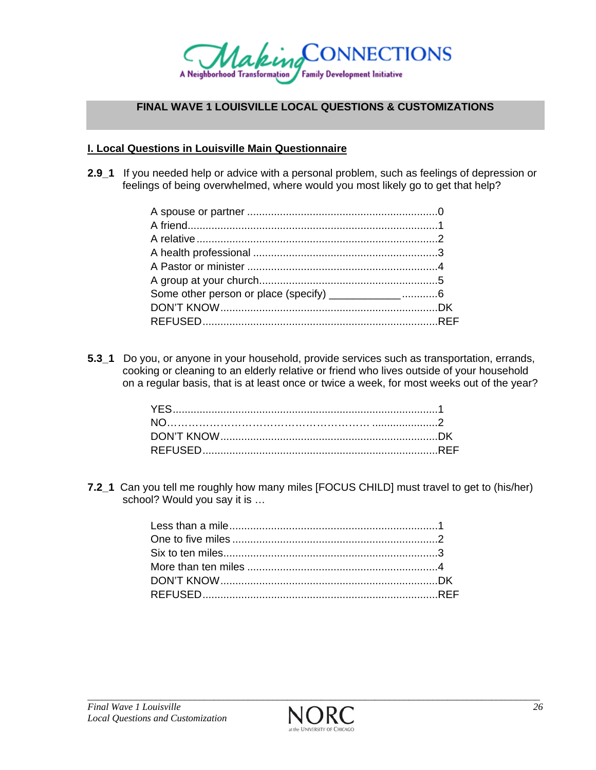## FINAL WAVE 1 LOUISVILLE LOCAL QUESTIONS & CUSTOMIZATIONS

### I. Local Questions in Louisville Main Questionnaire

**2.9_1** If you needed help or advice with a personal problem, such as feelings of depression or feelings of being overwhelmed, where would you most likely go to get that help?

- A spouse or partner ....................................................................0
- A friend........................................................................................1
- A relative .....................................................................................2
- A health professional ..................................................................3
- A Pastor or minister ....................................................................4
- A group at your church................................................................5
- Some other person or place (specify) ____________ ............6
- DON'T KNOW..............................................................................DK
- REFUSED....................................................................................REF

**5.3_1** Do you, or anyone in your household, provide services such as transportation, errands, cooking or cleaning to an elderly relative or friend who lives outside of your household on a regular basis, that is at least once or twice a week, for most weeks out of the year?

- YES..............................................................................................1
- NO……………………………………………… .....................2
- DON'T KNOW..............................................................................DK
- REFUSED....................................................................................REF

**7.2_1** Can you tell me roughly how many miles [FOCUS CHILD] must travel to get to (his/her) school? Would you say it is …

- Less than a mile..........................................................................1
- One to five miles .........................................................................2
- Six to ten miles............................................................................3
- More than ten miles ....................................................................4
- DON'T KNOW..............................................................................DK
- REFUSED....................................................................................REF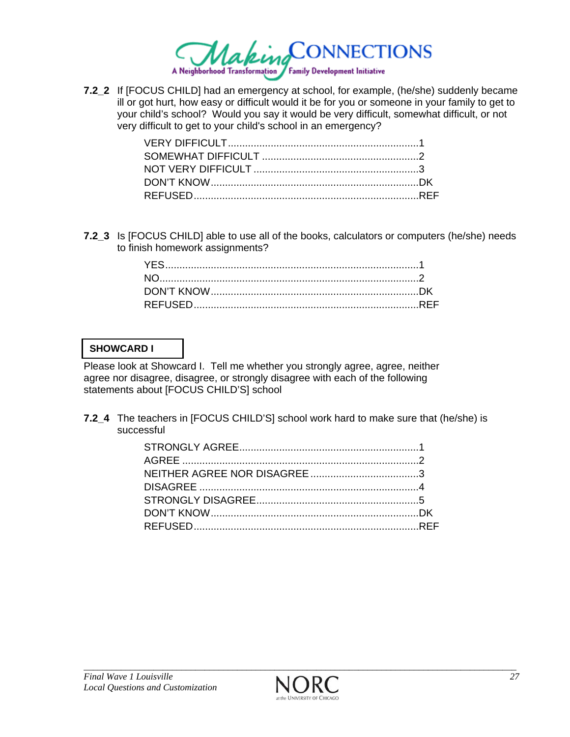**7.2_2** If [FOCUS CHILD] had an emergency at school, for example, (he/she) suddenly became ill or got hurt, how easy or difficult would it be for you or someone in your family to get to your child's school? Would you say it would be very difficult, somewhat difficult, or not very difficult to get to your child's school in an emergency?

VERY DIFFICULT..................................................................1
SOMEWHAT DIFFICULT .......................................................2
NOT VERY DIFFICULT ..........................................................3
DON'T KNOW.........................................................................DK
REFUSED...............................................................................REF

**7.2_3** Is [FOCUS CHILD] able to use all of the books, calculators or computers (he/she) needs to finish homework assignments?

YES.........................................................................................1
NO...........................................................................................2
DON'T KNOW.........................................................................DK
REFUSED...............................................................................REF

**SHOWCARD I**

Please look at Showcard I. Tell me whether you strongly agree, agree, neither agree nor disagree, disagree, or strongly disagree with each of the following statements about [FOCUS CHILD'S] school

**7.2_4** The teachers in [FOCUS CHILD'S] school work hard to make sure that (he/she) is successful

STRONGLY AGREE..............................................................1
AGREE ...................................................................................2
NEITHER AGREE NOR DISAGREE......................................3
DISAGREE .............................................................................4
STRONGLY DISAGREE.........................................................5
DON'T KNOW.........................................................................DK
REFUSED...............................................................................REF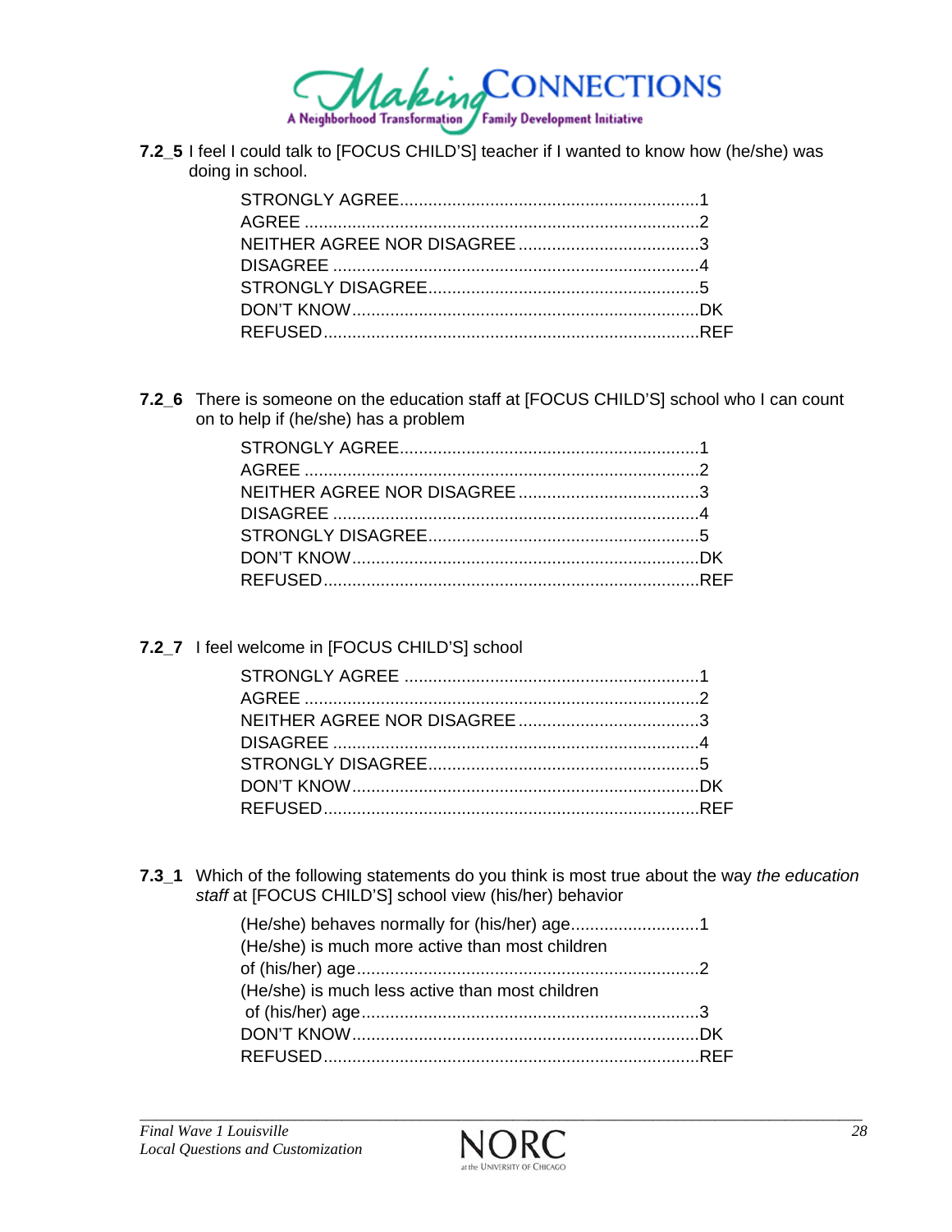**7.2_5** I feel I could talk to [FOCUS CHILD'S] teacher if I wanted to know how (he/she) was doing in school.

STRONGLY AGREE..............................................................1
AGREE ..................................................................................2
NEITHER AGREE NOR DISAGREE......................................3
DISAGREE ............................................................................4
STRONGLY DISAGREE.........................................................5
DON'T KNOW........................................................................DK
REFUSED..............................................................................REF

**7.2_6** There is someone on the education staff at [FOCUS CHILD'S] school who I can count on to help if (he/she) has a problem

STRONGLY AGREE..............................................................1
AGREE ..................................................................................2
NEITHER AGREE NOR DISAGREE......................................3
DISAGREE ............................................................................4
STRONGLY DISAGREE.........................................................5
DON'T KNOW........................................................................DK
REFUSED..............................................................................REF

**7.2_7** I feel welcome in [FOCUS CHILD'S] school

STRONGLY AGREE ..............................................................1
AGREE ..................................................................................2
NEITHER AGREE NOR DISAGREE......................................3
DISAGREE ............................................................................4
STRONGLY DISAGREE.........................................................5
DON'T KNOW........................................................................DK
REFUSED..............................................................................REF

**7.3_1** Which of the following statements do you think is most true about the way *the education staff* at [FOCUS CHILD'S] school view (his/her) behavior

(He/she) behaves normally for (his/her) age...........................1
(He/she) is much more active than most children
of (his/her) age.......................................................................2
(He/she) is much less active than most children
of (his/her) age......................................................................3
DON'T KNOW........................................................................DK
REFUSED..............................................................................REF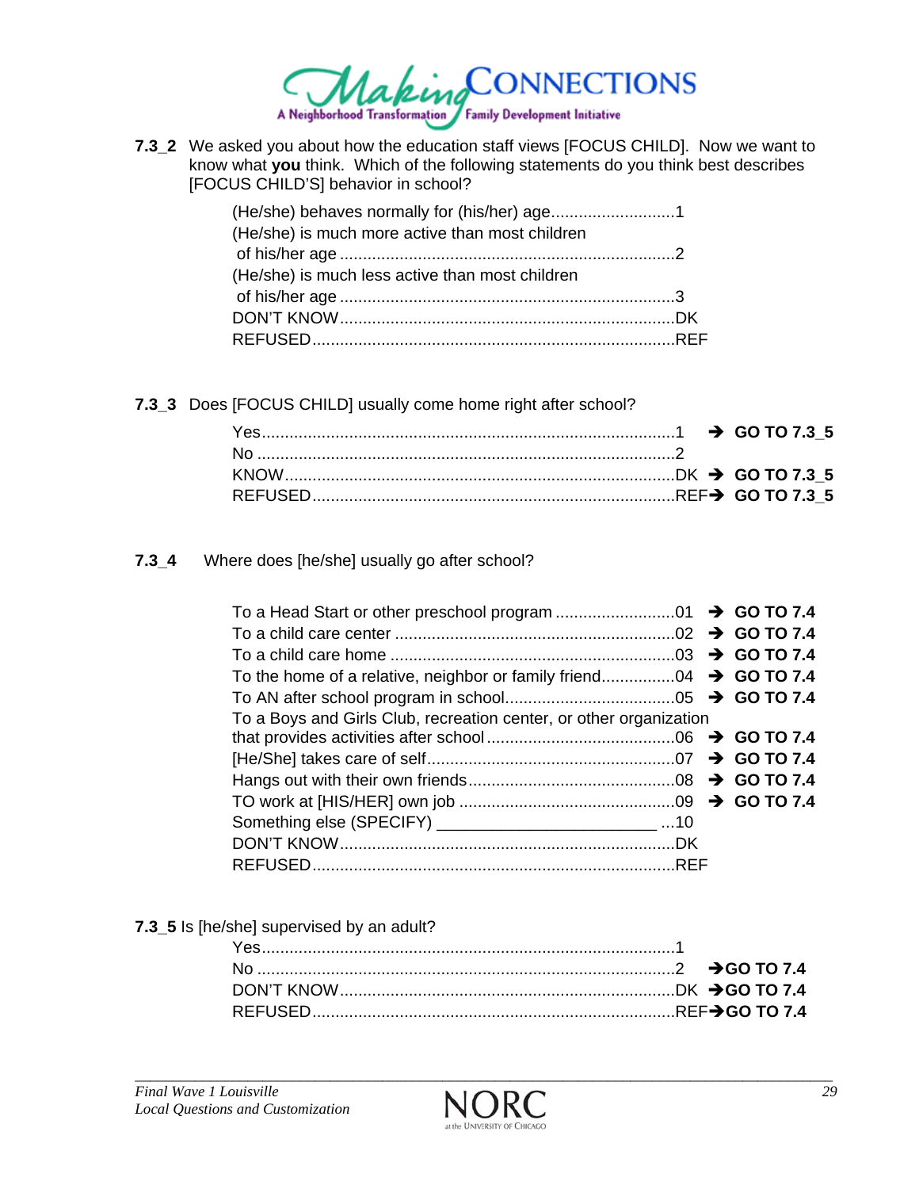**7.3_2** We asked you about how the education staff views [FOCUS CHILD]. Now we want to know what **you** think. Which of the following statements do you think best describes [FOCUS CHILD'S] behavior in school?

| Response | Code |
|---|---|
| (He/she) behaves normally for (his/her) age | 1 |
| (He/she) is much more active than most children of his/her age | 2 |
| (He/she) is much less active than most children of his/her age | 3 |
| DON'T KNOW | DK |
| REFUSED | REF |

**7.3_3** Does [FOCUS CHILD] usually come home right after school?

| Response | Code | Skip |
|---|---|---|
| Yes | 1 | ➔ **GO TO 7.3_5** |
| No | 2 | |
| KNOW | DK | ➔ **GO TO 7.3_5** |
| REFUSED | REF | ➔ **GO TO 7.3_5** |

**7.3_4** Where does [he/she] usually go after school?

| Response | Code | Skip |
|---|---|---|
| To a Head Start or other preschool program | 01 | ➔ **GO TO 7.4** |
| To a child care center | 02 | ➔ **GO TO 7.4** |
| To a child care home | 03 | ➔ **GO TO 7.4** |
| To the home of a relative, neighbor or family friend | 04 | ➔ **GO TO 7.4** |
| To AN after school program in school | 05 | ➔ **GO TO 7.4** |
| To a Boys and Girls Club, recreation center, or other organization that provides activities after school | 06 | ➔ **GO TO 7.4** |
| [He/She] takes care of self | 07 | ➔ **GO TO 7.4** |
| Hangs out with their own friends | 08 | ➔ **GO TO 7.4** |
| TO work at [HIS/HER] own job | 09 | ➔ **GO TO 7.4** |
| Something else (SPECIFY) _______________________ | 10 | |
| DON'T KNOW | DK | |
| REFUSED | REF | |

**7.3_5** Is [he/she] supervised by an adult?

| Response | Code | Skip |
|---|---|---|
| Yes | 1 | |
| No | 2 | ➔ **GO TO 7.4** |
| DON'T KNOW | DK | ➔ **GO TO 7.4** |
| REFUSED | REF | ➔ **GO TO 7.4** |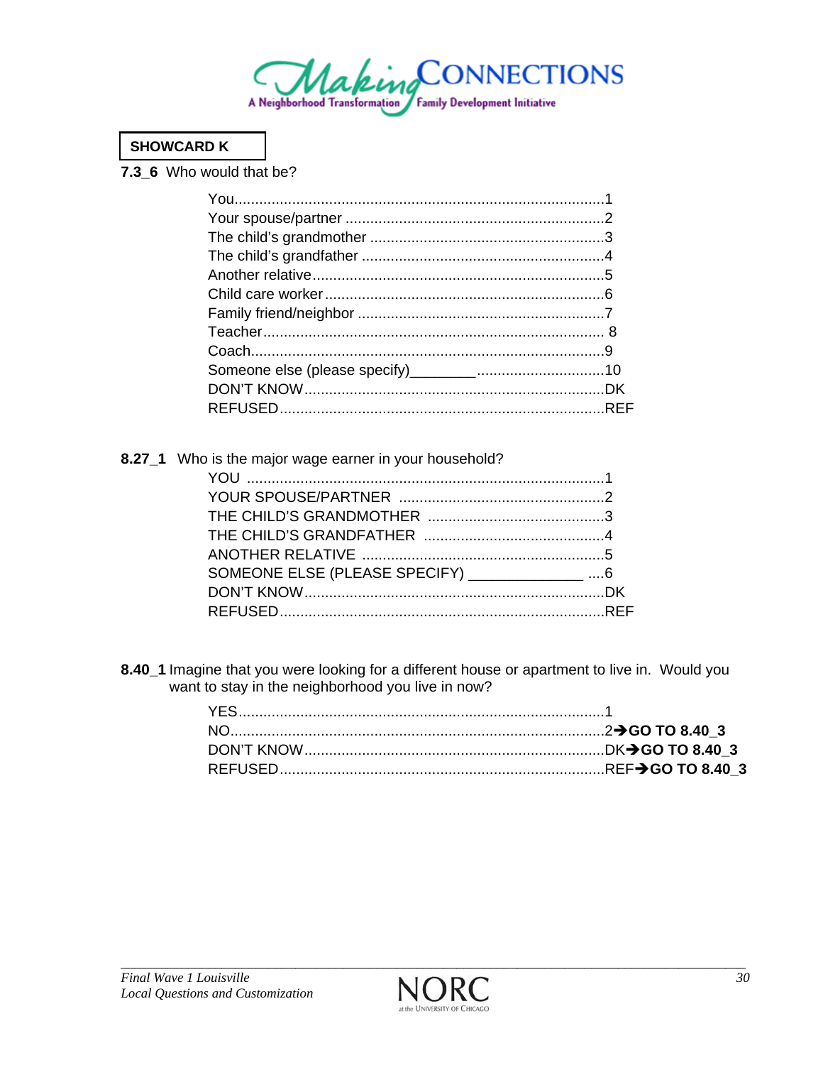**SHOWCARD K**

**7.3_6** Who would that be?

- You........................................................................................1
- Your spouse/partner ..............................................................2
- The child's grandmother ........................................................3
- The child's grandfather ..........................................................4
- Another relative......................................................................5
- Child care worker...................................................................6
- Family friend/neighbor ...........................................................7
- Teacher.................................................................................. 8
- Coach.....................................................................................9
- Someone else (please specify)________...............................10
- DON'T KNOW.......................................................................DK
- REFUSED.............................................................................REF

**8.27_1** Who is the major wage earner in your household?

- YOU .....................................................................................1
- YOUR SPOUSE/PARTNER .................................................2
- THE CHILD'S GRANDMOTHER ..........................................3
- THE CHILD'S GRANDFATHER ...........................................4
- ANOTHER RELATIVE ..........................................................5
- SOMEONE ELSE (PLEASE SPECIFY) _____________ ....6
- DON'T KNOW.......................................................................DK
- REFUSED.............................................................................REF

**8.40_1** Imagine that you were looking for a different house or apartment to live in. Would you want to stay in the neighborhood you live in now?

- YES........................................................................................1
- NO.........................................................................................2 ➔ **GO TO 8.40_3**
- DON'T KNOW.......................................................................DK ➔ **GO TO 8.40_3**
- REFUSED.............................................................................REF ➔ **GO TO 8.40_3**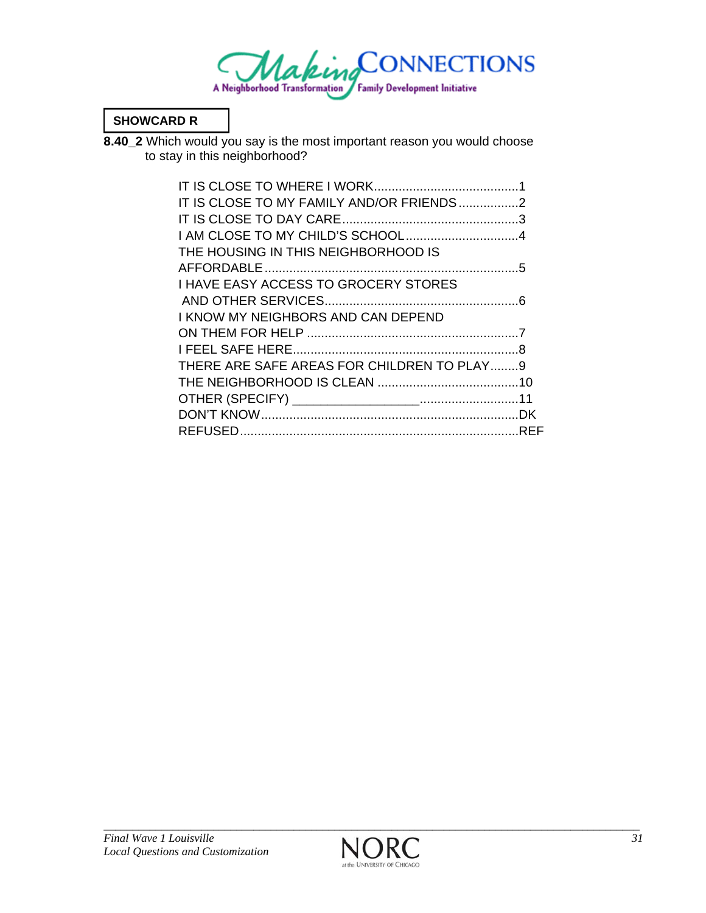**SHOWCARD R**

**8.40_2** Which would you say is the most important reason you would choose to stay in this neighborhood?

IT IS CLOSE TO WHERE I WORK.........................................1
IT IS CLOSE TO MY FAMILY AND/OR FRIENDS.................2
IT IS CLOSE TO DAY CARE.................................................3
I AM CLOSE TO MY CHILD'S SCHOOL................................4
THE HOUSING IN THIS NEIGHBORHOOD IS AFFORDABLE.......................................................................5
I HAVE EASY ACCESS TO GROCERY STORES AND OTHER SERVICES......................................................6
I KNOW MY NEIGHBORS AND CAN DEPEND ON THEM FOR HELP ...........................................................7
I FEEL SAFE HERE...............................................................8
THERE ARE SAFE AREAS FOR CHILDREN TO PLAY........9
THE NEIGHBORHOOD IS CLEAN ........................................10
OTHER (SPECIFY) _________________...........................11
DON'T KNOW.........................................................................DK
REFUSED...............................................................................REF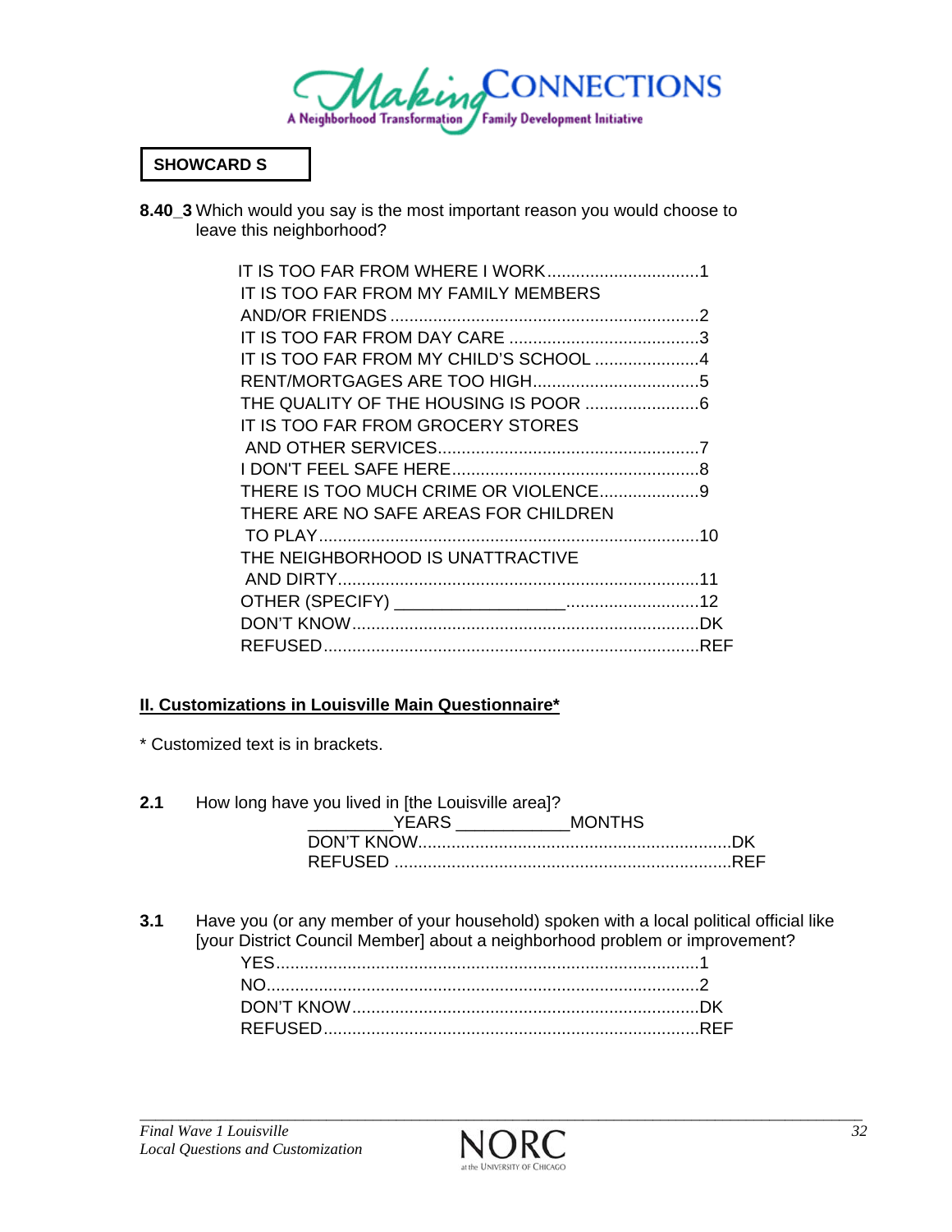**SHOWCARD S**

**8.40_3** Which would you say is the most important reason you would choose to leave this neighborhood?

IT IS TOO FAR FROM WHERE I WORK................................1
IT IS TOO FAR FROM MY FAMILY MEMBERS
AND/OR FRIENDS ..................................................................2
IT IS TOO FAR FROM DAY CARE ........................................3
IT IS TOO FAR FROM MY CHILD'S SCHOOL ......................4
RENT/MORTGAGES ARE TOO HIGH...................................5
THE QUALITY OF THE HOUSING IS POOR ........................6
IT IS TOO FAR FROM GROCERY STORES
AND OTHER SERVICES.......................................................7
I DON'T FEEL SAFE HERE....................................................8
THERE IS TOO MUCH CRIME OR VIOLENCE.....................9
THERE ARE NO SAFE AREAS FOR CHILDREN
TO PLAY.................................................................................10
THE NEIGHBORHOOD IS UNATTRACTIVE
AND DIRTY............................................................................11
OTHER (SPECIFY) _________________...........................12
DON'T KNOW.........................................................................DK
REFUSED...............................................................................REF

## II. Customizations in Louisville Main Questionnaire*

* Customized text is in brackets.

**2.1** How long have you lived in [the Louisville area]?

_________YEARS ___________MONTHS
DON'T KNOW.................................................................DK
REFUSED .......................................................................REF

**3.1** Have you (or any member of your household) spoken with a local political official like [your District Council Member] about a neighborhood problem or improvement?

YES.........................................................................................1
NO...........................................................................................2
DON'T KNOW.........................................................................DK
REFUSED...............................................................................REF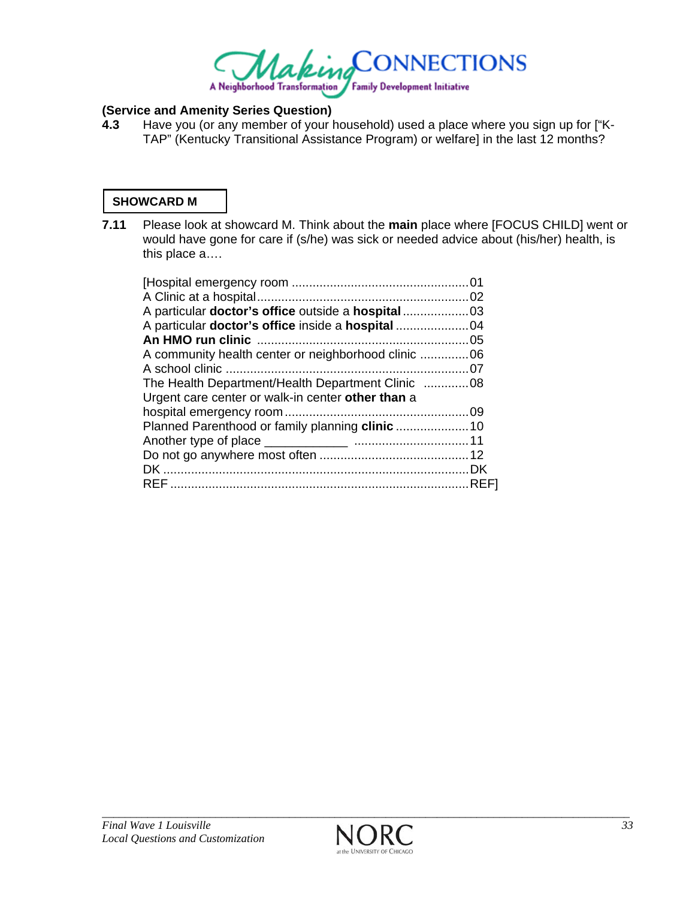**(Service and Amenity Series Question)**

**4.3** Have you (or any member of your household) used a place where you sign up for ["K-TAP" (Kentucky Transitional Assistance Program) or welfare] in the last 12 months?

**SHOWCARD M**

**7.11** Please look at showcard M. Think about the **main** place where [FOCUS CHILD] went or would have gone for care if (s/he) was sick or needed advice about (his/her) health, is this place a….

[Hospital emergency room .................................................. 01
A Clinic at a hospital ............................................................ 02
A particular **doctor's office** outside a **hospital** .................. 03
A particular **doctor's office** inside a **hospital** .................... 04
**An HMO run clinic** ............................................................ 05
A community health center or neighborhood clinic ............. 06
A school clinic ...................................................................... 07
The Health Department/Health Department Clinic ............. 08
Urgent care center or walk-in center **other than** a
hospital emergency room .................................................... 09
Planned Parenthood or family planning **clinic** .................... 10
Another type of place ____________ ................................ 11
Do not go anywhere most often ........................................... 12
DK ....................................................................................... DK
REF ..................................................................................... REF]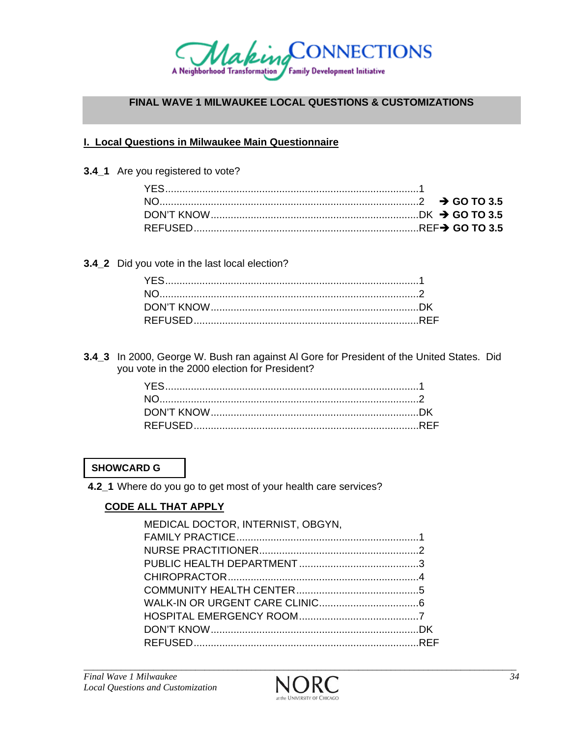## FINAL WAVE 1 MILWAUKEE LOCAL QUESTIONS & CUSTOMIZATIONS

### I. Local Questions in Milwaukee Main Questionnaire

**3.4_1** Are you registered to vote?

| | | |
|---|---|---|
| YES | 1 | |
| NO | 2 | → **GO TO 3.5** |
| DON'T KNOW | DK | → **GO TO 3.5** |
| REFUSED | REF | → **GO TO 3.5** |

**3.4_2** Did you vote in the last local election?

| | |
|---|---|
| YES | 1 |
| NO | 2 |
| DON'T KNOW | DK |
| REFUSED | REF |

**3.4_3** In 2000, George W. Bush ran against Al Gore for President of the United States. Did you vote in the 2000 election for President?

| | |
|---|---|
| YES | 1 |
| NO | 2 |
| DON'T KNOW | DK |
| REFUSED | REF |

**SHOWCARD G**

**4.2_1** Where do you go to get most of your health care services?

**CODE ALL THAT APPLY**

| | |
|---|---|
| MEDICAL DOCTOR, INTERNIST, OBGYN, FAMILY PRACTICE | 1 |
| NURSE PRACTITIONER | 2 |
| PUBLIC HEALTH DEPARTMENT | 3 |
| CHIROPRACTOR | 4 |
| COMMUNITY HEALTH CENTER | 5 |
| WALK-IN OR URGENT CARE CLINIC | 6 |
| HOSPITAL EMERGENCY ROOM | 7 |
| DON'T KNOW | DK |
| REFUSED | REF |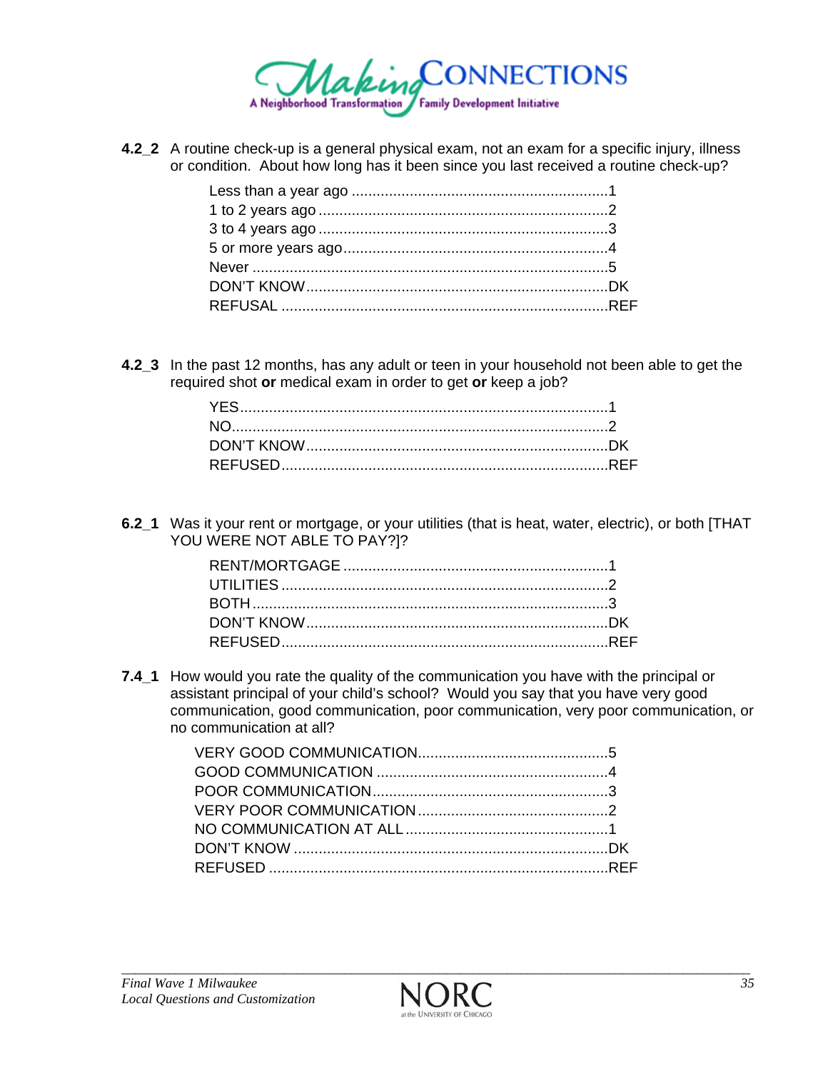**4.2_2** A routine check-up is a general physical exam, not an exam for a specific injury, illness or condition. About how long has it been since you last received a routine check-up?

| | |
|---|---|
| Less than a year ago | 1 |
| 1 to 2 years ago | 2 |
| 3 to 4 years ago | 3 |
| 5 or more years ago | 4 |
| Never | 5 |
| DON'T KNOW | DK |
| REFUSAL | REF |

**4.2_3** In the past 12 months, has any adult or teen in your household not been able to get the required shot **or** medical exam in order to get **or** keep a job?

| | |
|---|---|
| YES | 1 |
| NO | 2 |
| DON'T KNOW | DK |
| REFUSED | REF |

**6.2_1** Was it your rent or mortgage, or your utilities (that is heat, water, electric), or both [THAT YOU WERE NOT ABLE TO PAY?]?

| | |
|---|---|
| RENT/MORTGAGE | 1 |
| UTILITIES | 2 |
| BOTH | 3 |
| DON'T KNOW | DK |
| REFUSED | REF |

**7.4_1** How would you rate the quality of the communication you have with the principal or assistant principal of your child's school? Would you say that you have very good communication, good communication, poor communication, very poor communication, or no communication at all?

| | |
|---|---|
| VERY GOOD COMMUNICATION | 5 |
| GOOD COMMUNICATION | 4 |
| POOR COMMUNICATION | 3 |
| VERY POOR COMMUNICATION | 2 |
| NO COMMUNICATION AT ALL | 1 |
| DON'T KNOW | DK |
| REFUSED | REF |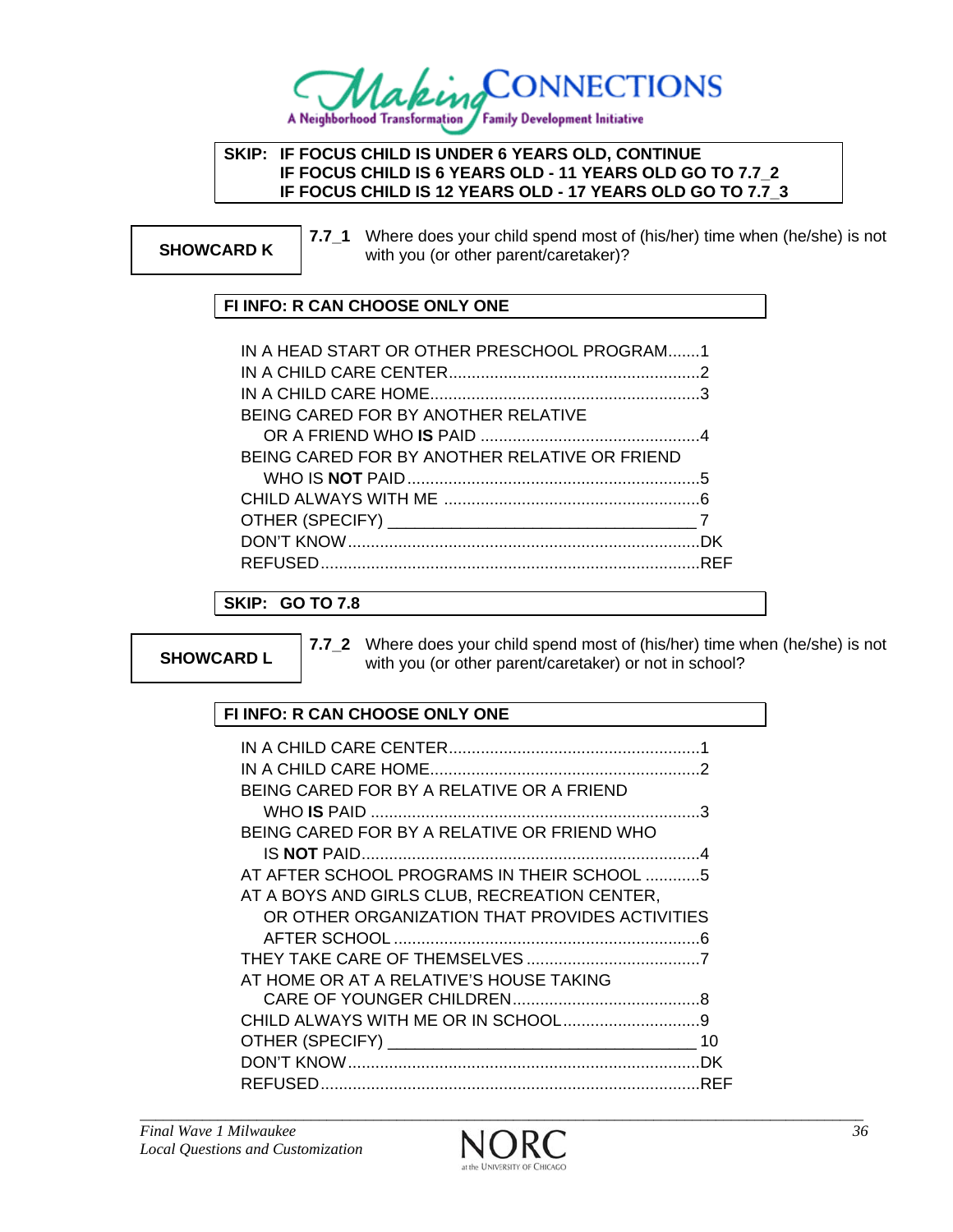**Making Connections**
A Neighborhood Transformation / Family Development Initiative

**SKIP: IF FOCUS CHILD IS UNDER 6 YEARS OLD, CONTINUE**
**IF FOCUS CHILD IS 6 YEARS OLD - 11 YEARS OLD GO TO 7.7_2**
**IF FOCUS CHILD IS 12 YEARS OLD - 17 YEARS OLD GO TO 7.7_3**

**SHOWCARD K**

**7.7_1** Where does your child spend most of (his/her) time when (he/she) is not with you (or other parent/caretaker)?

**FI INFO: R CAN CHOOSE ONLY ONE**

IN A HEAD START OR OTHER PRESCHOOL PROGRAM.......1
IN A CHILD CARE CENTER.......................................................2
IN A CHILD CARE HOME...........................................................3
BEING CARED FOR BY ANOTHER RELATIVE
  OR A FRIEND WHO **IS** PAID ................................................4
BEING CARED FOR BY ANOTHER RELATIVE OR FRIEND
  WHO IS **NOT** PAID.................................................................5
CHILD ALWAYS WITH ME ........................................................6
OTHER (SPECIFY) __________________________________ 7
DON'T KNOW.............................................................................DK
REFUSED...................................................................................REF

**SKIP: GO TO 7.8**

**SHOWCARD L**

**7.7_2** Where does your child spend most of (his/her) time when (he/she) is not with you (or other parent/caretaker) or not in school?

**FI INFO: R CAN CHOOSE ONLY ONE**

IN A CHILD CARE CENTER.......................................................1
IN A CHILD CARE HOME...........................................................2
BEING CARED FOR BY A RELATIVE OR A FRIEND
  WHO **IS** PAID .........................................................................3
BEING CARED FOR BY A RELATIVE OR FRIEND WHO
  IS **NOT** PAID..........................................................................4
AT AFTER SCHOOL PROGRAMS IN THEIR SCHOOL ............5
AT A BOYS AND GIRLS CLUB, RECREATION CENTER,
  OR OTHER ORGANIZATION THAT PROVIDES ACTIVITIES
  AFTER SCHOOL ...................................................................6
THEY TAKE CARE OF THEMSELVES ......................................7
AT HOME OR AT A RELATIVE'S HOUSE TAKING
  CARE OF YOUNGER CHILDREN.........................................8
CHILD ALWAYS WITH ME OR IN SCHOOL..............................9
OTHER (SPECIFY) __________________________________ 10
DON'T KNOW.............................................................................DK
REFUSED...................................................................................REF

*Final Wave 1 Milwaukee*
*Local Questions and Customization*

NORC at the University of Chicago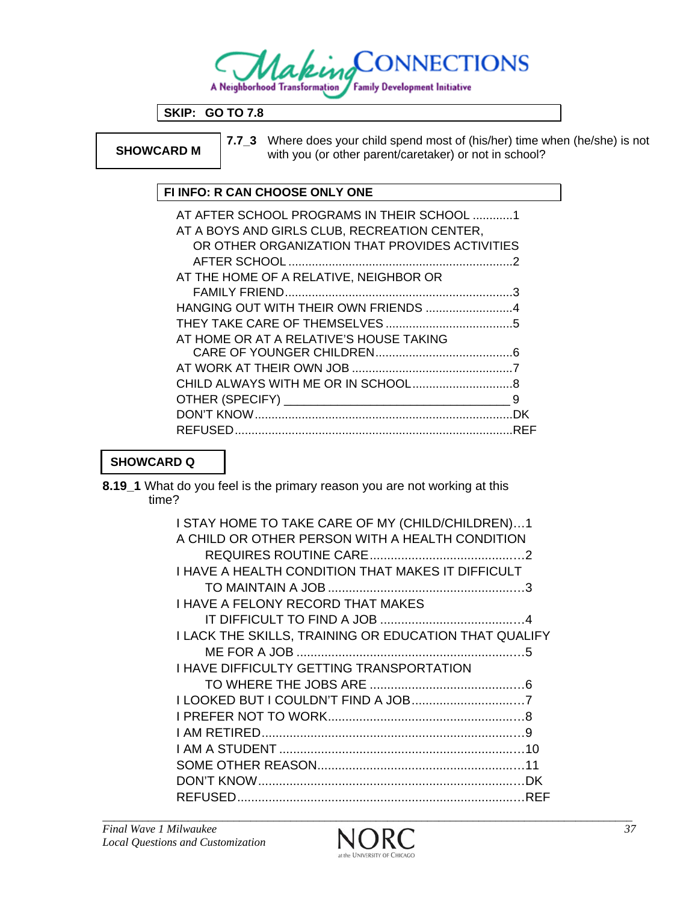**SKIP: GO TO 7.8**

**SHOWCARD M**

**7.7_3** Where does your child spend most of (his/her) time when (he/she) is not with you (or other parent/caretaker) or not in school?

**FI INFO: R CAN CHOOSE ONLY ONE**

AT AFTER SCHOOL PROGRAMS IN THEIR SCHOOL ............1
AT A BOYS AND GIRLS CLUB, RECREATION CENTER, OR OTHER ORGANIZATION THAT PROVIDES ACTIVITIES AFTER SCHOOL ..................................................................2
AT THE HOME OF A RELATIVE, NEIGHBOR OR FAMILY FRIEND...................................................................3
HANGING OUT WITH THEIR OWN FRIENDS ..........................4
THEY TAKE CARE OF THEMSELVES ......................................5
AT HOME OR AT A RELATIVE'S HOUSE TAKING CARE OF YOUNGER CHILDREN.........................................6
AT WORK AT THEIR OWN JOB ................................................7
CHILD ALWAYS WITH ME OR IN SCHOOL..............................8
OTHER (SPECIFY) ___________________________________ 9
DON'T KNOW............................................................................DK
REFUSED..................................................................................REF

**SHOWCARD Q**

**8.19_1** What do you feel is the primary reason you are not working at this time?

I STAY HOME TO TAKE CARE OF MY (CHILD/CHILDREN)...1
A CHILD OR OTHER PERSON WITH A HEALTH CONDITION REQUIRES ROUTINE CARE............................................2
I HAVE A HEALTH CONDITION THAT MAKES IT DIFFICULT TO MAINTAIN A JOB ........................................................3
I HAVE A FELONY RECORD THAT MAKES IT DIFFICULT TO FIND A JOB .........................................4
I LACK THE SKILLS, TRAINING OR EDUCATION THAT QUALIFY ME FOR A JOB .................................................................5
I HAVE DIFFICULTY GETTING TRANSPORTATION TO WHERE THE JOBS ARE ............................................6
I LOOKED BUT I COULDN'T FIND A JOB................................7
I PREFER NOT TO WORK........................................................8
I AM RETIRED...........................................................................9
I AM A STUDENT ......................................................................10
SOME OTHER REASON...........................................................11
DON'T KNOW............................................................................DK
REFUSED..................................................................................REF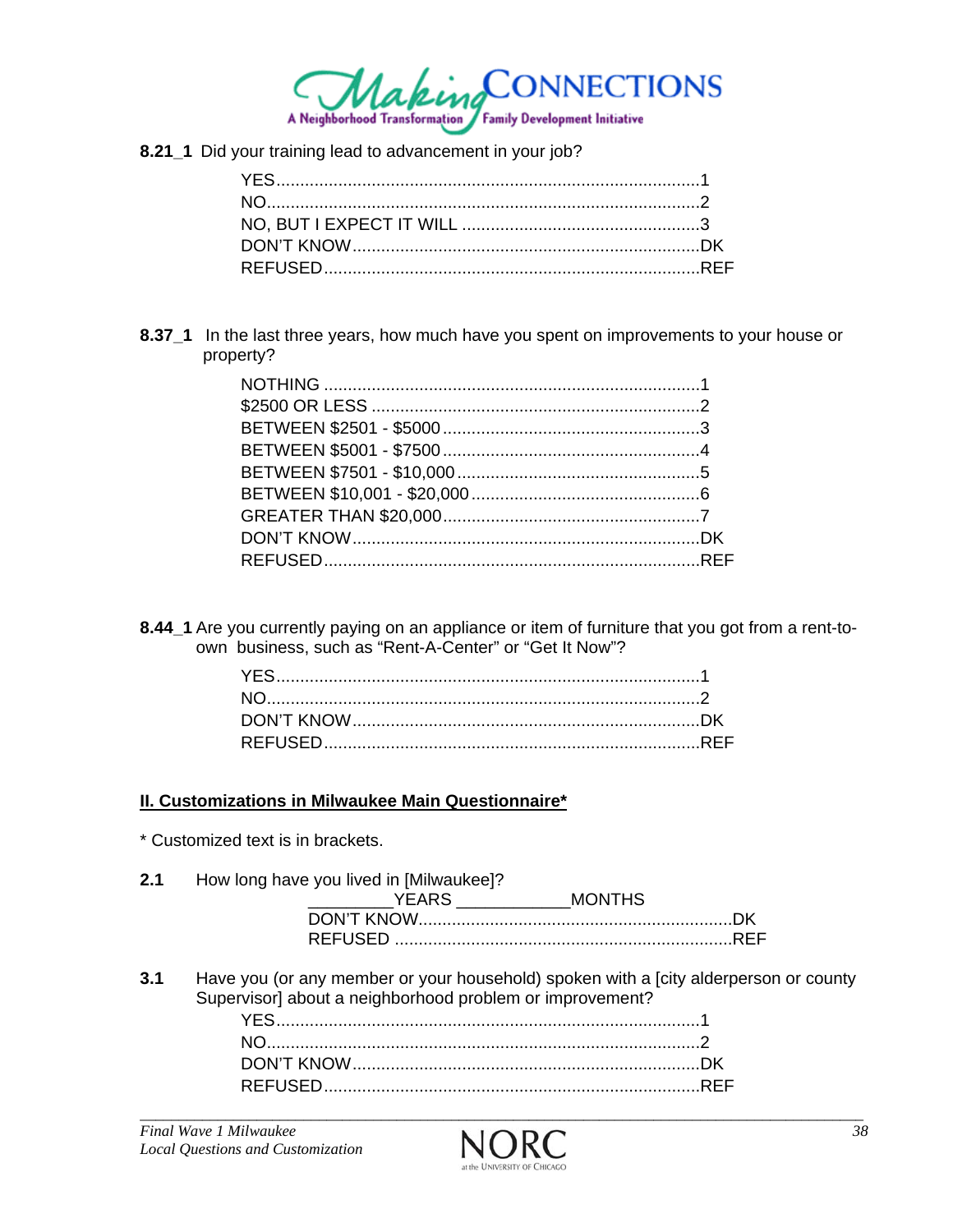**8.21_1** Did your training lead to advancement in your job?

YES........................................................................................1
NO..........................................................................................2
NO, BUT I EXPECT IT WILL .................................................3
DON'T KNOW........................................................................DK
REFUSED..............................................................................REF

**8.37_1** In the last three years, how much have you spent on improvements to your house or property?

NOTHING ..............................................................................1
$2500 OR LESS ....................................................................2
BETWEEN $2501 - $5000......................................................3
BETWEEN $5001 - $7500......................................................4
BETWEEN $7501 - $10,000..................................................5
BETWEEN $10,001 - $20,000...............................................6
GREATER THAN $20,000.....................................................7
DON'T KNOW........................................................................DK
REFUSED..............................................................................REF

**8.44_1** Are you currently paying on an appliance or item of furniture that you got from a rent-to-own business, such as "Rent-A-Center" or "Get It Now"?

YES........................................................................................1
NO..........................................................................................2
DON'T KNOW........................................................................DK
REFUSED..............................................................................REF

## II. Customizations in Milwaukee Main Questionnaire*

* Customized text is in brackets.

**2.1** How long have you lived in [Milwaukee]?

_________YEARS ___________MONTHS
DON'T KNOW.................................................................DK
REFUSED ......................................................................REF

**3.1** Have you (or any member or your household) spoken with a [city alderperson or county Supervisor] about a neighborhood problem or improvement?

YES........................................................................................1
NO..........................................................................................2
DON'T KNOW........................................................................DK
REFUSED..............................................................................REF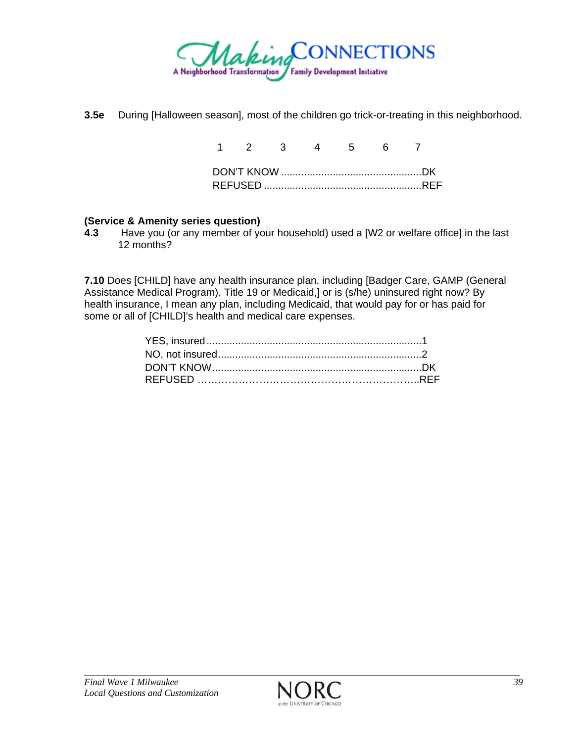**3.5e** During [Halloween season], most of the children go trick-or-treating in this neighborhood.

1 2 3 4 5 6 7

DON'T KNOW ................................................DK
REFUSED .......................................................REF

**(Service & Amenity series question)**
**4.3** Have you (or any member of your household) used a [W2 or welfare office] in the last 12 months?

**7.10** Does [CHILD] have any health insurance plan, including [Badger Care, GAMP (General Assistance Medical Program), Title 19 or Medicaid,] or is (s/he) uninsured right now? By health insurance, I mean any plan, including Medicaid, that would pay for or has paid for some or all of [CHILD]'s health and medical care expenses.

YES, insured..........................................................................1
NO, not insured.....................................................................2
DON'T KNOW........................................................................DK
REFUSED ……………………………………………………….REF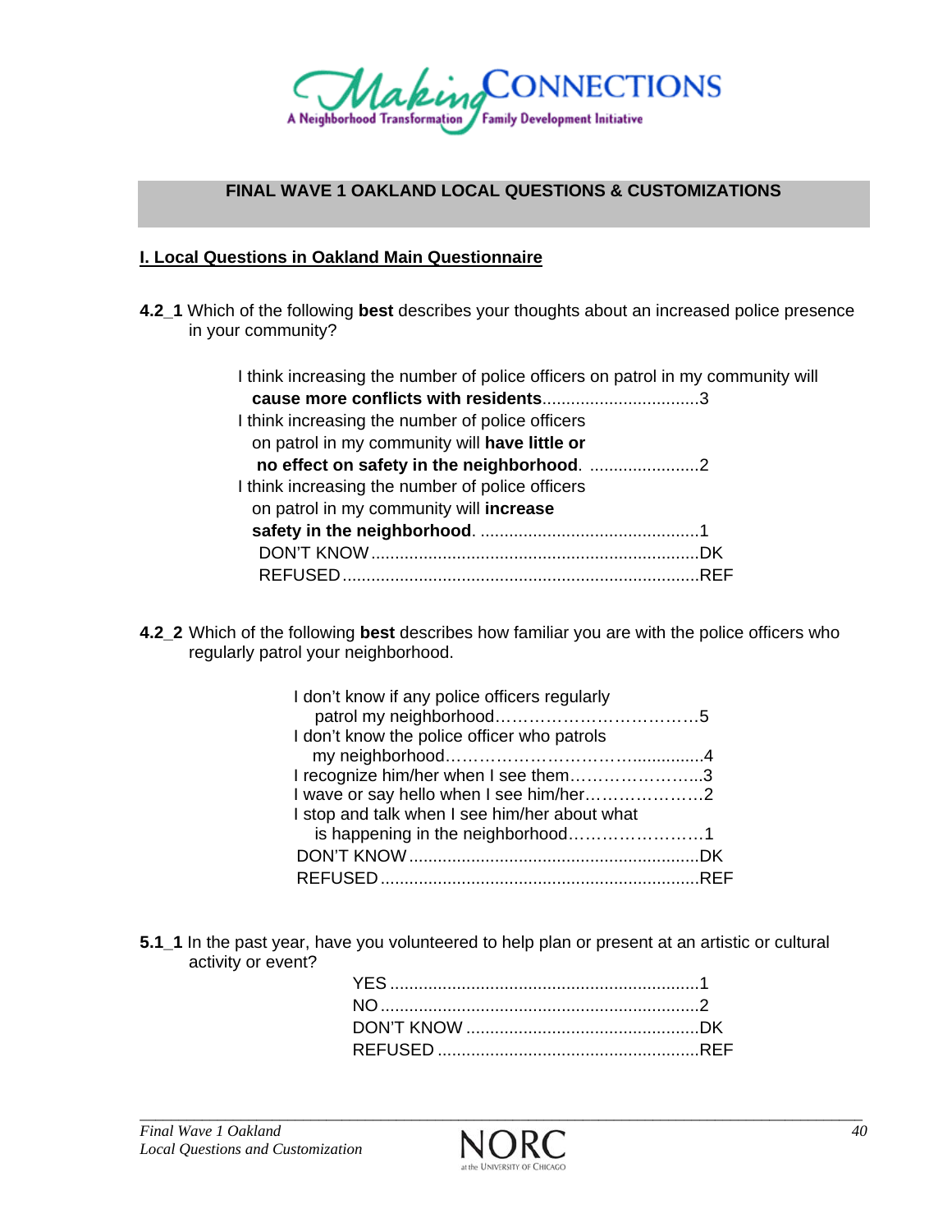**FINAL WAVE 1 OAKLAND LOCAL QUESTIONS & CUSTOMIZATIONS**

**I. Local Questions in Oakland Main Questionnaire**

**4.2_1** Which of the following **best** describes your thoughts about an increased police presence in your community?

I think increasing the number of police officers on patrol in my community will **cause more conflicts with residents**.................................3
I think increasing the number of police officers on patrol in my community will **have little or no effect on safety in the neighborhood**. .......................2
I think increasing the number of police officers on patrol in my community will **increase safety in the neighborhood**. ..............................................1
DON'T KNOW .....................................................................DK
REFUSED ...........................................................................REF

**4.2_2** Which of the following **best** describes how familiar you are with the police officers who regularly patrol your neighborhood.

I don't know if any police officers regularly patrol my neighborhood……………………………5
I don't know the police officer who patrols my neighborhood……………………………..............4
I recognize him/her when I see them…………………..3
I wave or say hello when I see him/her………………..2
I stop and talk when I see him/her about what is happening in the neighborhood……………………1
DON'T KNOW .............................................................DK
REFUSED ...................................................................REF

**5.1_1** In the past year, have you volunteered to help plan or present at an artistic or cultural activity or event?

YES .................................................................1
NO ...................................................................2
DON'T KNOW .................................................DK
REFUSED .......................................................REF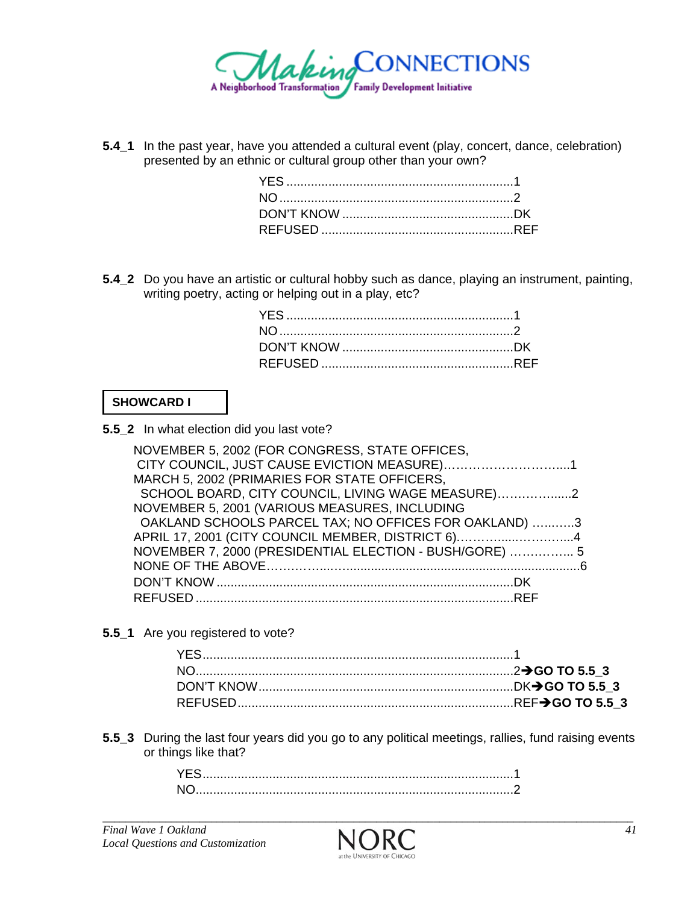**5.4_1** In the past year, have you attended a cultural event (play, concert, dance, celebration) presented by an ethnic or cultural group other than your own?

YES ....................................................................1
NO .....................................................................2
DON'T KNOW ....................................................DK
REFUSED .........................................................REF

**5.4_2** Do you have an artistic or cultural hobby such as dance, playing an instrument, painting, writing poetry, acting or helping out in a play, etc?

YES ....................................................................1
NO .....................................................................2
DON'T KNOW ....................................................DK
REFUSED .........................................................REF

**SHOWCARD I**

**5.5_2** In what election did you last vote?

NOVEMBER 5, 2002 (FOR CONGRESS, STATE OFFICES, CITY COUNCIL, JUST CAUSE EVICTION MEASURE)…………………………....1
MARCH 5, 2002 (PRIMARIES FOR STATE OFFICERS, SCHOOL BOARD, CITY COUNCIL, LIVING WAGE MEASURE)……………......2
NOVEMBER 5, 2001 (VARIOUS MEASURES, INCLUDING OAKLAND SCHOOLS PARCEL TAX; NO OFFICES FOR OAKLAND) …...…...3
APRIL 17, 2001 (CITY COUNCIL MEMBER, DISTRICT 6)…………......………....4
NOVEMBER 7, 2000 (PRESIDENTIAL ELECTION - BUSH/GORE) …………... 5
NONE OF THE ABOVE……………......................................................................6
DON'T KNOW ......................................................................................DK
REFUSED ............................................................................................REF

**5.5_1** Are you registered to vote?

YES.........................................................................................1
NO..........................................................................................2 ➔ **GO TO 5.5_3**
DON'T KNOW........................................................................DK ➔ **GO TO 5.5_3**
REFUSED..............................................................................REF ➔ **GO TO 5.5_3**

**5.5_3** During the last four years did you go to any political meetings, rallies, fund raising events or things like that?

YES.........................................................................................1
NO..........................................................................................2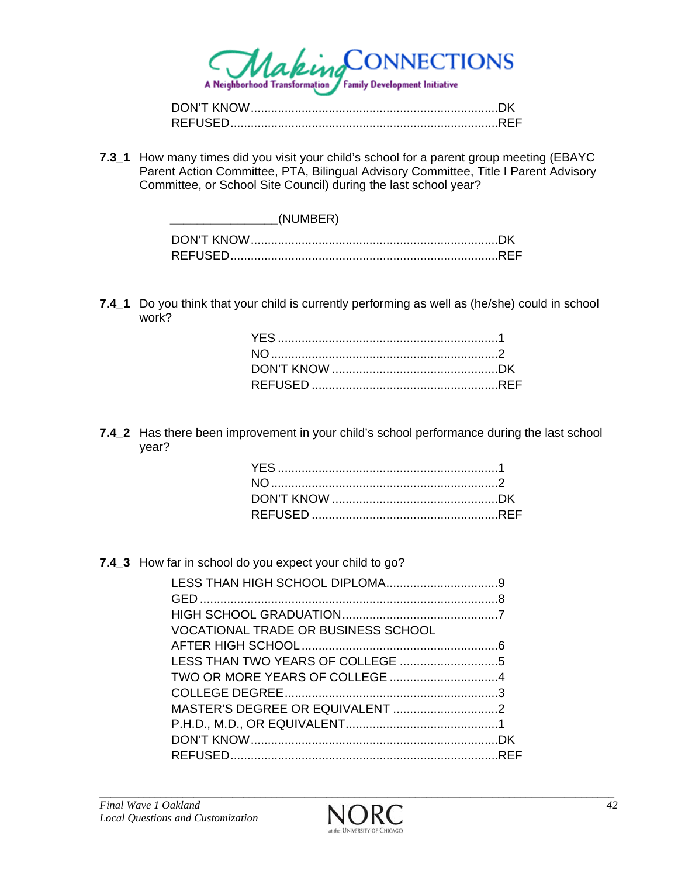DON'T KNOW........................................................................DK
REFUSED..............................................................................REF

**7.3_1** How many times did you visit your child's school for a parent group meeting (EBAYC Parent Action Committee, PTA, Bilingual Advisory Committee, Title I Parent Advisory Committee, or School Site Council) during the last school year?

________________(NUMBER)

DON'T KNOW........................................................................DK
REFUSED..............................................................................REF

**7.4_1** Do you think that your child is currently performing as well as (he/she) could in school work?

YES .................................................................1
NO ...................................................................2
DON'T KNOW .................................................DK
REFUSED .......................................................REF

**7.4_2** Has there been improvement in your child's school performance during the last school year?

YES .................................................................1
NO ...................................................................2
DON'T KNOW .................................................DK
REFUSED .......................................................REF

**7.4_3** How far in school do you expect your child to go?

LESS THAN HIGH SCHOOL DIPLOMA.................................9
GED .......................................................................................8
HIGH SCHOOL GRADUATION..............................................7
VOCATIONAL TRADE OR BUSINESS SCHOOL
AFTER HIGH SCHOOL..........................................................6
LESS THAN TWO YEARS OF COLLEGE .............................5
TWO OR MORE YEARS OF COLLEGE ................................4
COLLEGE DEGREE...............................................................3
MASTER'S DEGREE OR EQUIVALENT ...............................2
P.H.D., M.D., OR EQUIVALENT.............................................1
DON'T KNOW........................................................................DK
REFUSED..............................................................................REF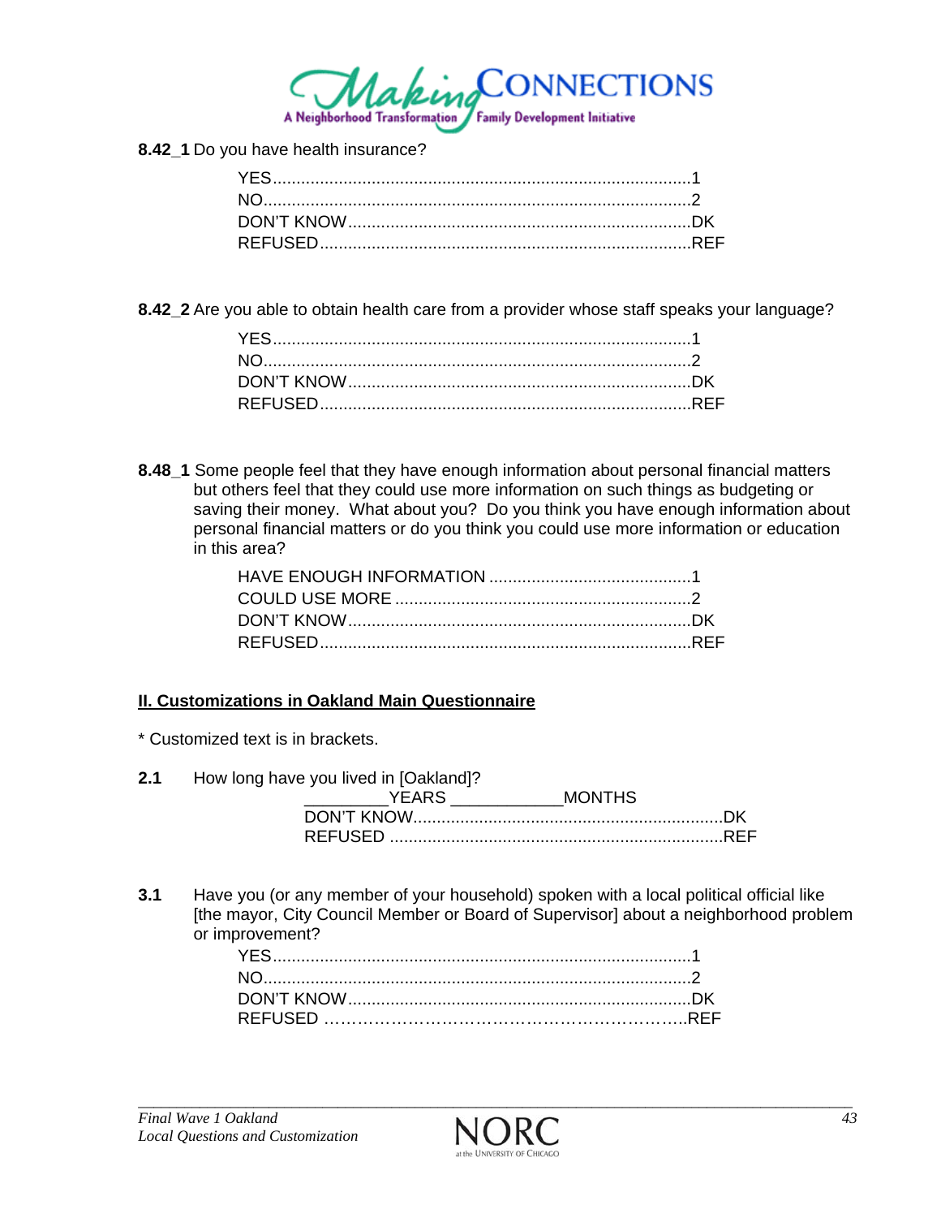**8.42_1** Do you have health insurance?

YES........................................................................................1
NO..........................................................................................2
DON'T KNOW.........................................................................DK
REFUSED...............................................................................REF

**8.42_2** Are you able to obtain health care from a provider whose staff speaks your language?

YES........................................................................................1
NO..........................................................................................2
DON'T KNOW.........................................................................DK
REFUSED...............................................................................REF

**8.48_1** Some people feel that they have enough information about personal financial matters but others feel that they could use more information on such things as budgeting or saving their money. What about you? Do you think you have enough information about personal financial matters or do you think you could use more information or education in this area?

HAVE ENOUGH INFORMATION ...........................................1
COULD USE MORE ...............................................................2
DON'T KNOW.........................................................................DK
REFUSED...............................................................................REF

## II. Customizations in Oakland Main Questionnaire

* Customized text is in brackets.

**2.1** How long have you lived in [Oakland]?

_________YEARS ___________MONTHS
DON'T KNOW.................................................................DK
REFUSED ......................................................................REF

**3.1** Have you (or any member of your household) spoken with a local political official like [the mayor, City Council Member or Board of Supervisor] about a neighborhood problem or improvement?

YES........................................................................................1
NO..........................................................................................2
DON'T KNOW.........................................................................DK
REFUSED ………………………………………………………..REF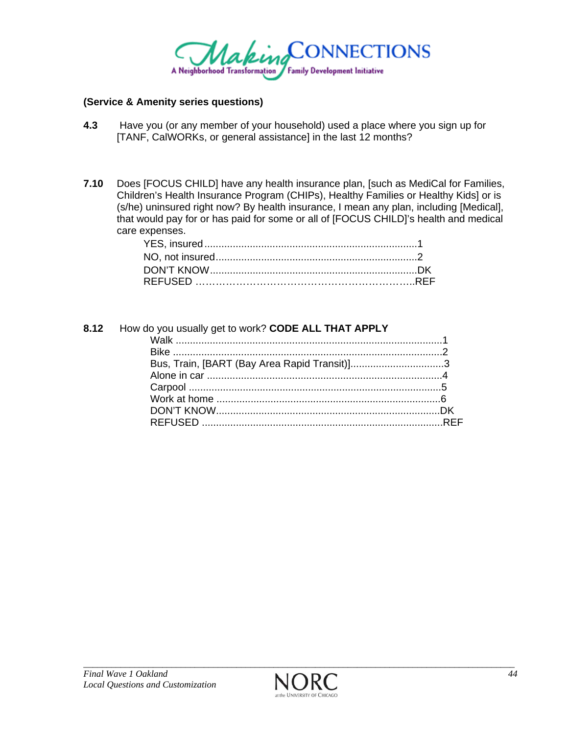**(Service & Amenity series questions)**

**4.3** Have you (or any member of your household) used a place where you sign up for [TANF, CalWORKs, or general assistance] in the last 12 months?

**7.10** Does [FOCUS CHILD] have any health insurance plan, [such as MediCal for Families, Children's Health Insurance Program (CHIPs), Healthy Families or Healthy Kids] or is (s/he) uninsured right now? By health insurance, I mean any plan, including [Medical], that would pay for or has paid for some or all of [FOCUS CHILD]'s health and medical care expenses.

- YES, insured....................................................................1
- NO, not insured................................................................2
- DON'T KNOW..................................................................DK
- REFUSED ……………………………………………………..REF

**8.12** How do you usually get to work? **CODE ALL THAT APPLY**

- Walk ..............................................................................1
- Bike ...............................................................................2
- Bus, Train, [BART (Bay Area Rapid Transit)].................................3
- Alone in car ....................................................................4
- Carpool ..........................................................................5
- Work at home ..................................................................6
- DON'T KNOW...................................................................DK
- REFUSED .......................................................................REF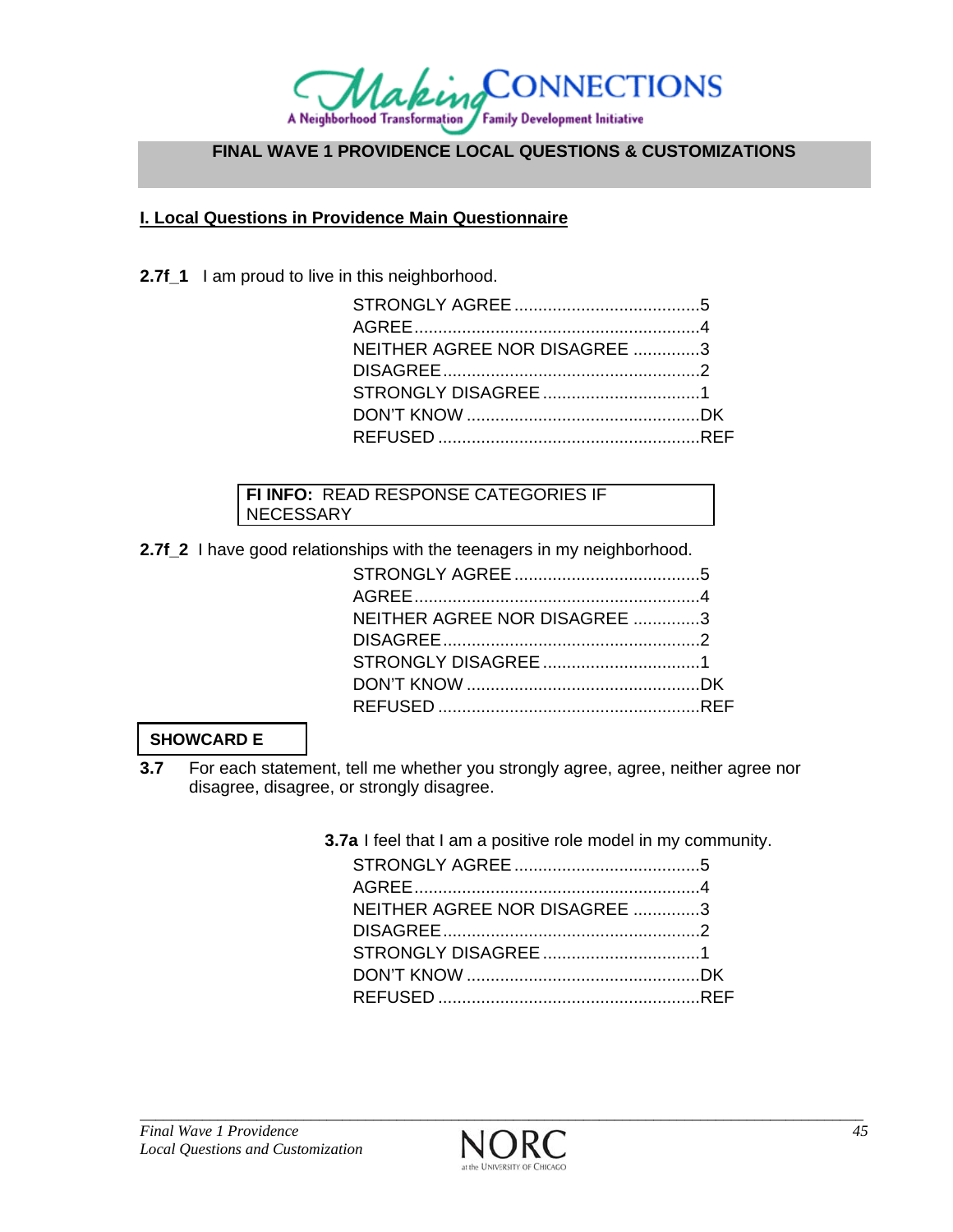**FINAL WAVE 1 PROVIDENCE LOCAL QUESTIONS & CUSTOMIZATIONS**

## I. Local Questions in Providence Main Questionnaire

**2.7f_1** I am proud to live in this neighborhood.

STRONGLY AGREE .......................................5
AGREE ............................................................4
NEITHER AGREE NOR DISAGREE ..............3
DISAGREE ......................................................2
STRONGLY DISAGREE .................................1
DON'T KNOW .................................................DK
REFUSED .......................................................REF

**FI INFO:** READ RESPONSE CATEGORIES IF NECESSARY

**2.7f_2** I have good relationships with the teenagers in my neighborhood.

STRONGLY AGREE .......................................5
AGREE ............................................................4
NEITHER AGREE NOR DISAGREE ..............3
DISAGREE ......................................................2
STRONGLY DISAGREE .................................1
DON'T KNOW .................................................DK
REFUSED .......................................................REF

**SHOWCARD E**

**3.7** For each statement, tell me whether you strongly agree, agree, neither agree nor disagree, disagree, or strongly disagree.

**3.7a** I feel that I am a positive role model in my community.

STRONGLY AGREE .......................................5
AGREE ............................................................4
NEITHER AGREE NOR DISAGREE ..............3
DISAGREE ......................................................2
STRONGLY DISAGREE .................................1
DON'T KNOW .................................................DK
REFUSED .......................................................REF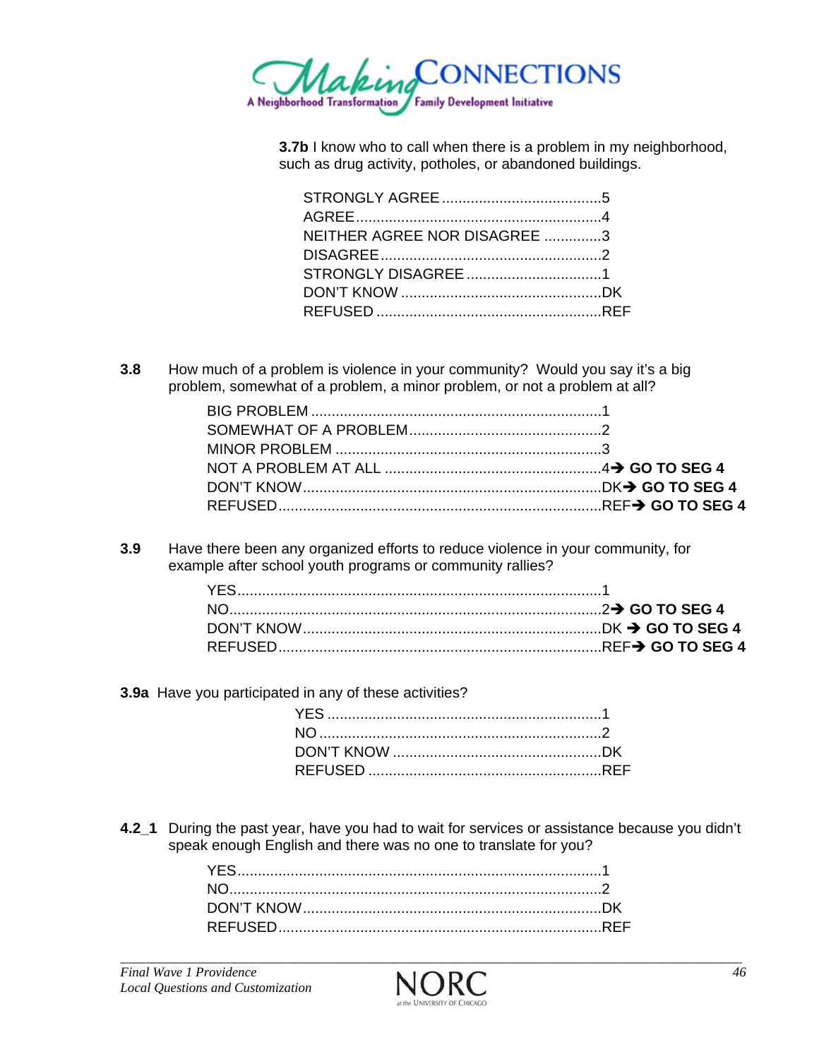**3.7b** I know who to call when there is a problem in my neighborhood, such as drug activity, potholes, or abandoned buildings.

STRONGLY AGREE .......................................5
AGREE ............................................................4
NEITHER AGREE NOR DISAGREE ..............3
DISAGREE ......................................................2
STRONGLY DISAGREE .................................1
DON'T KNOW .................................................DK
REFUSED .......................................................REF

**3.8** How much of a problem is violence in your community? Would you say it's a big problem, somewhat of a problem, a minor problem, or not a problem at all?

BIG PROBLEM .......................................................................1
SOMEWHAT OF A PROBLEM................................................2
MINOR PROBLEM .................................................................3
NOT A PROBLEM AT ALL .....................................................4 ➔ **GO TO SEG 4**
DON'T KNOW.........................................................................DK ➔ **GO TO SEG 4**
REFUSED...............................................................................REF ➔ **GO TO SEG 4**

**3.9** Have there been any organized efforts to reduce violence in your community, for example after school youth programs or community rallies?

YES.........................................................................................1
NO...........................................................................................2 ➔ **GO TO SEG 4**
DON'T KNOW.........................................................................DK ➔ **GO TO SEG 4**
REFUSED...............................................................................REF ➔ **GO TO SEG 4**

**3.9a** Have you participated in any of these activities?

YES ...................................................................1
NO .....................................................................2
DON'T KNOW ...................................................DK
REFUSED .........................................................REF

**4.2_1** During the past year, have you had to wait for services or assistance because you didn't speak enough English and there was no one to translate for you?

YES.........................................................................................1
NO...........................................................................................2
DON'T KNOW.........................................................................DK
REFUSED...............................................................................REF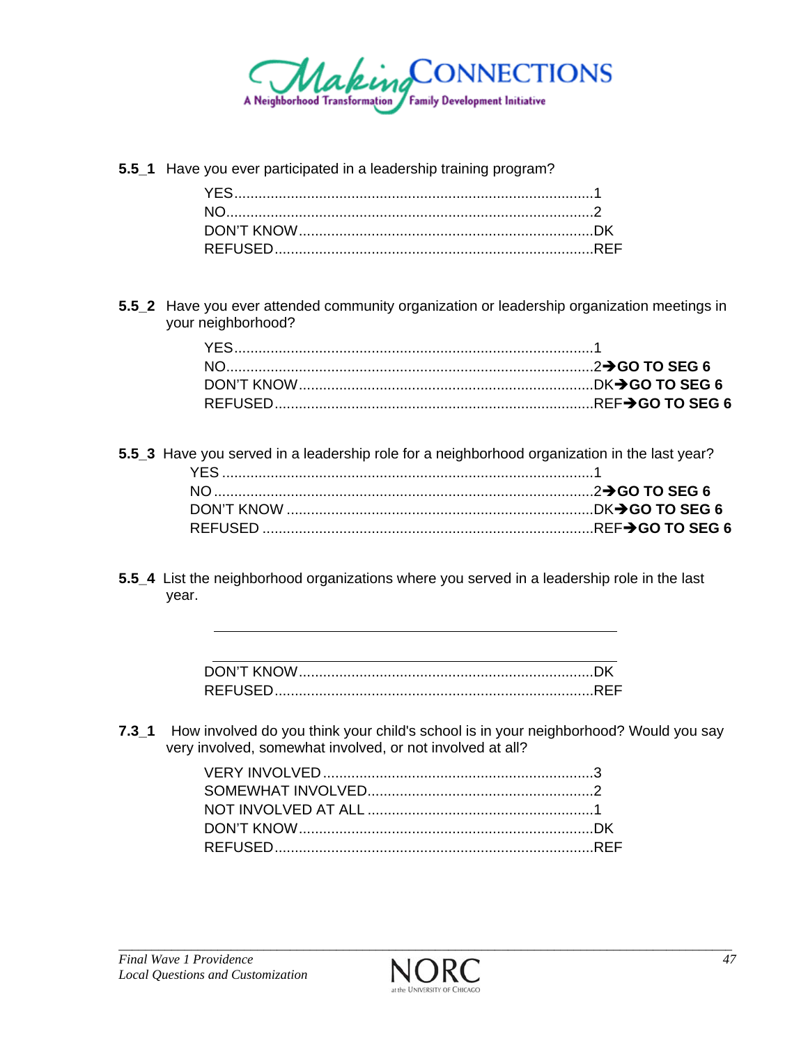**5.5_1** Have you ever participated in a leadership training program?

YES........................................................................................1
NO..........................................................................................2
DON'T KNOW........................................................................DK
REFUSED..............................................................................REF

**5.5_2** Have you ever attended community organization or leadership organization meetings in your neighborhood?

YES........................................................................................1
NO..........................................................................................2➔**GO TO SEG 6**
DON'T KNOW........................................................................DK➔**GO TO SEG 6**
REFUSED..............................................................................REF➔**GO TO SEG 6**

**5.5_3** Have you served in a leadership role for a neighborhood organization in the last year?

YES .........................................................................................1
NO ...........................................................................................2➔**GO TO SEG 6**
DON'T KNOW ..........................................................................DK➔**GO TO SEG 6**
REFUSED ................................................................................REF➔**GO TO SEG 6**

**5.5_4** List the neighborhood organizations where you served in a leadership role in the last year.

\_\_\_\_\_\_\_\_\_\_\_\_\_\_\_\_\_\_\_\_\_\_\_\_\_\_\_\_\_\_\_\_\_\_\_\_\_\_\_\_\_\_\_\_

\_\_\_\_\_\_\_\_\_\_\_\_\_\_\_\_\_\_\_\_\_\_\_\_\_\_\_\_\_\_\_\_\_\_\_\_\_\_\_\_\_\_\_\_

DON'T KNOW........................................................................DK
REFUSED..............................................................................REF

**7.3_1** How involved do you think your child's school is in your neighborhood? Would you say very involved, somewhat involved, or not involved at all?

VERY INVOLVED ..................................................................3
SOMEWHAT INVOLVED.......................................................2
NOT INVOLVED AT ALL .......................................................1
DON'T KNOW........................................................................DK
REFUSED..............................................................................REF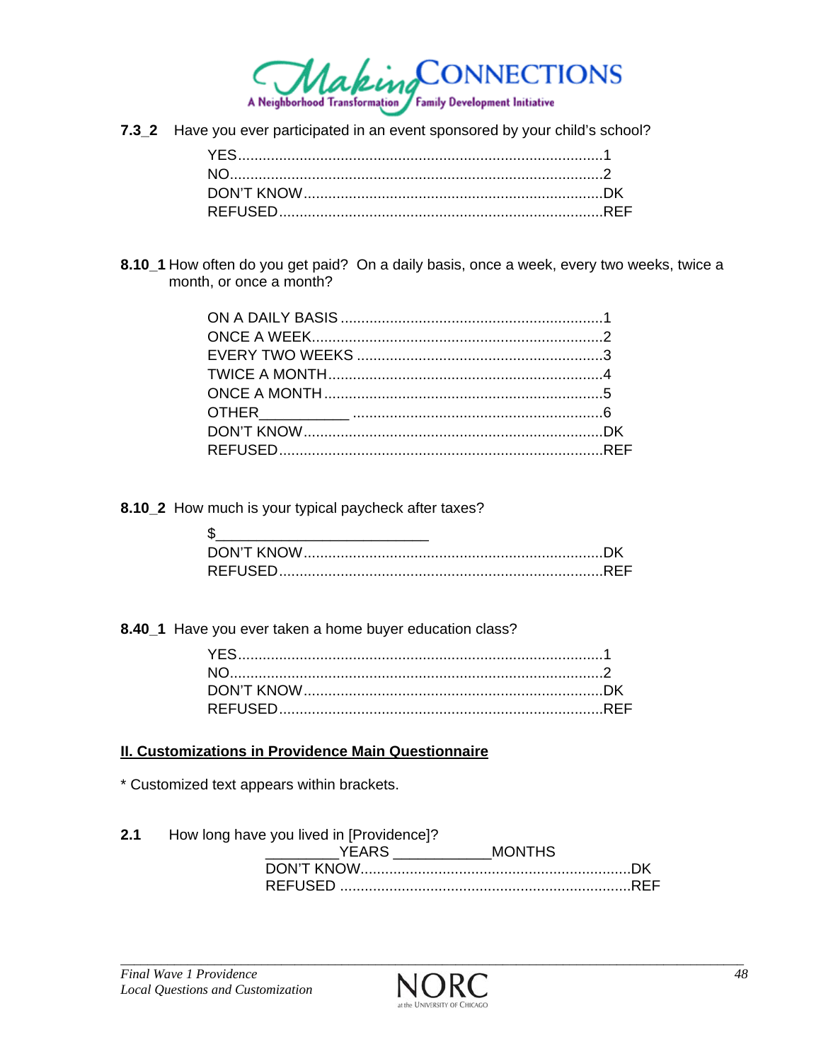**7.3_2** Have you ever participated in an event sponsored by your child's school?

YES........................................................................................1
NO..........................................................................................2
DON'T KNOW........................................................................DK
REFUSED..............................................................................REF

**8.10_1** How often do you get paid? On a daily basis, once a week, every two weeks, twice a month, or once a month?

ON A DAILY BASIS ...............................................................1
ONCE A WEEK......................................................................2
EVERY TWO WEEKS ...........................................................3
TWICE A MONTH..................................................................4
ONCE A MONTH...................................................................5
OTHER___________ ............................................................6
DON'T KNOW........................................................................DK
REFUSED..............................................................................REF

**8.10_2** How much is your typical paycheck after taxes?

$_________________________
DON'T KNOW........................................................................DK
REFUSED..............................................................................REF

**8.40_1** Have you ever taken a home buyer education class?

YES........................................................................................1
NO..........................................................................................2
DON'T KNOW........................................................................DK
REFUSED..............................................................................REF

## II. Customizations in Providence Main Questionnaire

* Customized text appears within brackets.

**2.1** How long have you lived in [Providence]?

_________YEARS ___________MONTHS
DON'T KNOW.................................................................DK
REFUSED .....................................................................REF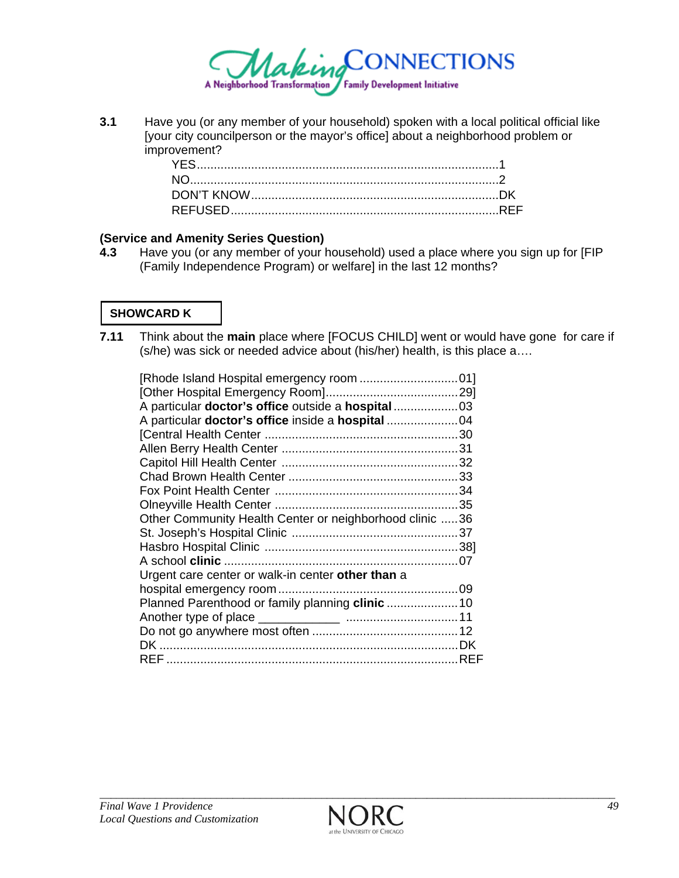**3.1** Have you (or any member of your household) spoken with a local political official like [your city councilperson or the mayor's office] about a neighborhood problem or improvement?

YES........................................................................................1
NO..........................................................................................2
DON'T KNOW........................................................................DK
REFUSED..............................................................................REF

**(Service and Amenity Series Question)**

**4.3** Have you (or any member of your household) used a place where you sign up for [FIP (Family Independence Program) or welfare] in the last 12 months?

**SHOWCARD K**

**7.11** Think about the **main** place where [FOCUS CHILD] went or would have gone for care if (s/he) was sick or needed advice about (his/her) health, is this place a….

[Rhode Island Hospital emergency room .............................01]
[Other Hospital Emergency Room].......................................29]
A particular **doctor's office** outside a **hospital**...................03
A particular **doctor's office** inside a **hospital**.....................04
[Central Health Center ........................................................30
Allen Berry Health Center ...................................................31
Capitol Hill Health Center ...................................................32
Chad Brown Health Center .................................................33
Fox Point Health Center .....................................................34
Olneyville Health Center .....................................................35
Other Community Health Center or neighborhood clinic .....36
St. Joseph's Hospital Clinic ................................................37
Hasbro Hospital Clinic ........................................................38]
A school **clinic** ....................................................................07
Urgent care center or walk-in center **other than** a
hospital emergency room....................................................09
Planned Parenthood or family planning **clinic**.....................10
Another type of place ____________ ................................11
Do not go anywhere most often ..........................................12
DK .......................................................................................DK
REF .....................................................................................REF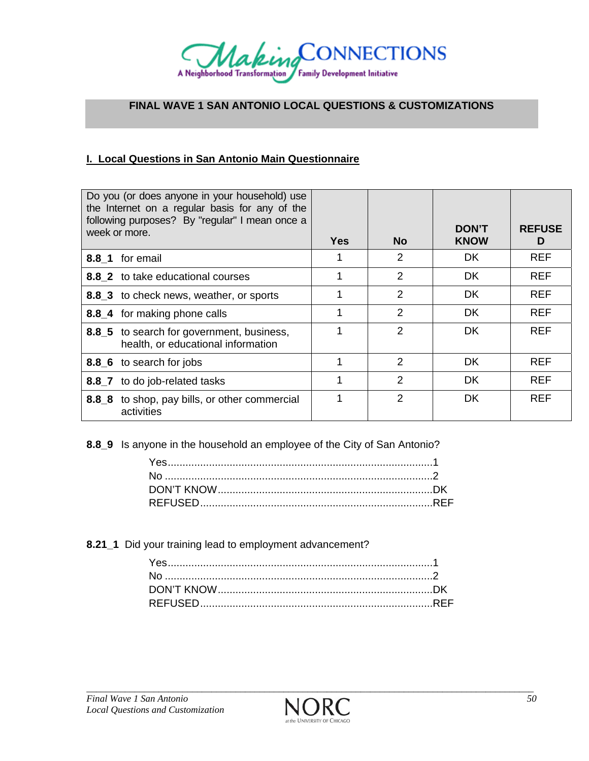**FINAL WAVE 1 SAN ANTONIO LOCAL QUESTIONS & CUSTOMIZATIONS**

## I. Local Questions in San Antonio Main Questionnaire

| Do you (or does anyone in your household) use the Internet on a regular basis for any of the following purposes? By "regular" I mean once a week or more. | Yes | No | DON'T KNOW | REFUSED |
|---|---|---|---|---|
| **8.8_1** for email | 1 | 2 | DK | REF |
| **8.8_2** to take educational courses | 1 | 2 | DK | REF |
| **8.8_3** to check news, weather, or sports | 1 | 2 | DK | REF |
| **8.8_4** for making phone calls | 1 | 2 | DK | REF |
| **8.8_5** to search for government, business, health, or educational information | 1 | 2 | DK | REF |
| **8.8_6** to search for jobs | 1 | 2 | DK | REF |
| **8.8_7** to do job-related tasks | 1 | 2 | DK | REF |
| **8.8_8** to shop, pay bills, or other commercial activities | 1 | 2 | DK | REF |

**8.8_9** Is anyone in the household an employee of the City of San Antonio?

Yes....................................................................................1
No .....................................................................................2
DON'T KNOW....................................................................DK
REFUSED..........................................................................REF

**8.21_1** Did your training lead to employment advancement?

Yes....................................................................................1
No .....................................................................................2
DON'T KNOW....................................................................DK
REFUSED..........................................................................REF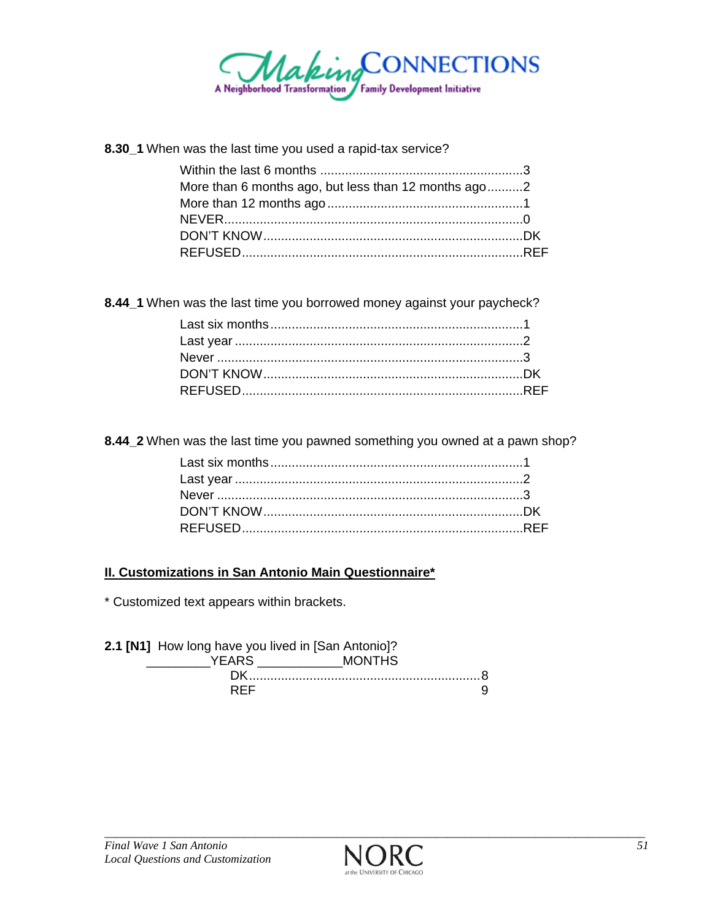**8.30_1** When was the last time you used a rapid-tax service?

Within the last 6 months ........................................................3
More than 6 months ago, but less than 12 months ago..........2
More than 12 months ago .......................................................1
NEVER...................................................................................0
DON'T KNOW........................................................................DK
REFUSED..............................................................................REF

**8.44_1** When was the last time you borrowed money against your paycheck?

Last six months......................................................................1
Last year ................................................................................2
Never .....................................................................................3
DON'T KNOW........................................................................DK
REFUSED..............................................................................REF

**8.44_2** When was the last time you pawned something you owned at a pawn shop?

Last six months......................................................................1
Last year ................................................................................2
Never .....................................................................................3
DON'T KNOW........................................................................DK
REFUSED..............................................................................REF

**<u>II. Customizations in San Antonio Main Questionnaire*</u>**

\* Customized text appears within brackets.

**2.1 [N1]** How long have you lived in [San Antonio]?

_________YEARS ___________MONTHS

DK.................................................................8
REF 9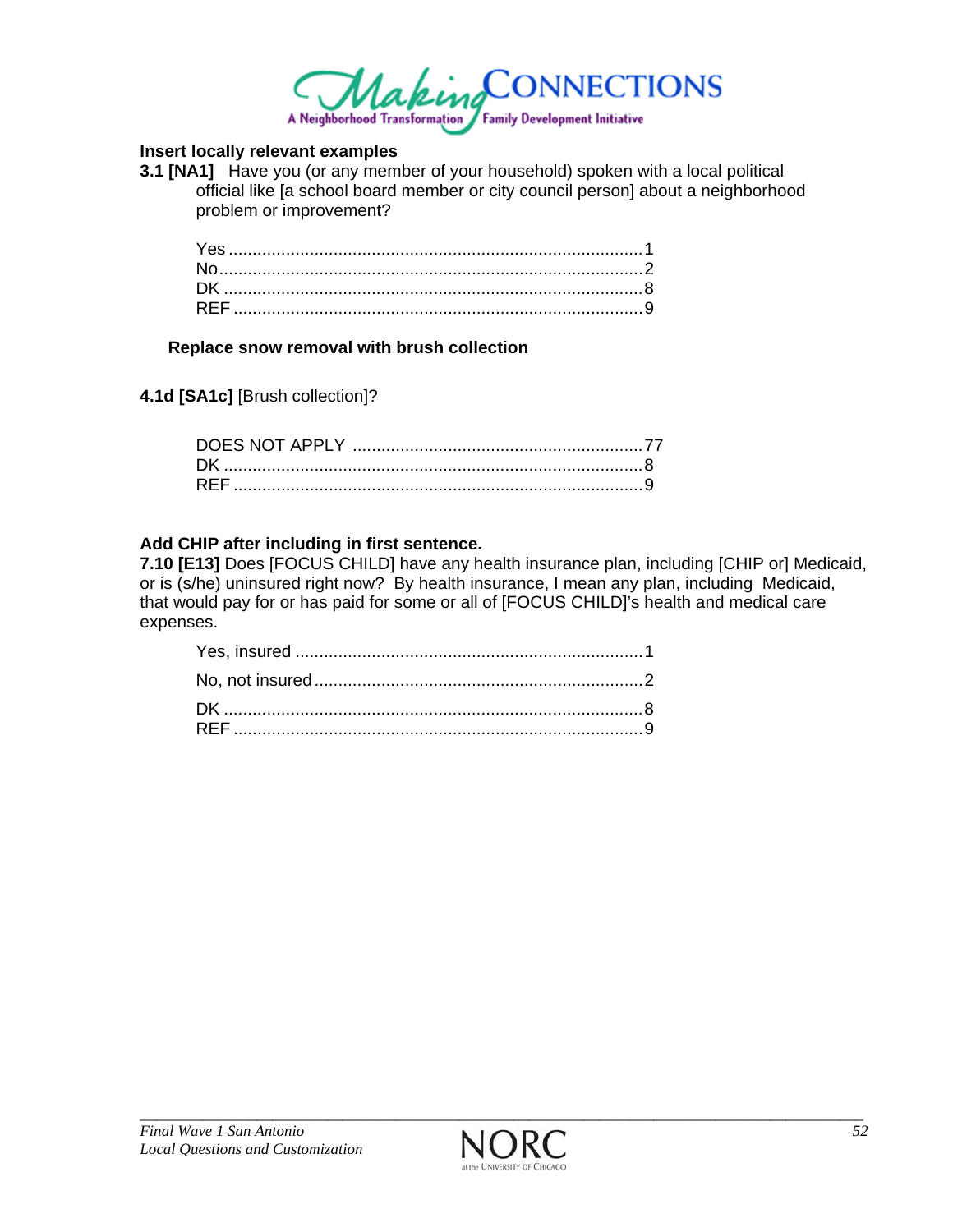**Insert locally relevant examples**

**3.1 [NA1]** Have you (or any member of your household) spoken with a local political official like [a school board member or city council person] about a neighborhood problem or improvement?

Yes ........................................................................................ 1
No.......................................................................................... 2
DK ........................................................................................ 8
REF ...................................................................................... 9

**Replace snow removal with brush collection**

**4.1d [SA1c]** [Brush collection]?

DOES NOT APPLY ............................................................. 77
DK ........................................................................................ 8
REF ...................................................................................... 9

**Add CHIP after including in first sentence.**

**7.10 [E13]** Does [FOCUS CHILD] have any health insurance plan, including [CHIP or] Medicaid, or is (s/he) uninsured right now? By health insurance, I mean any plan, including Medicaid, that would pay for or has paid for some or all of [FOCUS CHILD]'s health and medical care expenses.

Yes, insured .......................................................................... 1
No, not insured ..................................................................... 2
DK ........................................................................................ 8
REF ...................................................................................... 9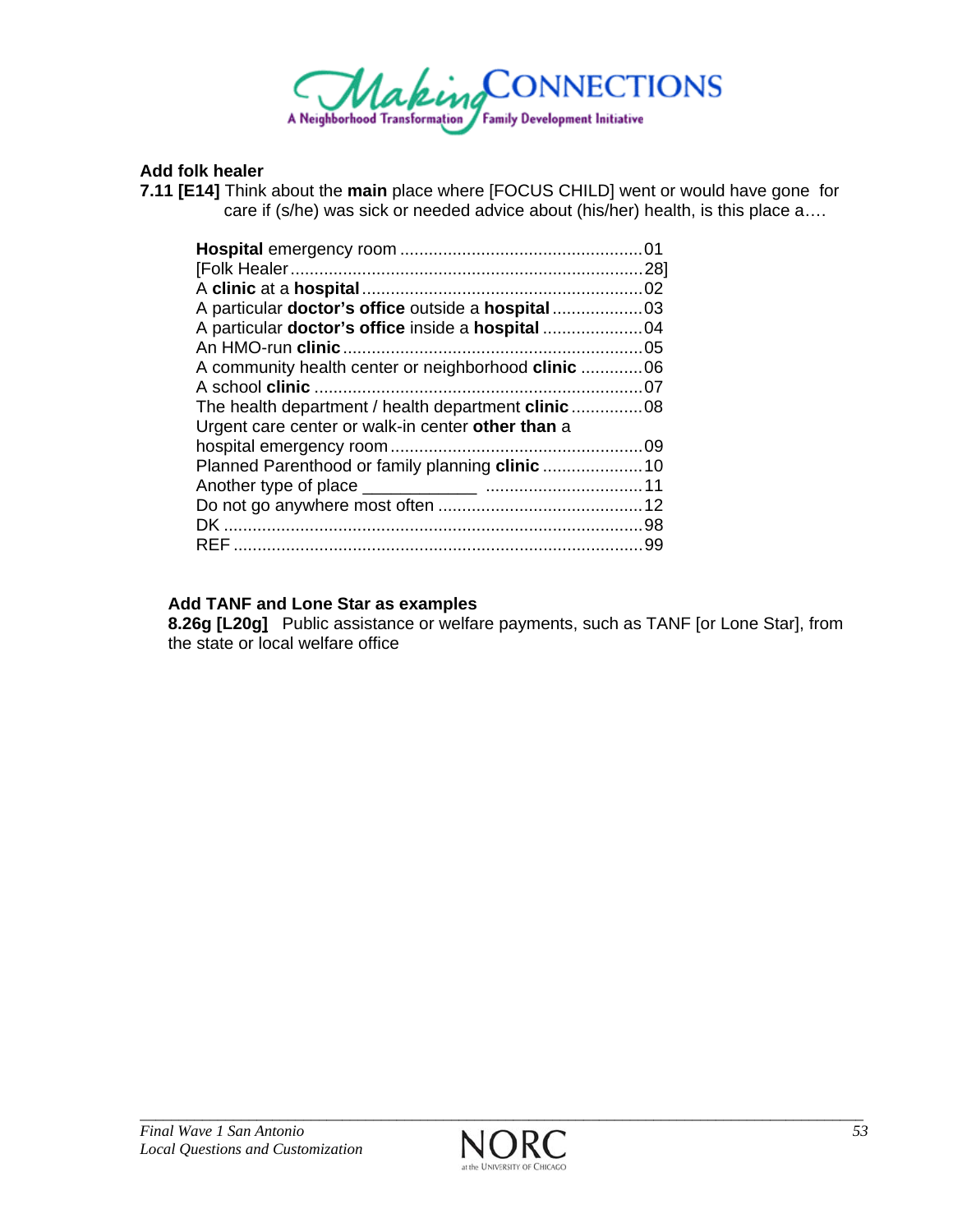**Add folk healer**

**7.11 [E14]** Think about the **main** place where [FOCUS CHILD] went or would have gone for care if (s/he) was sick or needed advice about (his/her) health, is this place a….

| | |
|---|---|
| **Hospital** emergency room | 01 |
| [Folk Healer | 28] |
| A **clinic** at a **hospital** | 02 |
| A particular **doctor's office** outside a **hospital** | 03 |
| A particular **doctor's office** inside a **hospital** | 04 |
| An HMO-run **clinic** | 05 |
| A community health center or neighborhood **clinic** | 06 |
| A school **clinic** | 07 |
| The health department / health department **clinic** | 08 |
| Urgent care center or walk-in center **other than** a hospital emergency room | 09 |
| Planned Parenthood or family planning **clinic** | 10 |
| Another type of place ____________ | 11 |
| Do not go anywhere most often | 12 |
| DK | 98 |
| REF | 99 |

**Add TANF and Lone Star as examples**

**8.26g [L20g]** Public assistance or welfare payments, such as TANF [or Lone Star], from the state or local welfare office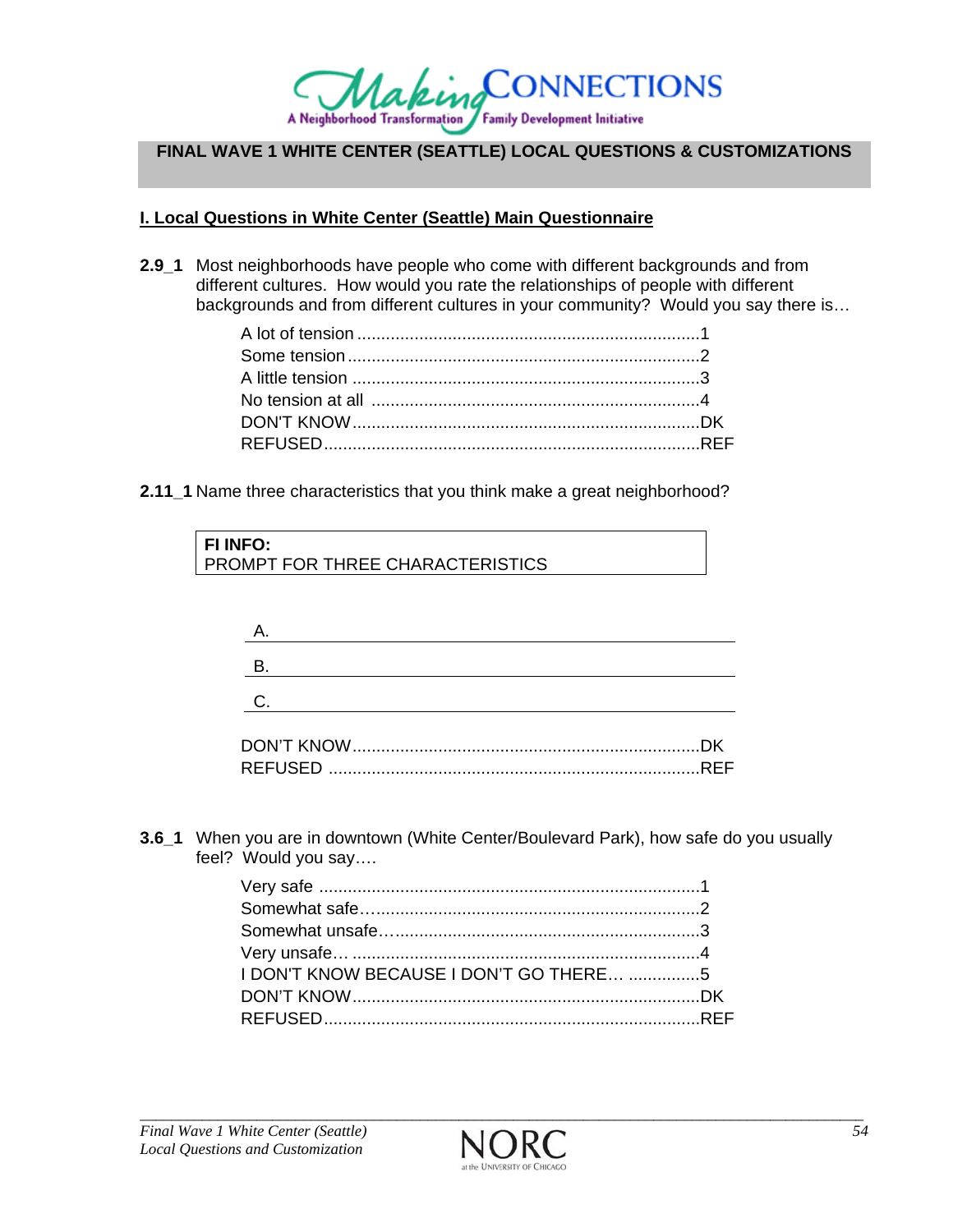# FINAL WAVE 1 WHITE CENTER (SEATTLE) LOCAL QUESTIONS & CUSTOMIZATIONS

## I. Local Questions in White Center (Seattle) Main Questionnaire

**2.9_1** Most neighborhoods have people who come with different backgrounds and from different cultures. How would you rate the relationships of people with different backgrounds and from different cultures in your community? Would you say there is…

- A lot of tension .......................................................................1
- Some tension ..........................................................................2
- A little tension .........................................................................3
- No tension at all .....................................................................4
- DON'T KNOW.........................................................................DK
- REFUSED...............................................................................REF

**2.11_1** Name three characteristics that you think make a great neighborhood?

> **FI INFO:**
> PROMPT FOR THREE CHARACTERISTICS

A. ____________________________________________

B. ____________________________________________

C. ____________________________________________

- DON'T KNOW.........................................................................DK
- REFUSED ..............................................................................REF

**3.6_1** When you are in downtown (White Center/Boulevard Park), how safe do you usually feel? Would you say….

- Very safe ...............................................................................1
- Somewhat safe…....................................................................2
- Somewhat unsafe…................................................................3
- Very unsafe… ........................................................................4
- I DON'T KNOW BECAUSE I DON'T GO THERE… ...............5
- DON'T KNOW.........................................................................DK
- REFUSED...............................................................................REF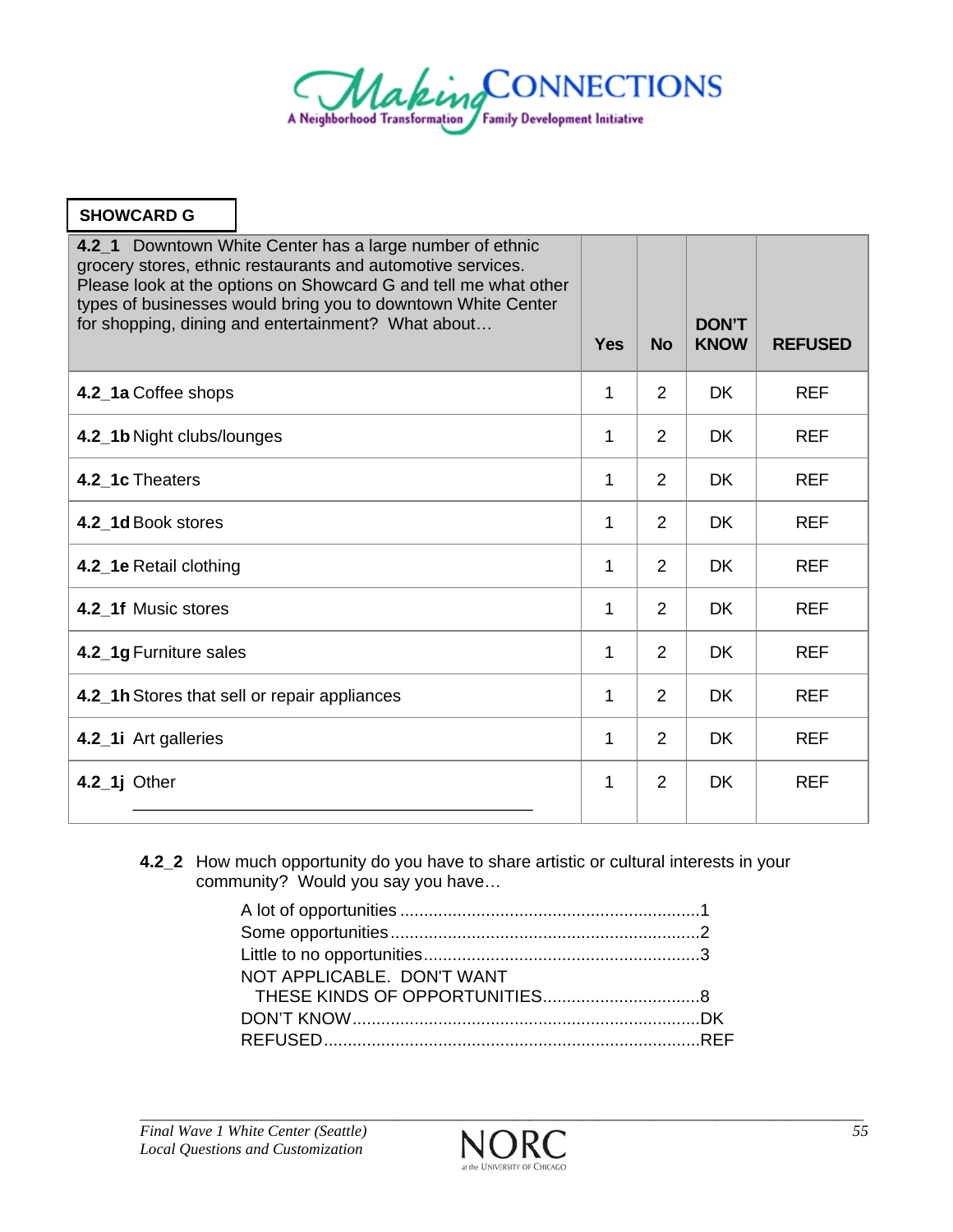**SHOWCARD G**

| **4.2_1** Downtown White Center has a large number of ethnic grocery stores, ethnic restaurants and automotive services. Please look at the options on Showcard G and tell me what other types of businesses would bring you to downtown White Center for shopping, dining and entertainment? What about… | **Yes** | **No** | **DON'T KNOW** | **REFUSED** |
|---|---|---|---|---|
| **4.2_1a** Coffee shops | 1 | 2 | DK | REF |
| **4.2_1b** Night clubs/lounges | 1 | 2 | DK | REF |
| **4.2_1c** Theaters | 1 | 2 | DK | REF |
| **4.2_1d** Book stores | 1 | 2 | DK | REF |
| **4.2_1e** Retail clothing | 1 | 2 | DK | REF |
| **4.2_1f** Music stores | 1 | 2 | DK | REF |
| **4.2_1g** Furniture sales | 1 | 2 | DK | REF |
| **4.2_1h** Stores that sell or repair appliances | 1 | 2 | DK | REF |
| **4.2_1i** Art galleries | 1 | 2 | DK | REF |
| **4.2_1j** Other ________________________________ | 1 | 2 | DK | REF |

**4.2_2** How much opportunity do you have to share artistic or cultural interests in your community? Would you say you have…

- A lot of opportunities ........................................................1
- Some opportunities ............................................................2
- Little to no opportunities....................................................3
- NOT APPLICABLE. DON'T WANT THESE KINDS OF OPPORTUNITIES..............................8
- DON'T KNOW.......................................................................DK
- REFUSED............................................................................REF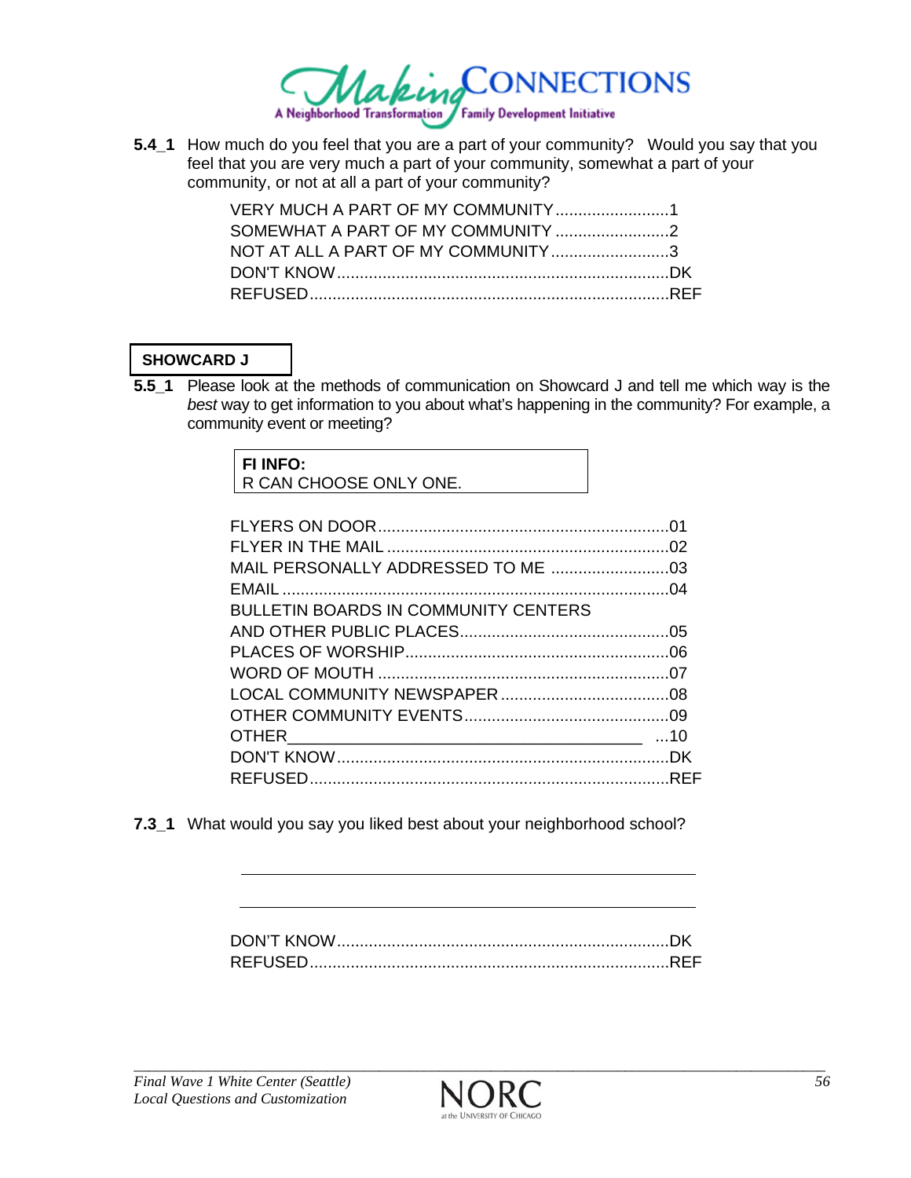**5.4_1** How much do you feel that you are a part of your community? Would you say that you feel that you are very much a part of your community, somewhat a part of your community, or not at all a part of your community?

VERY MUCH A PART OF MY COMMUNITY........................1
SOMEWHAT A PART OF MY COMMUNITY ........................2
NOT AT ALL A PART OF MY COMMUNITY.........................3
DON'T KNOW........................................................................DK
REFUSED..............................................................................REF

**SHOWCARD J**

**5.5_1** Please look at the methods of communication on Showcard J and tell me which way is the *best* way to get information to you about what's happening in the community? For example, a community event or meeting?

**FI INFO:**
R CAN CHOOSE ONLY ONE.

FLYERS ON DOOR................................................................01
FLYER IN THE MAIL .............................................................02
MAIL PERSONALLY ADDRESSED TO ME .........................03
EMAIL ....................................................................................04
BULLETIN BOARDS IN COMMUNITY CENTERS
AND OTHER PUBLIC PLACES.............................................05
PLACES OF WORSHIP.........................................................06
WORD OF MOUTH ...............................................................07
LOCAL COMMUNITY NEWSPAPER ....................................08
OTHER COMMUNITY EVENTS............................................09
OTHER________________________________________ ...10
DON'T KNOW........................................................................DK
REFUSED..............................................................................REF

**7.3_1** What would you say you liked best about your neighborhood school?

______________________________________________

______________________________________________

DON'T KNOW........................................................................DK
REFUSED..............................................................................REF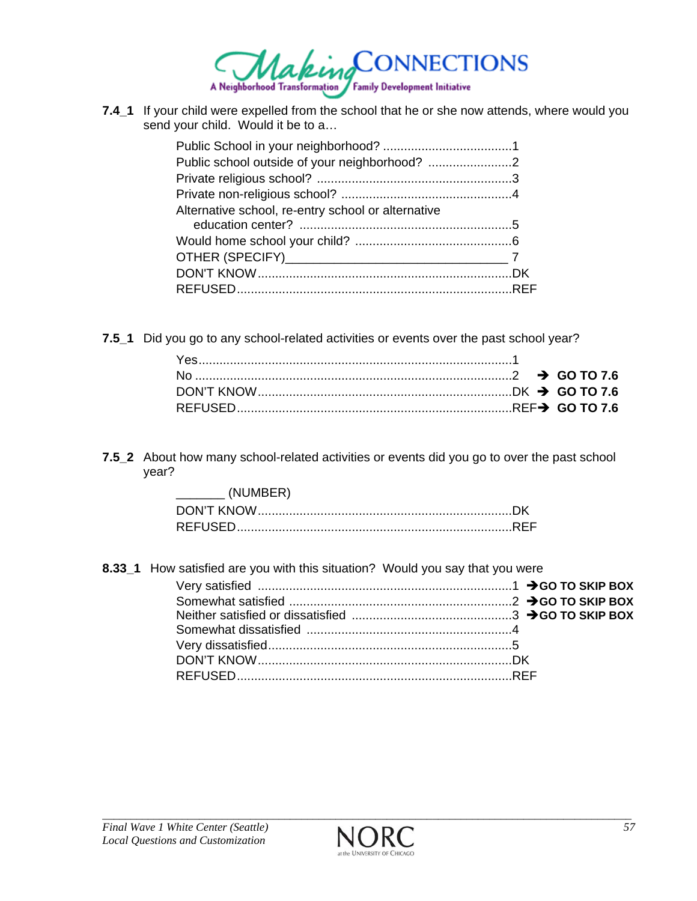**7.4_1** If your child were expelled from the school that he or she now attends, where would you send your child. Would it be to a…

Public School in your neighborhood? ....................................1
Public school outside of your neighborhood? ........................2
Private religious school? ........................................................3
Private non-religious school? ................................................4
Alternative school, re-entry school or alternative education center? ............................................................5
Would home school your child? .............................................6
OTHER (SPECIFY)_______________________________ 7
DON'T KNOW........................................................................DK
REFUSED..............................................................................REF

**7.5_1** Did you go to any school-related activities or events over the past school year?

Yes.........................................................................................1
No ..........................................................................................2 ➔ **GO TO 7.6**
DON'T KNOW........................................................................DK ➔ **GO TO 7.6**
REFUSED..............................................................................REF ➔ **GO TO 7.6**

**7.5_2** About how many school-related activities or events did you go to over the past school year?

_______ (NUMBER)
DON'T KNOW........................................................................DK
REFUSED..............................................................................REF

**8.33_1** How satisfied are you with this situation? Would you say that you were

Very satisfied ........................................................................1 ➔ **GO TO SKIP BOX**
Somewhat satisfied ...............................................................2 ➔ **GO TO SKIP BOX**
Neither satisfied or dissatisfied .............................................3 ➔ **GO TO SKIP BOX**
Somewhat dissatisfied ..........................................................4
Very dissatisfied.....................................................................5
DON'T KNOW........................................................................DK
REFUSED..............................................................................REF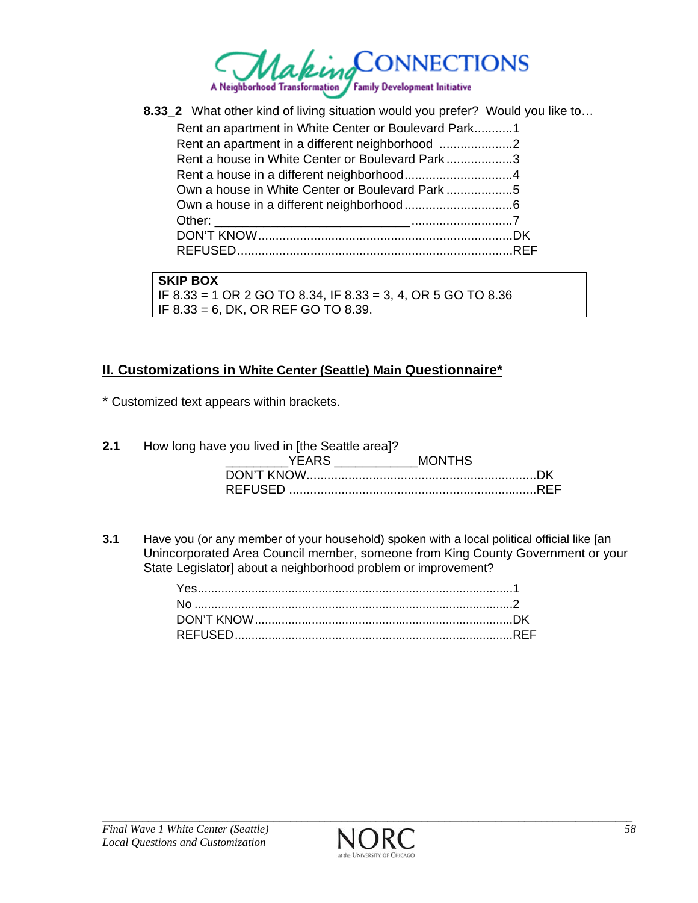**8.33_2** What other kind of living situation would you prefer? Would you like to…

Rent an apartment in White Center or Boulevard Park...........1
Rent an apartment in a different neighborhood .....................2
Rent a house in White Center or Boulevard Park...................3
Rent a house in a different neighborhood...............................4
Own a house in White Center or Boulevard Park ...................5
Own a house in a different neighborhood...............................6
Other: ____________________________ ............................7
DON'T KNOW.........................................................................DK
REFUSED...............................................................................REF

> **SKIP BOX**
> IF 8.33 = 1 OR 2 GO TO 8.34, IF 8.33 = 3, 4, OR 5 GO TO 8.36
> IF 8.33 = 6, DK, OR REF GO TO 8.39.

## II. Customizations in White Center (Seattle) Main Questionnaire*

\* Customized text appears within brackets.

**2.1** How long have you lived in [the Seattle area]?

_________YEARS ___________MONTHS
DON'T KNOW.................................................................DK
REFUSED .......................................................................REF

**3.1** Have you (or any member of your household) spoken with a local political official like [an Unincorporated Area Council member, someone from King County Government or your State Legislator] about a neighborhood problem or improvement?

Yes.............................................................................................1
No ..............................................................................................2
DON'T KNOW............................................................................DK
REFUSED..................................................................................REF

*Final Wave 1 White Center (Seattle)*
*Local Questions and Customization*